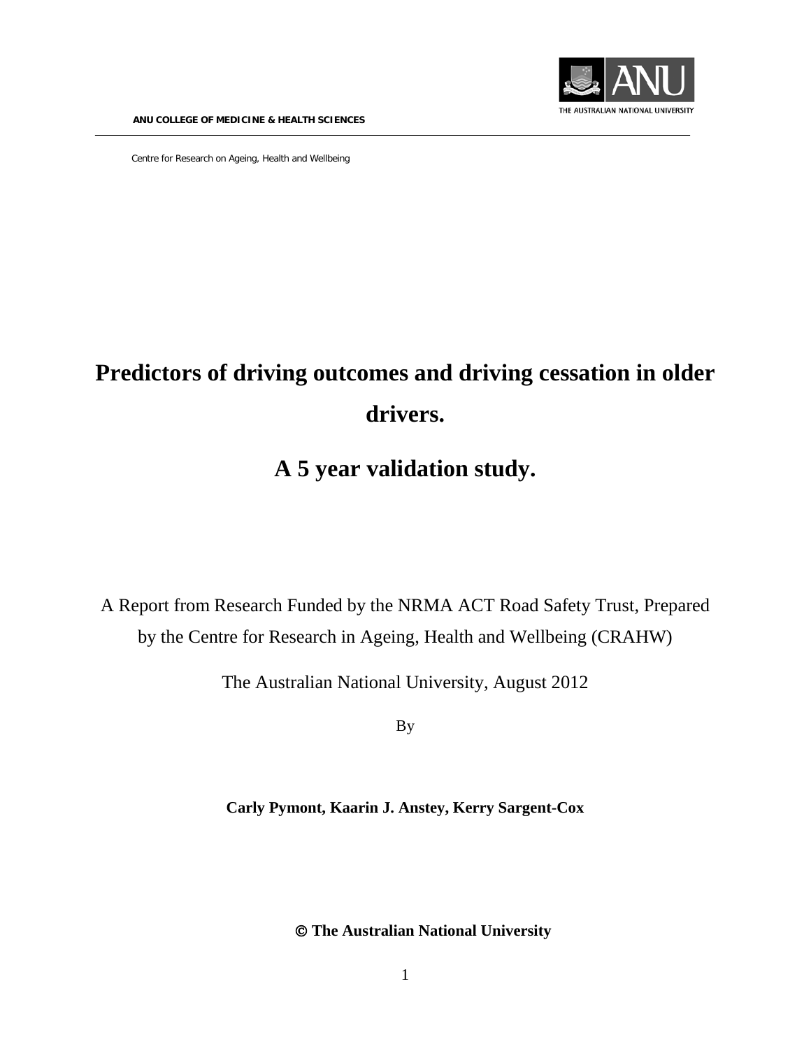ANU COLLEGE OF MEDICINE & HEALTH SCIENCES

THE AUSTRALIAN NATIONAL UNIVERSITY

Centre for Research on Ageing, Health and Wellbeing

# Predictors of driving outcomes and driving cessation in older drivers.

## A 5 year validation study.

A Report from Research Funded by the NRMA ACT Road Safety Trust, Prepared by the Centre for Research in Ageing, Health and Wellbeing (CRAHW)

The Australian National University, August 2012

By

**Carly Pymont, Kaarin J. Anstey, Kerry Sargent-Cox**

**© The Australian National University**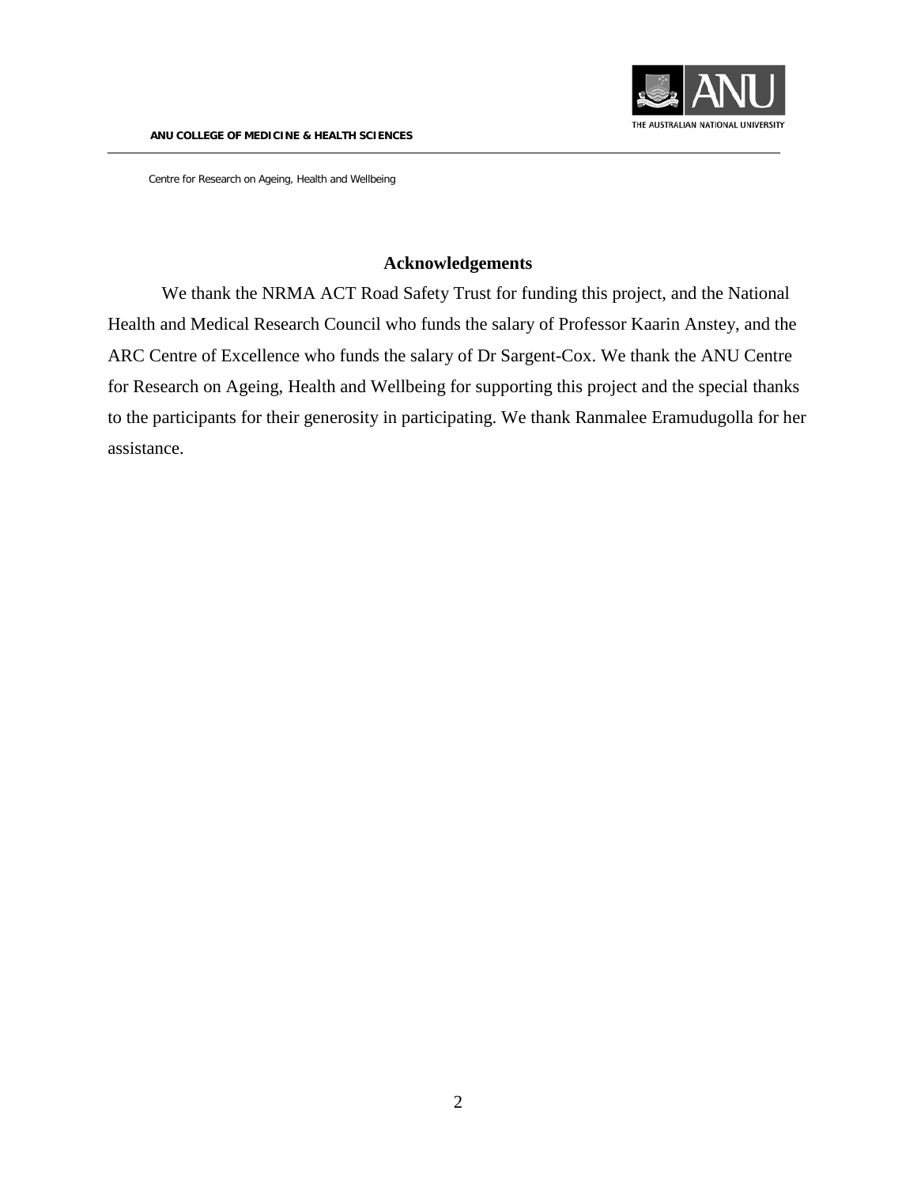## Acknowledgements

We thank the NRMA ACT Road Safety Trust for funding this project, and the National Health and Medical Research Council who funds the salary of Professor Kaarin Anstey, and the ARC Centre of Excellence who funds the salary of Dr Sargent-Cox. We thank the ANU Centre for Research on Ageing, Health and Wellbeing for supporting this project and the special thanks to the participants for their generosity in participating. We thank Ranmalee Eramudugolla for her assistance.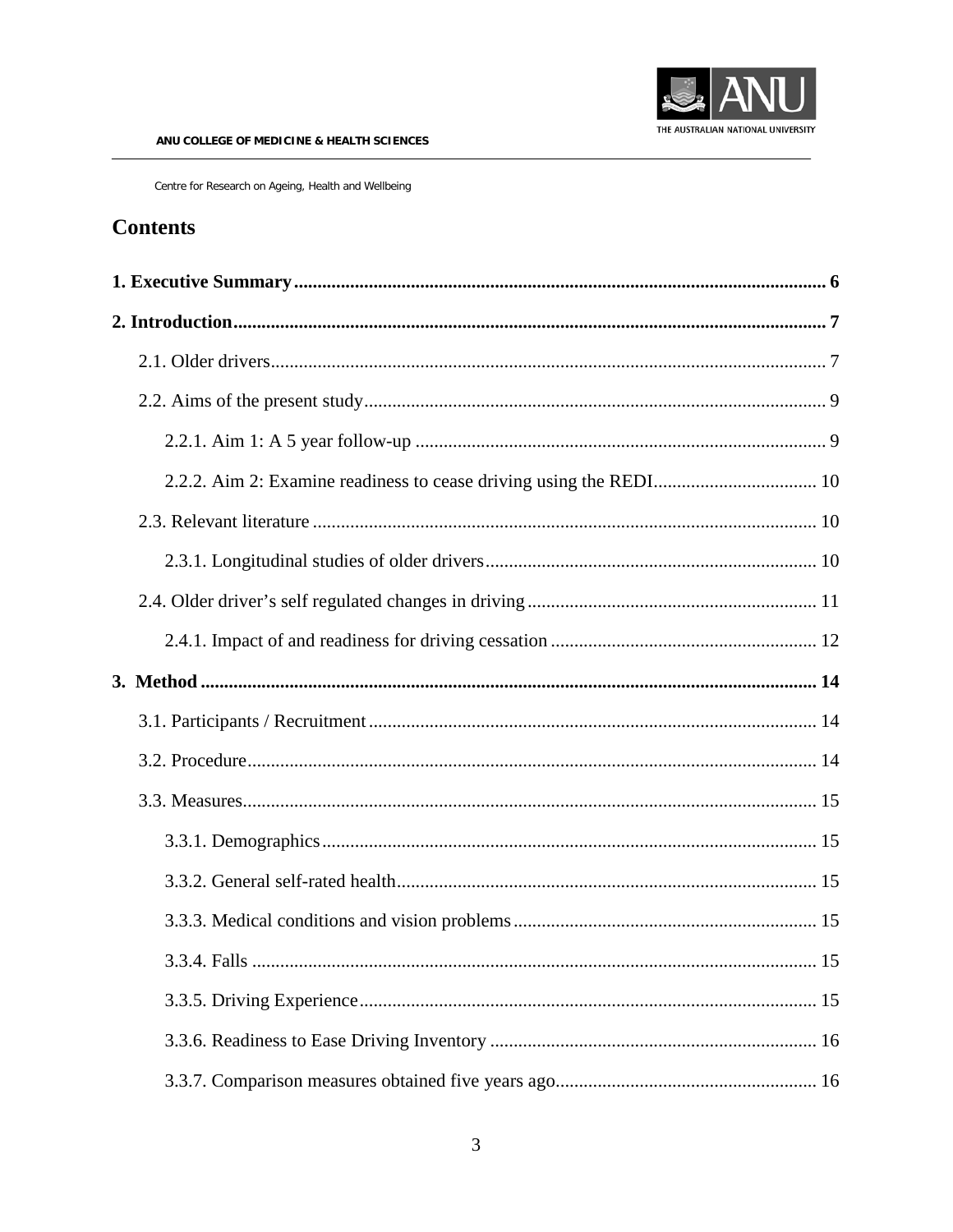# Contents

**1. Executive Summary** .......... **6**

**2. Introduction** .......... **7**

- 2.1. Older drivers .......... 7
- 2.2. Aims of the present study .......... 9
  - 2.2.1. Aim 1: A 5 year follow-up .......... 9
  - 2.2.2. Aim 2: Examine readiness to cease driving using the REDI .......... 10
- 2.3. Relevant literature .......... 10
  - 2.3.1. Longitudinal studies of older drivers .......... 10
- 2.4. Older driver's self regulated changes in driving .......... 11
  - 2.4.1. Impact of and readiness for driving cessation .......... 12

**3. Method** .......... **14**

- 3.1. Participants / Recruitment .......... 14
- 3.2. Procedure .......... 14
- 3.3. Measures .......... 15
  - 3.3.1. Demographics .......... 15
  - 3.3.2. General self-rated health .......... 15
  - 3.3.3. Medical conditions and vision problems .......... 15
  - 3.3.4. Falls .......... 15
  - 3.3.5. Driving Experience .......... 15
  - 3.3.6. Readiness to Ease Driving Inventory .......... 16
  - 3.3.7. Comparison measures obtained five years ago .......... 16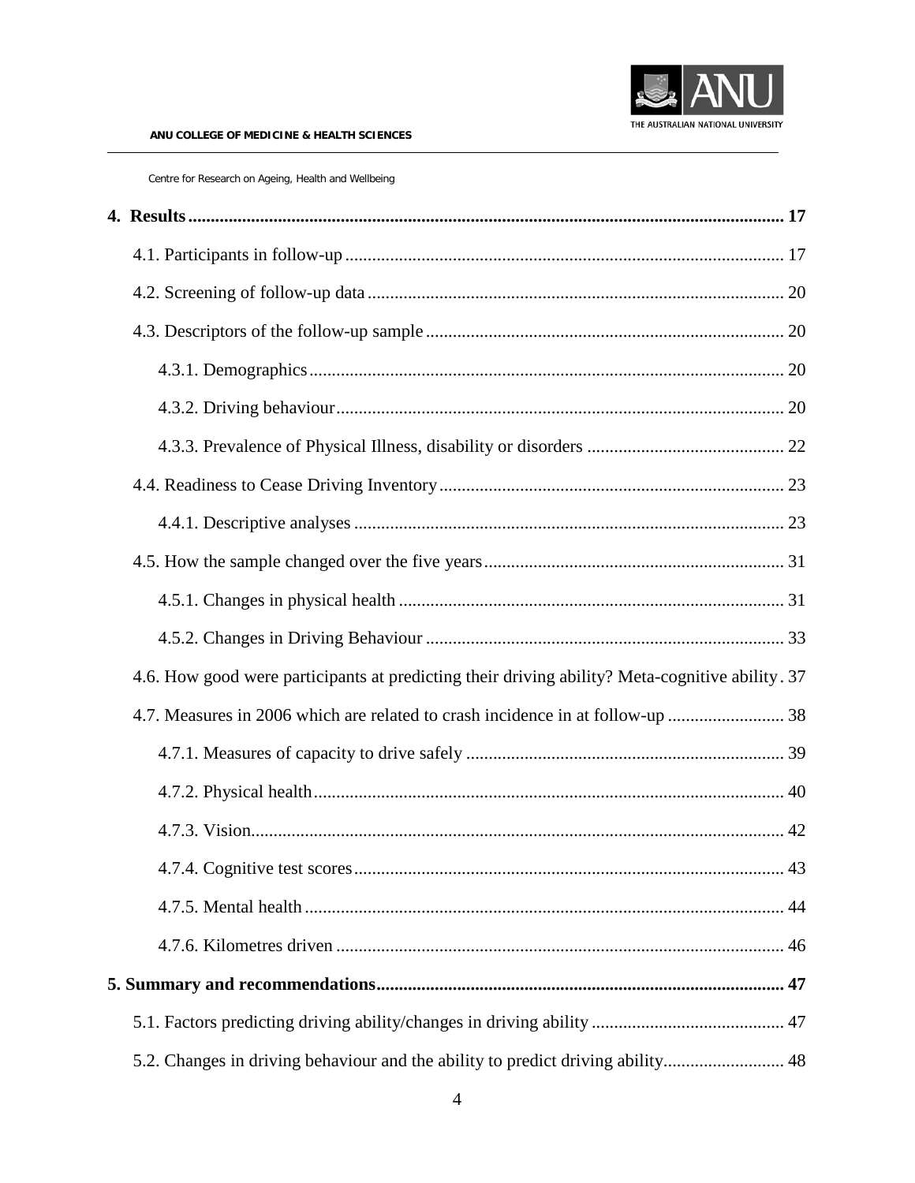**4. Results** ........ 17

4.1. Participants in follow-up ........ 17

4.2. Screening of follow-up data ........ 20

4.3. Descriptors of the follow-up sample ........ 20

4.3.1. Demographics ........ 20

4.3.2. Driving behaviour ........ 20

4.3.3. Prevalence of Physical Illness, disability or disorders ........ 22

4.4. Readiness to Cease Driving Inventory ........ 23

4.4.1. Descriptive analyses ........ 23

4.5. How the sample changed over the five years ........ 31

4.5.1. Changes in physical health ........ 31

4.5.2. Changes in Driving Behaviour ........ 33

4.6. How good were participants at predicting their driving ability? Meta-cognitive ability . 37

4.7. Measures in 2006 which are related to crash incidence in at follow-up ........ 38

4.7.1. Measures of capacity to drive safely ........ 39

4.7.2. Physical health ........ 40

4.7.3. Vision ........ 42

4.7.4. Cognitive test scores ........ 43

4.7.5. Mental health ........ 44

4.7.6. Kilometres driven ........ 46

**5. Summary and recommendations** ........ 47

5.1. Factors predicting driving ability/changes in driving ability ........ 47

5.2. Changes in driving behaviour and the ability to predict driving ability ........ 48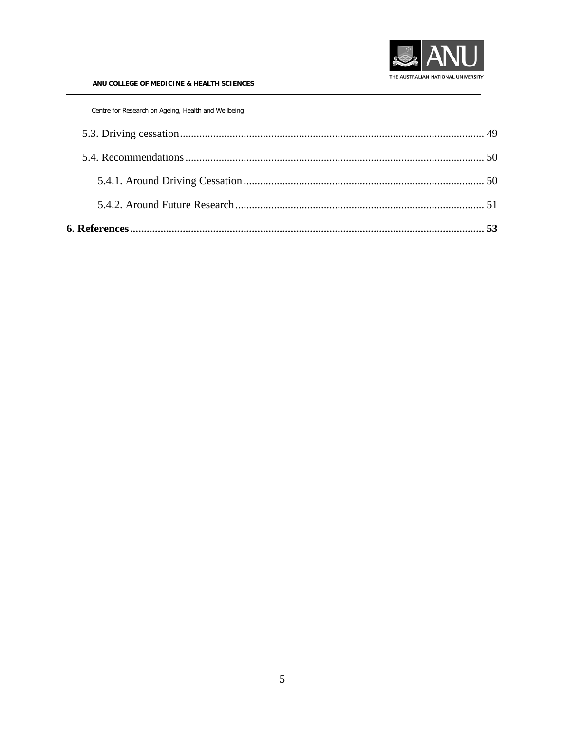5.3. Driving cessation ........................................................................................................ 49

5.4. Recommendations ........................................................................................................ 50

5.4.1. Around Driving Cessation ........................................................................................ 50

5.4.2. Around Future Research ........................................................................................ 51

**6. References ........................................................................................................ 53**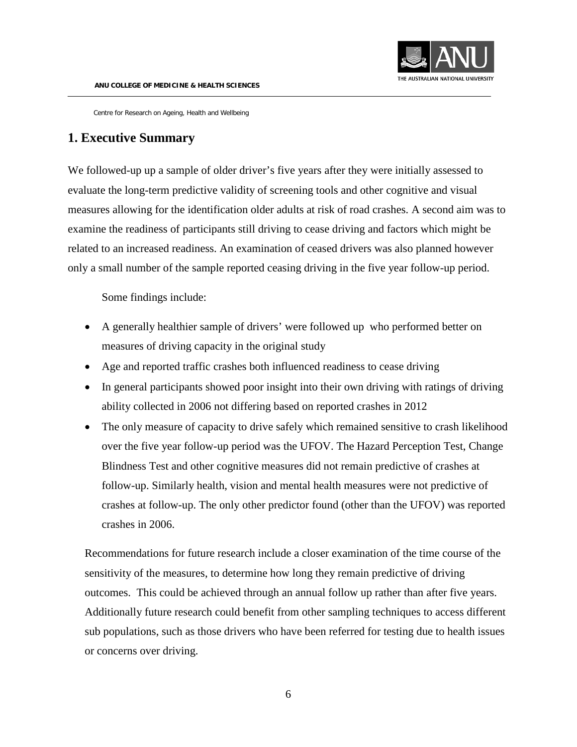# 1. Executive Summary

We followed-up up a sample of older driver's five years after they were initially assessed to evaluate the long-term predictive validity of screening tools and other cognitive and visual measures allowing for the identification older adults at risk of road crashes. A second aim was to examine the readiness of participants still driving to cease driving and factors which might be related to an increased readiness. An examination of ceased drivers was also planned however only a small number of the sample reported ceasing driving in the five year follow-up period.

Some findings include:

- A generally healthier sample of drivers' were followed up who performed better on measures of driving capacity in the original study
- Age and reported traffic crashes both influenced readiness to cease driving
- In general participants showed poor insight into their own driving with ratings of driving ability collected in 2006 not differing based on reported crashes in 2012
- The only measure of capacity to drive safely which remained sensitive to crash likelihood over the five year follow-up period was the UFOV. The Hazard Perception Test, Change Blindness Test and other cognitive measures did not remain predictive of crashes at follow-up. Similarly health, vision and mental health measures were not predictive of crashes at follow-up. The only other predictor found (other than the UFOV) was reported crashes in 2006.

Recommendations for future research include a closer examination of the time course of the sensitivity of the measures, to determine how long they remain predictive of driving outcomes. This could be achieved through an annual follow up rather than after five years. Additionally future research could benefit from other sampling techniques to access different sub populations, such as those drivers who have been referred for testing due to health issues or concerns over driving.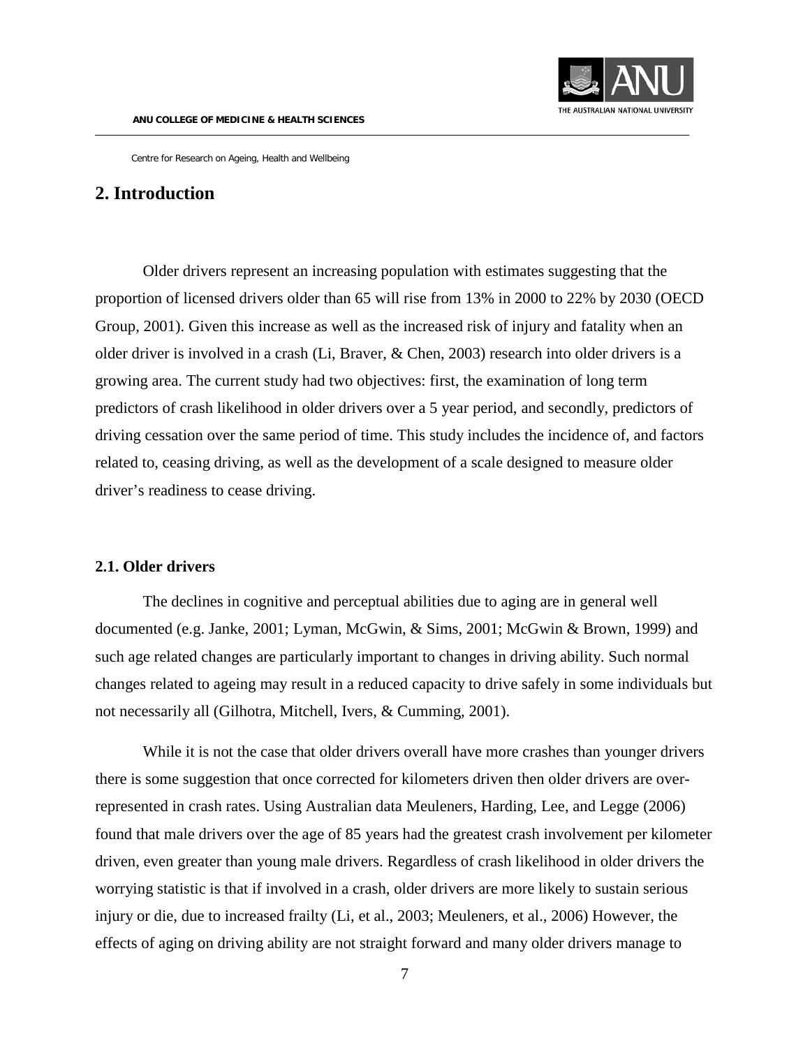## 2. Introduction

Older drivers represent an increasing population with estimates suggesting that the proportion of licensed drivers older than 65 will rise from 13% in 2000 to 22% by 2030 (OECD Group, 2001). Given this increase as well as the increased risk of injury and fatality when an older driver is involved in a crash (Li, Braver, & Chen, 2003) research into older drivers is a growing area. The current study had two objectives: first, the examination of long term predictors of crash likelihood in older drivers over a 5 year period, and secondly, predictors of driving cessation over the same period of time. This study includes the incidence of, and factors related to, ceasing driving, as well as the development of a scale designed to measure older driver's readiness to cease driving.

### 2.1. Older drivers

The declines in cognitive and perceptual abilities due to aging are in general well documented (e.g. Janke, 2001; Lyman, McGwin, & Sims, 2001; McGwin & Brown, 1999) and such age related changes are particularly important to changes in driving ability. Such normal changes related to ageing may result in a reduced capacity to drive safely in some individuals but not necessarily all (Gilhotra, Mitchell, Ivers, & Cumming, 2001).

While it is not the case that older drivers overall have more crashes than younger drivers there is some suggestion that once corrected for kilometers driven then older drivers are over-represented in crash rates. Using Australian data Meuleners, Harding, Lee, and Legge (2006) found that male drivers over the age of 85 years had the greatest crash involvement per kilometer driven, even greater than young male drivers. Regardless of crash likelihood in older drivers the worrying statistic is that if involved in a crash, older drivers are more likely to sustain serious injury or die, due to increased frailty (Li, et al., 2003; Meuleners, et al., 2006) However, the effects of aging on driving ability are not straight forward and many older drivers manage to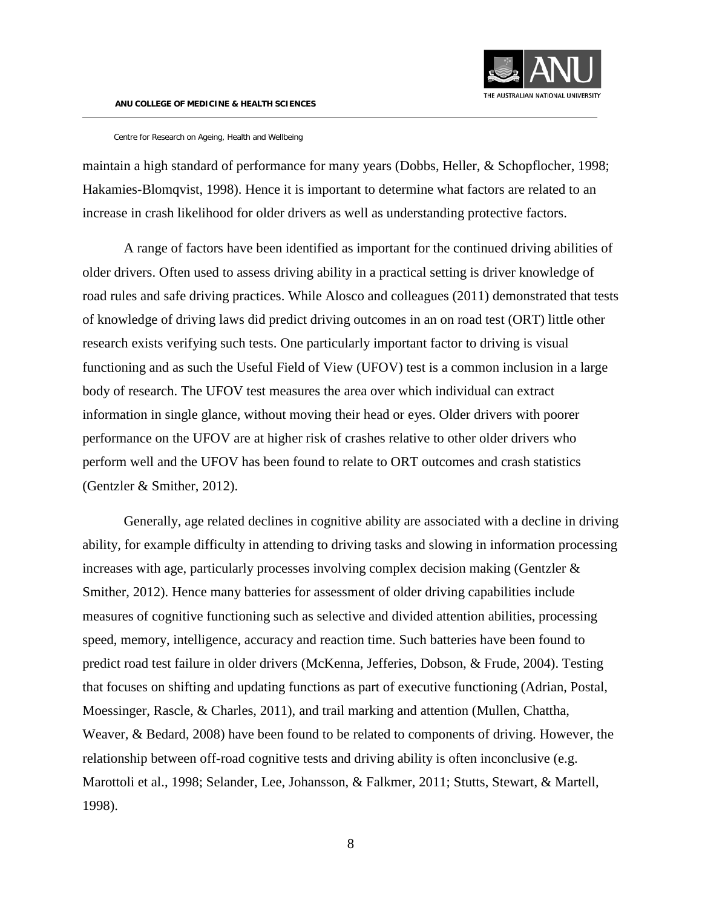maintain a high standard of performance for many years (Dobbs, Heller, & Schopflocher, 1998; Hakamies-Blomqvist, 1998). Hence it is important to determine what factors are related to an increase in crash likelihood for older drivers as well as understanding protective factors.

A range of factors have been identified as important for the continued driving abilities of older drivers. Often used to assess driving ability in a practical setting is driver knowledge of road rules and safe driving practices. While Alosco and colleagues (2011) demonstrated that tests of knowledge of driving laws did predict driving outcomes in an on road test (ORT) little other research exists verifying such tests. One particularly important factor to driving is visual functioning and as such the Useful Field of View (UFOV) test is a common inclusion in a large body of research. The UFOV test measures the area over which individual can extract information in single glance, without moving their head or eyes. Older drivers with poorer performance on the UFOV are at higher risk of crashes relative to other older drivers who perform well and the UFOV has been found to relate to ORT outcomes and crash statistics (Gentzler & Smither, 2012).

Generally, age related declines in cognitive ability are associated with a decline in driving ability, for example difficulty in attending to driving tasks and slowing in information processing increases with age, particularly processes involving complex decision making (Gentzler & Smither, 2012). Hence many batteries for assessment of older driving capabilities include measures of cognitive functioning such as selective and divided attention abilities, processing speed, memory, intelligence, accuracy and reaction time. Such batteries have been found to predict road test failure in older drivers (McKenna, Jefferies, Dobson, & Frude, 2004). Testing that focuses on shifting and updating functions as part of executive functioning (Adrian, Postal, Moessinger, Rascle, & Charles, 2011), and trail marking and attention (Mullen, Chattha, Weaver, & Bedard, 2008) have been found to be related to components of driving. However, the relationship between off-road cognitive tests and driving ability is often inconclusive (e.g. Marottoli et al., 1998; Selander, Lee, Johansson, & Falkmer, 2011; Stutts, Stewart, & Martell, 1998).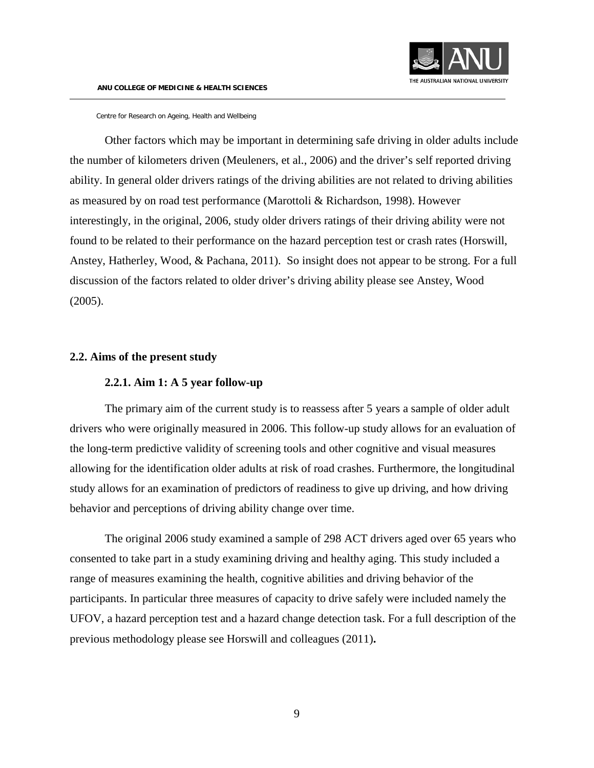Other factors which may be important in determining safe driving in older adults include the number of kilometers driven (Meuleners, et al., 2006) and the driver's self reported driving ability. In general older drivers ratings of the driving abilities are not related to driving abilities as measured by on road test performance (Marottoli & Richardson, 1998). However interestingly, in the original, 2006, study older drivers ratings of their driving ability were not found to be related to their performance on the hazard perception test or crash rates (Horswill, Anstey, Hatherley, Wood, & Pachana, 2011). So insight does not appear to be strong. For a full discussion of the factors related to older driver's driving ability please see Anstey, Wood (2005).

## 2.2. Aims of the present study

### 2.2.1. Aim 1: A 5 year follow-up

The primary aim of the current study is to reassess after 5 years a sample of older adult drivers who were originally measured in 2006. This follow-up study allows for an evaluation of the long-term predictive validity of screening tools and other cognitive and visual measures allowing for the identification older adults at risk of road crashes. Furthermore, the longitudinal study allows for an examination of predictors of readiness to give up driving, and how driving behavior and perceptions of driving ability change over time.

The original 2006 study examined a sample of 298 ACT drivers aged over 65 years who consented to take part in a study examining driving and healthy aging. This study included a range of measures examining the health, cognitive abilities and driving behavior of the participants. In particular three measures of capacity to drive safely were included namely the UFOV, a hazard perception test and a hazard change detection task. For a full description of the previous methodology please see Horswill and colleagues (2011).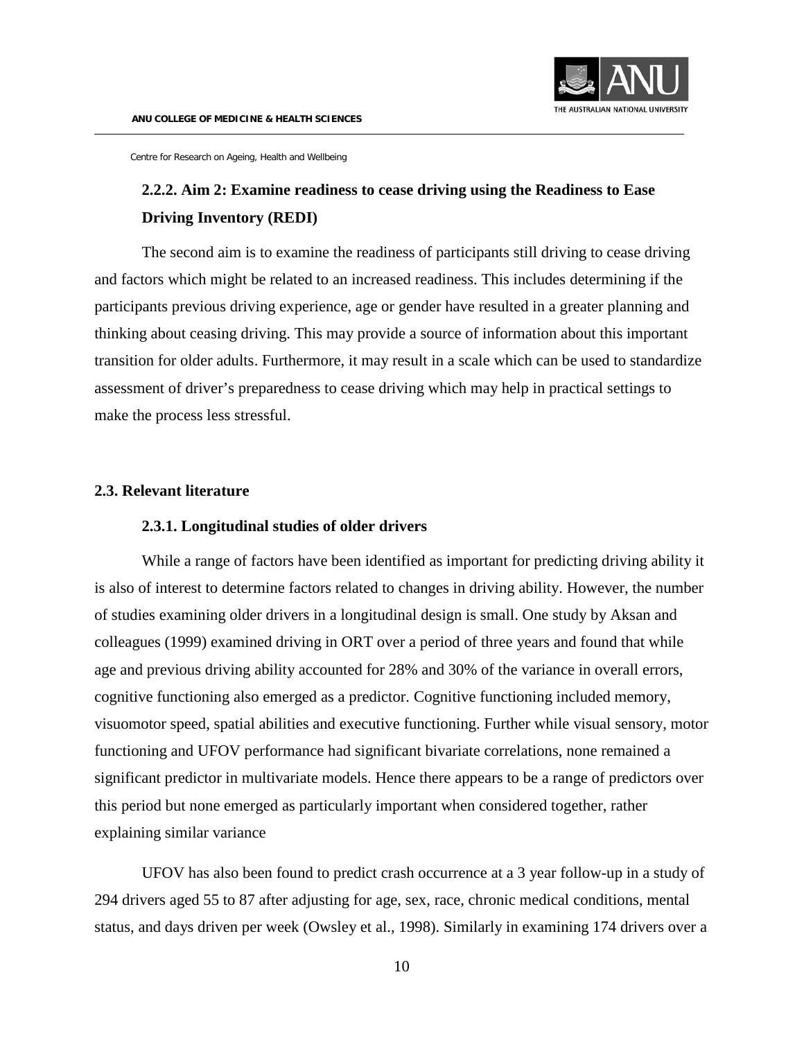### 2.2.2. Aim 2: Examine readiness to cease driving using the Readiness to Ease Driving Inventory (REDI)

The second aim is to examine the readiness of participants still driving to cease driving and factors which might be related to an increased readiness. This includes determining if the participants previous driving experience, age or gender have resulted in a greater planning and thinking about ceasing driving. This may provide a source of information about this important transition for older adults. Furthermore, it may result in a scale which can be used to standardize assessment of driver's preparedness to cease driving which may help in practical settings to make the process less stressful.

## 2.3. Relevant literature

### 2.3.1. Longitudinal studies of older drivers

While a range of factors have been identified as important for predicting driving ability it is also of interest to determine factors related to changes in driving ability. However, the number of studies examining older drivers in a longitudinal design is small. One study by Aksan and colleagues (1999) examined driving in ORT over a period of three years and found that while age and previous driving ability accounted for 28% and 30% of the variance in overall errors, cognitive functioning also emerged as a predictor. Cognitive functioning included memory, visuomotor speed, spatial abilities and executive functioning. Further while visual sensory, motor functioning and UFOV performance had significant bivariate correlations, none remained a significant predictor in multivariate models. Hence there appears to be a range of predictors over this period but none emerged as particularly important when considered together, rather explaining similar variance

UFOV has also been found to predict crash occurrence at a 3 year follow-up in a study of 294 drivers aged 55 to 87 after adjusting for age, sex, race, chronic medical conditions, mental status, and days driven per week (Owsley et al., 1998). Similarly in examining 174 drivers over a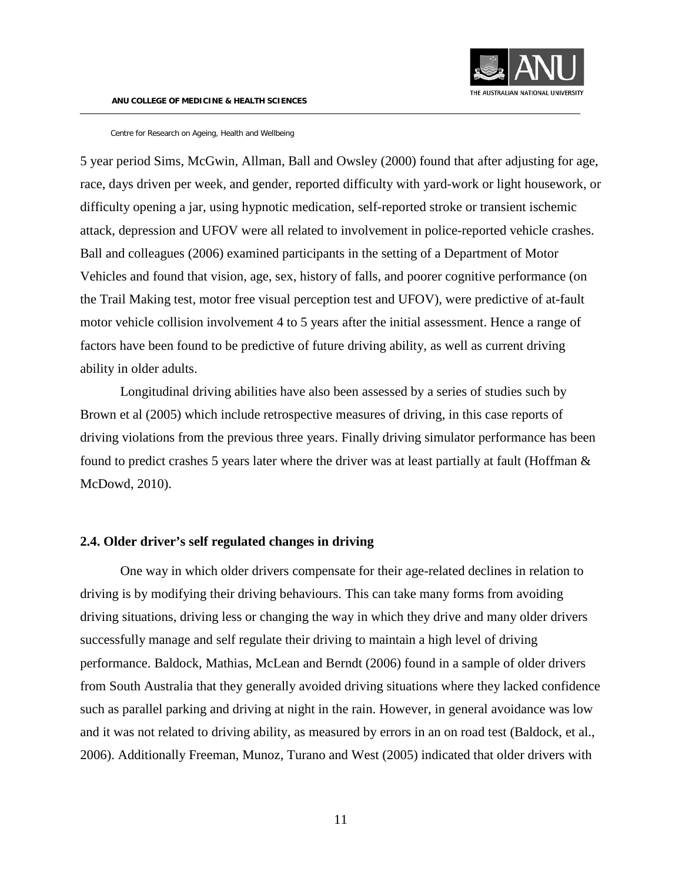5 year period Sims, McGwin, Allman, Ball and Owsley (2000) found that after adjusting for age, race, days driven per week, and gender, reported difficulty with yard-work or light housework, or difficulty opening a jar, using hypnotic medication, self-reported stroke or transient ischemic attack, depression and UFOV were all related to involvement in police-reported vehicle crashes. Ball and colleagues (2006) examined participants in the setting of a Department of Motor Vehicles and found that vision, age, sex, history of falls, and poorer cognitive performance (on the Trail Making test, motor free visual perception test and UFOV), were predictive of at-fault motor vehicle collision involvement 4 to 5 years after the initial assessment. Hence a range of factors have been found to be predictive of future driving ability, as well as current driving ability in older adults.

Longitudinal driving abilities have also been assessed by a series of studies such by Brown et al (2005) which include retrospective measures of driving, in this case reports of driving violations from the previous three years. Finally driving simulator performance has been found to predict crashes 5 years later where the driver was at least partially at fault (Hoffman & McDowd, 2010).

### 2.4. Older driver's self regulated changes in driving

One way in which older drivers compensate for their age-related declines in relation to driving is by modifying their driving behaviours. This can take many forms from avoiding driving situations, driving less or changing the way in which they drive and many older drivers successfully manage and self regulate their driving to maintain a high level of driving performance. Baldock, Mathias, McLean and Berndt (2006) found in a sample of older drivers from South Australia that they generally avoided driving situations where they lacked confidence such as parallel parking and driving at night in the rain. However, in general avoidance was low and it was not related to driving ability, as measured by errors in an on road test (Baldock, et al., 2006). Additionally Freeman, Munoz, Turano and West (2005) indicated that older drivers with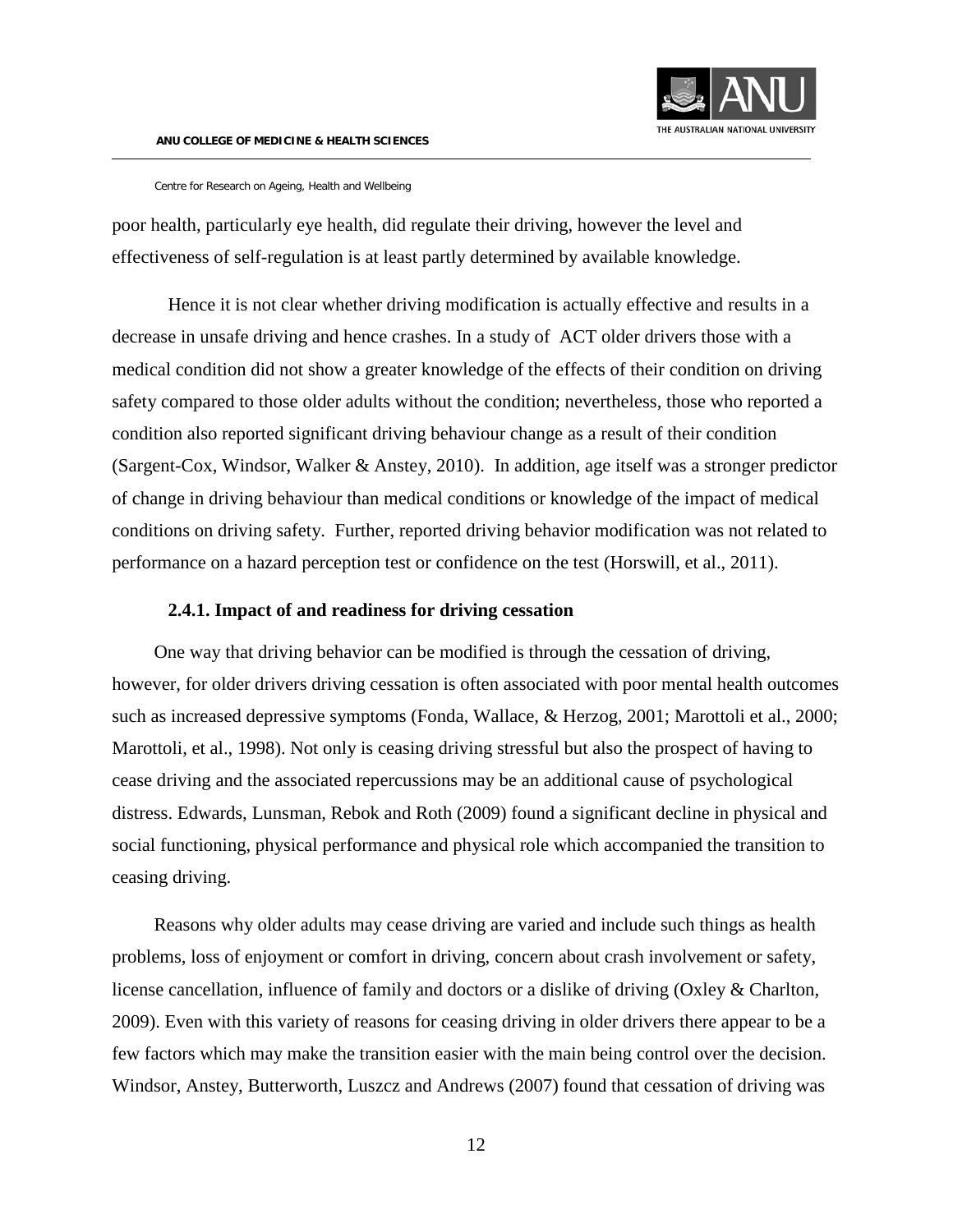poor health, particularly eye health, did regulate their driving, however the level and effectiveness of self-regulation is at least partly determined by available knowledge.

Hence it is not clear whether driving modification is actually effective and results in a decrease in unsafe driving and hence crashes. In a study of ACT older drivers those with a medical condition did not show a greater knowledge of the effects of their condition on driving safety compared to those older adults without the condition; nevertheless, those who reported a condition also reported significant driving behaviour change as a result of their condition (Sargent-Cox, Windsor, Walker & Anstey, 2010). In addition, age itself was a stronger predictor of change in driving behaviour than medical conditions or knowledge of the impact of medical conditions on driving safety. Further, reported driving behavior modification was not related to performance on a hazard perception test or confidence on the test (Horswill, et al., 2011).

### 2.4.1. Impact of and readiness for driving cessation

One way that driving behavior can be modified is through the cessation of driving, however, for older drivers driving cessation is often associated with poor mental health outcomes such as increased depressive symptoms (Fonda, Wallace, & Herzog, 2001; Marottoli et al., 2000; Marottoli, et al., 1998). Not only is ceasing driving stressful but also the prospect of having to cease driving and the associated repercussions may be an additional cause of psychological distress. Edwards, Lunsman, Rebok and Roth (2009) found a significant decline in physical and social functioning, physical performance and physical role which accompanied the transition to ceasing driving.

Reasons why older adults may cease driving are varied and include such things as health problems, loss of enjoyment or comfort in driving, concern about crash involvement or safety, license cancellation, influence of family and doctors or a dislike of driving (Oxley & Charlton, 2009). Even with this variety of reasons for ceasing driving in older drivers there appear to be a few factors which may make the transition easier with the main being control over the decision. Windsor, Anstey, Butterworth, Luszcz and Andrews (2007) found that cessation of driving was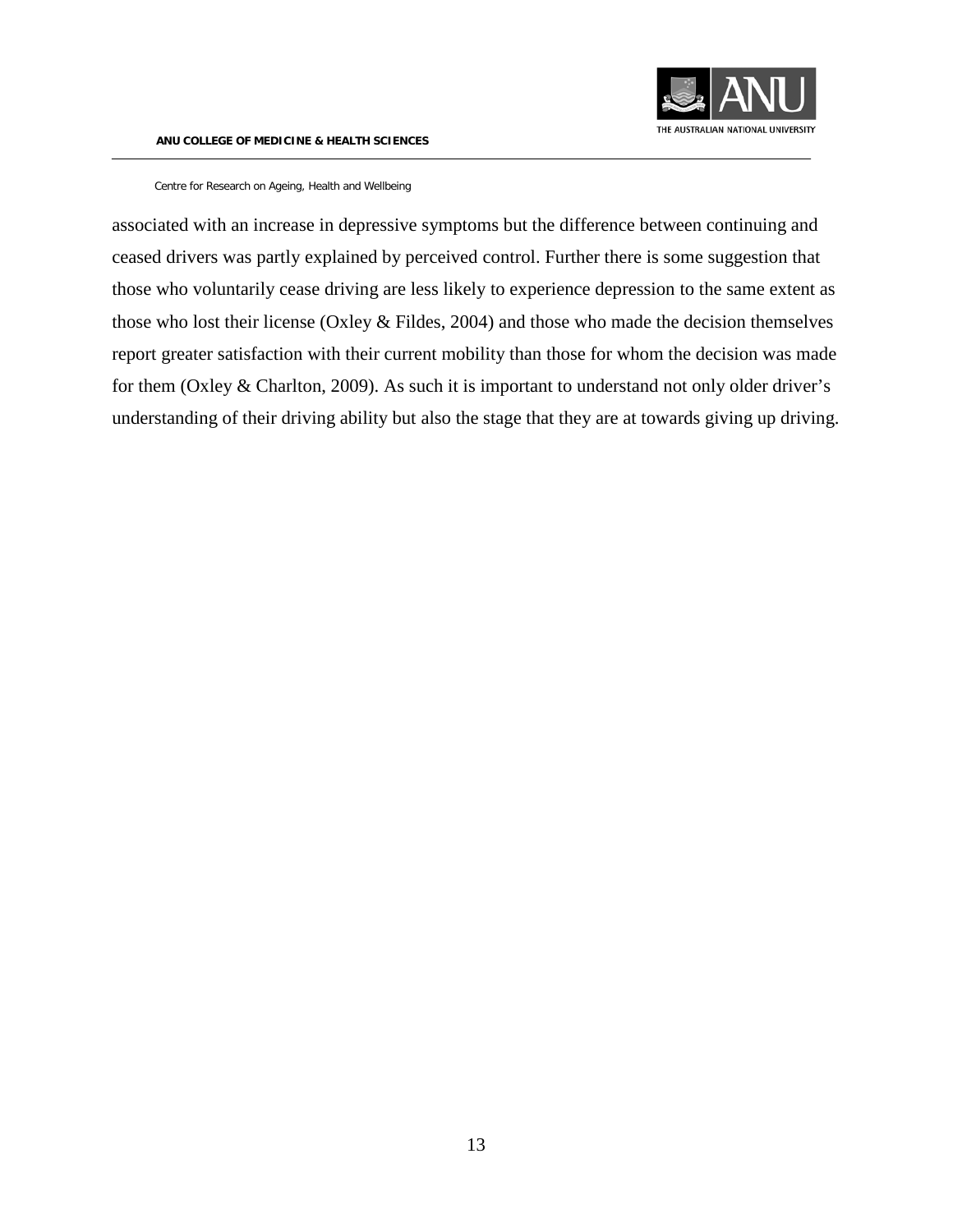associated with an increase in depressive symptoms but the difference between continuing and ceased drivers was partly explained by perceived control. Further there is some suggestion that those who voluntarily cease driving are less likely to experience depression to the same extent as those who lost their license (Oxley & Fildes, 2004) and those who made the decision themselves report greater satisfaction with their current mobility than those for whom the decision was made for them (Oxley & Charlton, 2009). As such it is important to understand not only older driver's understanding of their driving ability but also the stage that they are at towards giving up driving.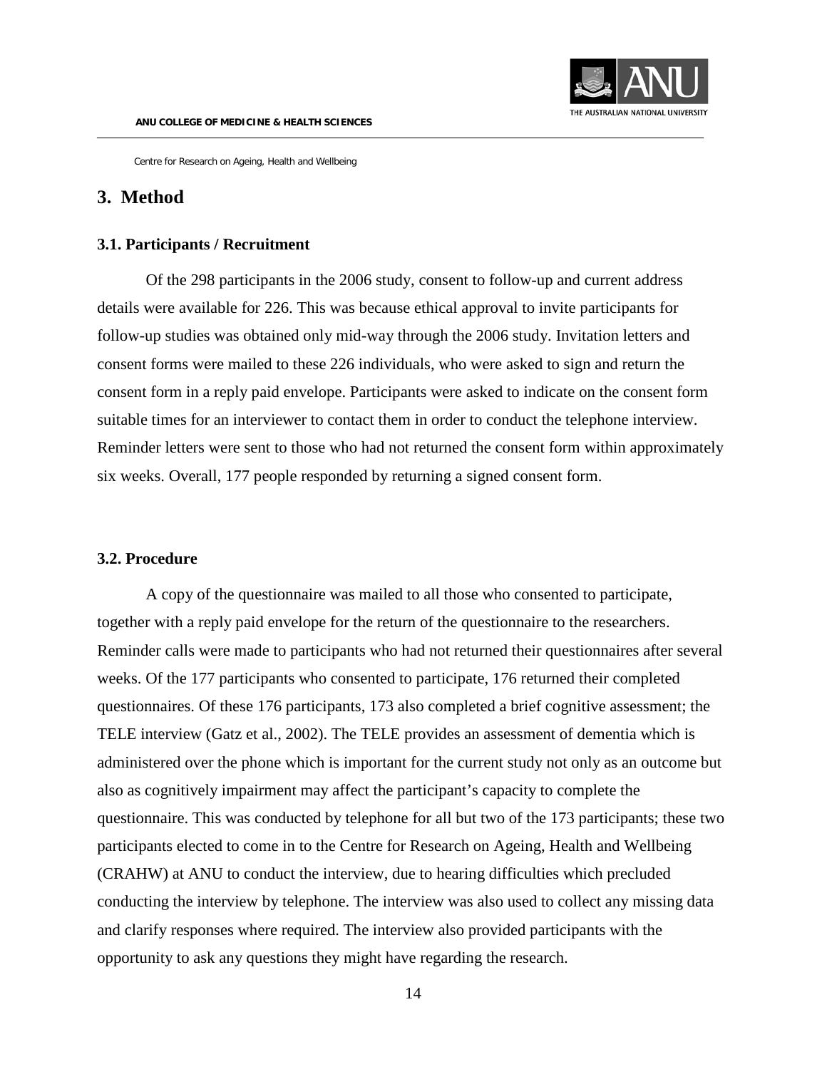## 3. Method

### 3.1. Participants / Recruitment

Of the 298 participants in the 2006 study, consent to follow-up and current address details were available for 226. This was because ethical approval to invite participants for follow-up studies was obtained only mid-way through the 2006 study. Invitation letters and consent forms were mailed to these 226 individuals, who were asked to sign and return the consent form in a reply paid envelope. Participants were asked to indicate on the consent form suitable times for an interviewer to contact them in order to conduct the telephone interview. Reminder letters were sent to those who had not returned the consent form within approximately six weeks. Overall, 177 people responded by returning a signed consent form.

### 3.2. Procedure

A copy of the questionnaire was mailed to all those who consented to participate, together with a reply paid envelope for the return of the questionnaire to the researchers. Reminder calls were made to participants who had not returned their questionnaires after several weeks. Of the 177 participants who consented to participate, 176 returned their completed questionnaires. Of these 176 participants, 173 also completed a brief cognitive assessment; the TELE interview (Gatz et al., 2002). The TELE provides an assessment of dementia which is administered over the phone which is important for the current study not only as an outcome but also as cognitively impairment may affect the participant's capacity to complete the questionnaire. This was conducted by telephone for all but two of the 173 participants; these two participants elected to come in to the Centre for Research on Ageing, Health and Wellbeing (CRAHW) at ANU to conduct the interview, due to hearing difficulties which precluded conducting the interview by telephone. The interview was also used to collect any missing data and clarify responses where required. The interview also provided participants with the opportunity to ask any questions they might have regarding the research.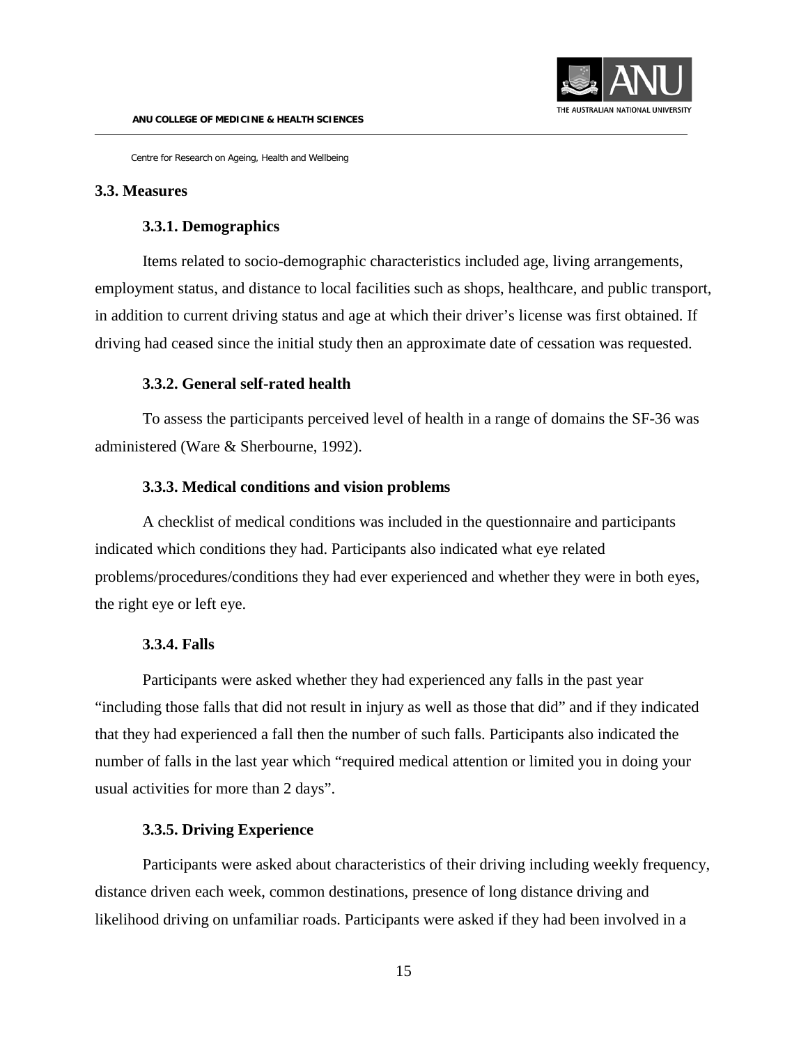## 3.3. Measures

### 3.3.1. Demographics

Items related to socio-demographic characteristics included age, living arrangements, employment status, and distance to local facilities such as shops, healthcare, and public transport, in addition to current driving status and age at which their driver's license was first obtained. If driving had ceased since the initial study then an approximate date of cessation was requested.

### 3.3.2. General self-rated health

To assess the participants perceived level of health in a range of domains the SF-36 was administered (Ware & Sherbourne, 1992).

### 3.3.3. Medical conditions and vision problems

A checklist of medical conditions was included in the questionnaire and participants indicated which conditions they had. Participants also indicated what eye related problems/procedures/conditions they had ever experienced and whether they were in both eyes, the right eye or left eye.

### 3.3.4. Falls

Participants were asked whether they had experienced any falls in the past year "including those falls that did not result in injury as well as those that did" and if they indicated that they had experienced a fall then the number of such falls. Participants also indicated the number of falls in the last year which "required medical attention or limited you in doing your usual activities for more than 2 days".

### 3.3.5. Driving Experience

Participants were asked about characteristics of their driving including weekly frequency, distance driven each week, common destinations, presence of long distance driving and likelihood driving on unfamiliar roads. Participants were asked if they had been involved in a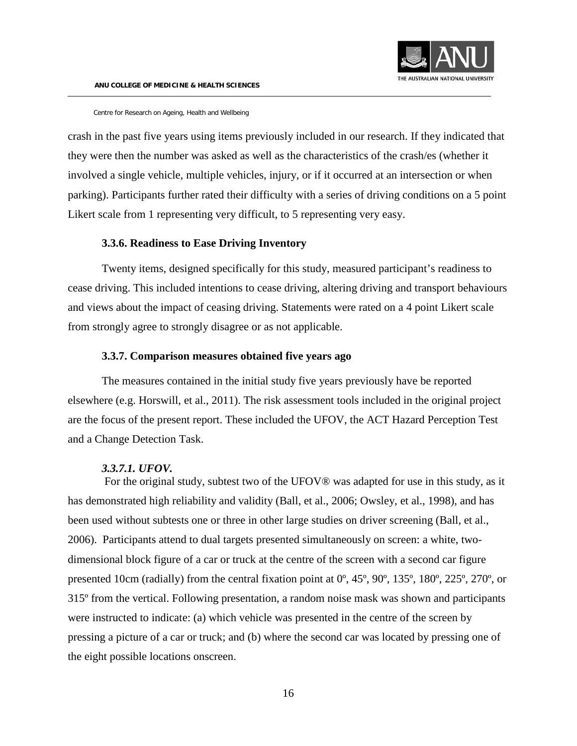crash in the past five years using items previously included in our research. If they indicated that they were then the number was asked as well as the characteristics of the crash/es (whether it involved a single vehicle, multiple vehicles, injury, or if it occurred at an intersection or when parking). Participants further rated their difficulty with a series of driving conditions on a 5 point Likert scale from 1 representing very difficult, to 5 representing very easy.

### 3.3.6. Readiness to Ease Driving Inventory

Twenty items, designed specifically for this study, measured participant's readiness to cease driving. This included intentions to cease driving, altering driving and transport behaviours and views about the impact of ceasing driving. Statements were rated on a 4 point Likert scale from strongly agree to strongly disagree or as not applicable.

### 3.3.7. Comparison measures obtained five years ago

The measures contained in the initial study five years previously have be reported elsewhere (e.g. Horswill, et al., 2011). The risk assessment tools included in the original project are the focus of the present report. These included the UFOV, the ACT Hazard Perception Test and a Change Detection Task.

#### *3.3.7.1. UFOV.*

For the original study, subtest two of the UFOV® was adapted for use in this study, as it has demonstrated high reliability and validity (Ball, et al., 2006; Owsley, et al., 1998), and has been used without subtests one or three in other large studies on driver screening (Ball, et al., 2006). Participants attend to dual targets presented simultaneously on screen: a white, two-dimensional block figure of a car or truck at the centre of the screen with a second car figure presented 10cm (radially) from the central fixation point at 0º, 45º, 90º, 135º, 180º, 225º, 270º, or 315º from the vertical. Following presentation, a random noise mask was shown and participants were instructed to indicate: (a) which vehicle was presented in the centre of the screen by pressing a picture of a car or truck; and (b) where the second car was located by pressing one of the eight possible locations onscreen.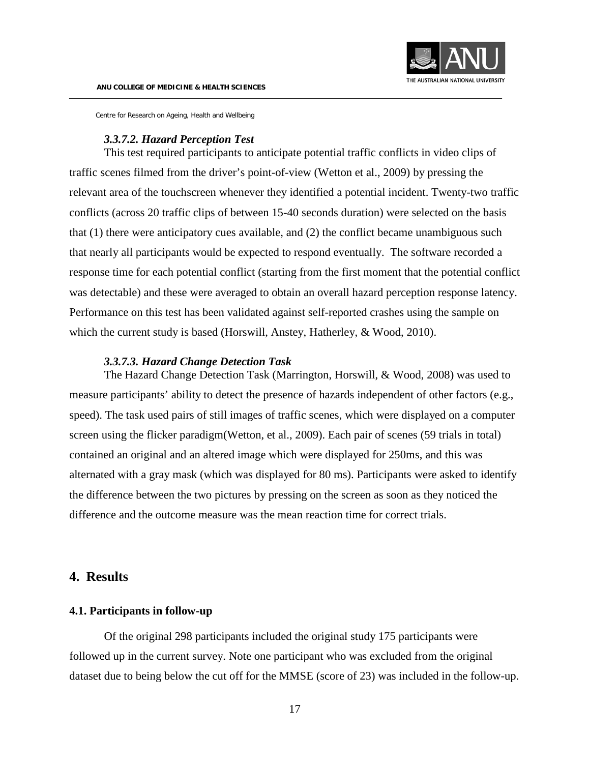#### *3.3.7.2. Hazard Perception Test*

This test required participants to anticipate potential traffic conflicts in video clips of traffic scenes filmed from the driver's point-of-view (Wetton et al., 2009) by pressing the relevant area of the touchscreen whenever they identified a potential incident. Twenty-two traffic conflicts (across 20 traffic clips of between 15-40 seconds duration) were selected on the basis that (1) there were anticipatory cues available, and (2) the conflict became unambiguous such that nearly all participants would be expected to respond eventually. The software recorded a response time for each potential conflict (starting from the first moment that the potential conflict was detectable) and these were averaged to obtain an overall hazard perception response latency. Performance on this test has been validated against self-reported crashes using the sample on which the current study is based (Horswill, Anstey, Hatherley, & Wood, 2010).

#### *3.3.7.3. Hazard Change Detection Task*

The Hazard Change Detection Task (Marrington, Horswill, & Wood, 2008) was used to measure participants' ability to detect the presence of hazards independent of other factors (e.g., speed). The task used pairs of still images of traffic scenes, which were displayed on a computer screen using the flicker paradigm(Wetton, et al., 2009). Each pair of scenes (59 trials in total) contained an original and an altered image which were displayed for 250ms, and this was alternated with a gray mask (which was displayed for 80 ms). Participants were asked to identify the difference between the two pictures by pressing on the screen as soon as they noticed the difference and the outcome measure was the mean reaction time for correct trials.

## 4. Results

### 4.1. Participants in follow-up

Of the original 298 participants included the original study 175 participants were followed up in the current survey. Note one participant who was excluded from the original dataset due to being below the cut off for the MMSE (score of 23) was included in the follow-up.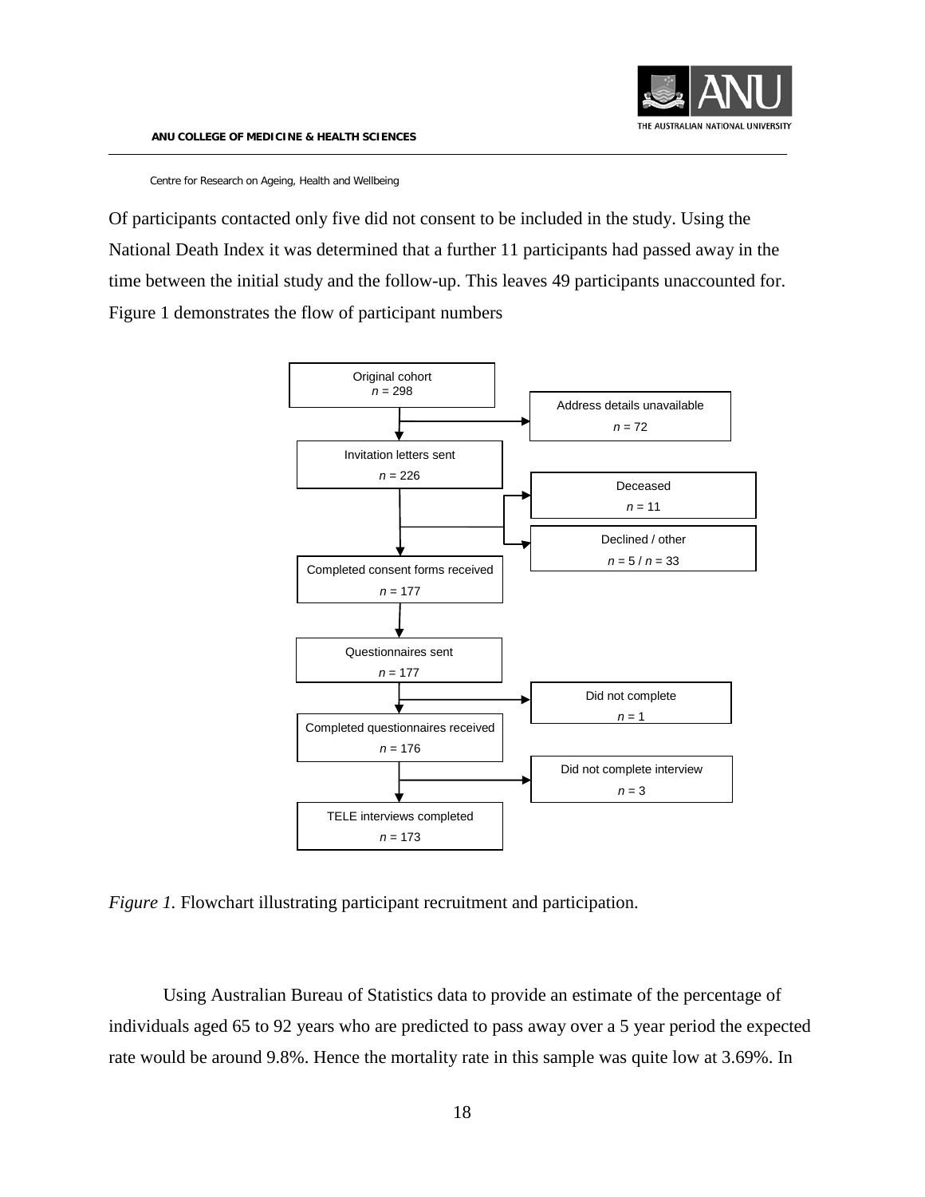Of participants contacted only five did not consent to be included in the study. Using the National Death Index it was determined that a further 11 participants had passed away in the time between the initial study and the follow-up. This leaves 49 participants unaccounted for. Figure 1 demonstrates the flow of participant numbers

Original cohort
*n* = 298

Address details unavailable
*n* = 72

Invitation letters sent
*n* = 226

Deceased
*n* = 11

Declined / other
*n* = 5 / *n* = 33

Completed consent forms received
*n* = 177

Questionnaires sent
*n* = 177

Did not complete
*n* = 1

Completed questionnaires received
*n* = 176

Did not complete interview
*n* = 3

TELE interviews completed
*n* = 173

*Figure 1.* Flowchart illustrating participant recruitment and participation.

Using Australian Bureau of Statistics data to provide an estimate of the percentage of individuals aged 65 to 92 years who are predicted to pass away over a 5 year period the expected rate would be around 9.8%. Hence the mortality rate in this sample was quite low at 3.69%. In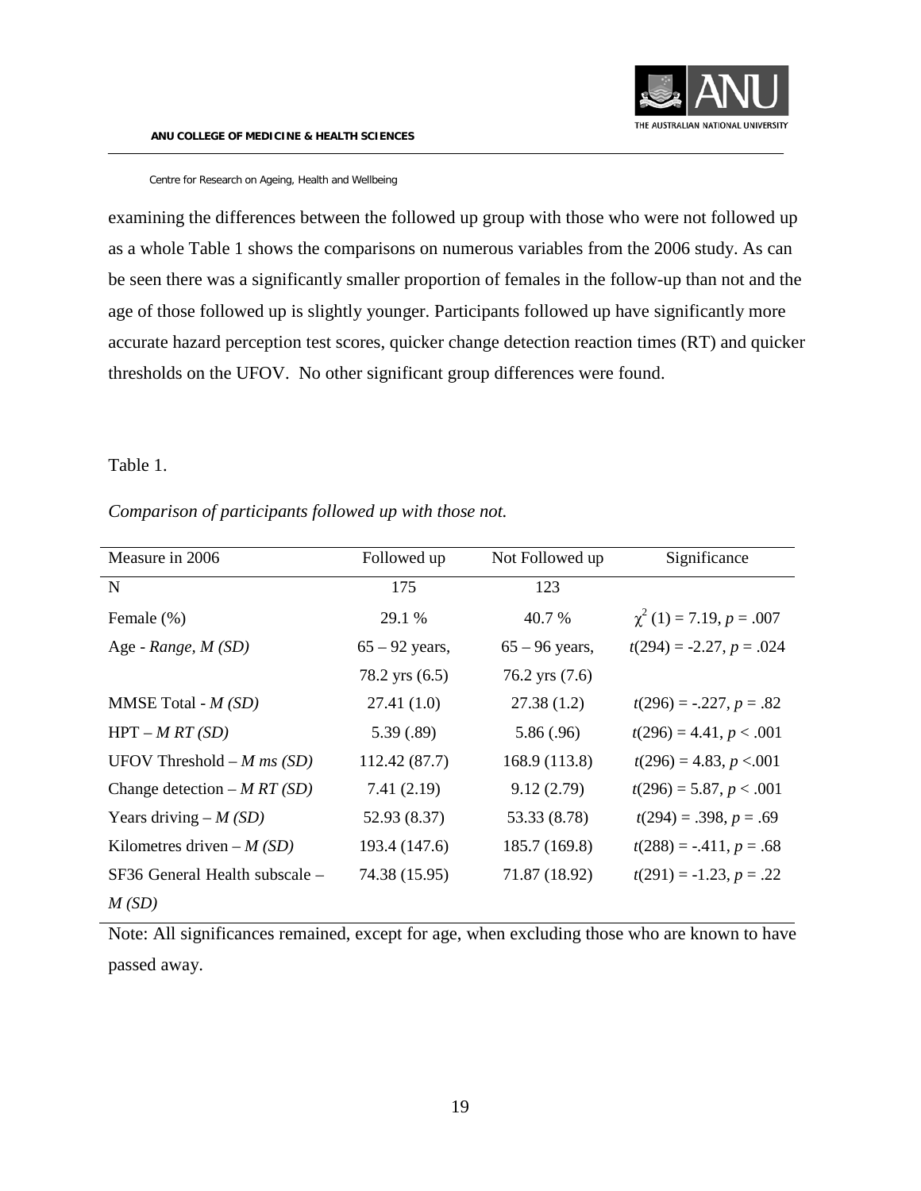examining the differences between the followed up group with those who were not followed up as a whole Table 1 shows the comparisons on numerous variables from the 2006 study. As can be seen there was a significantly smaller proportion of females in the follow-up than not and the age of those followed up is slightly younger. Participants followed up have significantly more accurate hazard perception test scores, quicker change detection reaction times (RT) and quicker thresholds on the UFOV. No other significant group differences were found.

Table 1.

*Comparison of participants followed up with those not.*

| Measure in 2006 | Followed up | Not Followed up | Significance |
|---|---|---|---|
| N | 175 | 123 | |
| Female (%) | 29.1 % | 40.7 % | $\chi^2$ (1) = 7.19, $p$ = .007 |
| Age - *Range, M (SD)* | 65 – 92 years, 78.2 yrs (6.5) | 65 – 96 years, 76.2 yrs (7.6) | $t$(294) = -2.27, $p$ = .024 |
| MMSE Total - *M (SD)* | 27.41 (1.0) | 27.38 (1.2) | $t$(296) = -.227, $p$ = .82 |
| HPT – *M RT (SD)* | 5.39 (.89) | 5.86 (.96) | $t$(296) = 4.41, $p$ < .001 |
| UFOV Threshold – *M ms (SD)* | 112.42 (87.7) | 168.9 (113.8) | $t$(296) = 4.83, $p$ <.001 |
| Change detection – *M RT (SD)* | 7.41 (2.19) | 9.12 (2.79) | $t$(296) = 5.87, $p$ < .001 |
| Years driving – *M (SD)* | 52.93 (8.37) | 53.33 (8.78) | $t$(294) = .398, $p$ = .69 |
| Kilometres driven – *M (SD)* | 193.4 (147.6) | 185.7 (169.8) | $t$(288) = -.411, $p$ = .68 |
| SF36 General Health subscale – *M (SD)* | 74.38 (15.95) | 71.87 (18.92) | $t$(291) = -1.23, $p$ = .22 |

Note: All significances remained, except for age, when excluding those who are known to have passed away.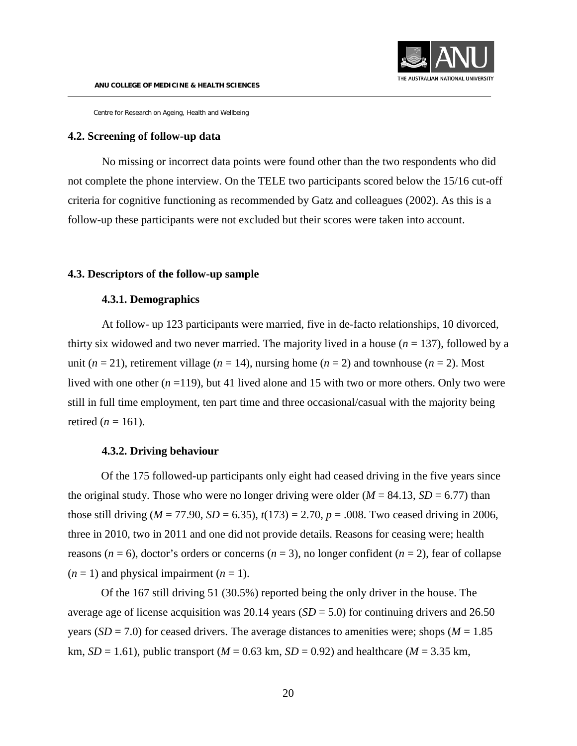## 4.2. Screening of follow-up data

No missing or incorrect data points were found other than the two respondents who did not complete the phone interview. On the TELE two participants scored below the 15/16 cut-off criteria for cognitive functioning as recommended by Gatz and colleagues (2002). As this is a follow-up these participants were not excluded but their scores were taken into account.

## 4.3. Descriptors of the follow-up sample

### 4.3.1. Demographics

At follow- up 123 participants were married, five in de-facto relationships, 10 divorced, thirty six widowed and two never married. The majority lived in a house ($n$ = 137), followed by a unit ($n$ = 21), retirement village ($n$ = 14), nursing home ($n$ = 2) and townhouse ($n$ = 2). Most lived with one other ($n$ =119), but 41 lived alone and 15 with two or more others. Only two were still in full time employment, ten part time and three occasional/casual with the majority being retired ($n$ = 161).

### 4.3.2. Driving behaviour

Of the 175 followed-up participants only eight had ceased driving in the five years since the original study. Those who were no longer driving were older ($M$ = 84.13, $SD$ = 6.77) than those still driving ($M$ = 77.90, $SD$ = 6.35), $t(173) = 2.70$, $p = .008$. Two ceased driving in 2006, three in 2010, two in 2011 and one did not provide details. Reasons for ceasing were; health reasons ($n$ = 6), doctor's orders or concerns ($n$ = 3), no longer confident ($n$ = 2), fear of collapse ($n$ = 1) and physical impairment ($n$ = 1).

Of the 167 still driving 51 (30.5%) reported being the only driver in the house. The average age of license acquisition was 20.14 years ($SD$ = 5.0) for continuing drivers and 26.50 years ($SD$ = 7.0) for ceased drivers. The average distances to amenities were; shops ($M$ = 1.85 km, $SD$ = 1.61), public transport ($M$ = 0.63 km, $SD$ = 0.92) and healthcare ($M$ = 3.35 km,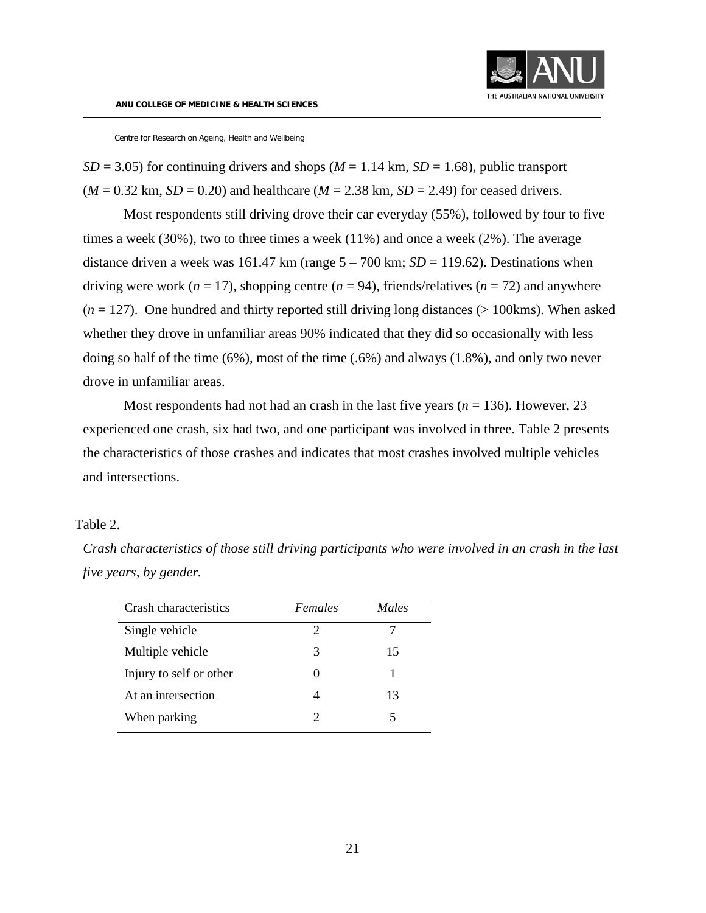$SD$ = 3.05) for continuing drivers and shops ($M$ = 1.14 km, $SD$ = 1.68), public transport ($M$ = 0.32 km, $SD$ = 0.20) and healthcare ($M$ = 2.38 km, $SD$ = 2.49) for ceased drivers.

Most respondents still driving drove their car everyday (55%), followed by four to five times a week (30%), two to three times a week (11%) and once a week (2%). The average distance driven a week was 161.47 km (range 5 – 700 km; $SD$ = 119.62). Destinations when driving were work ($n$ = 17), shopping centre ($n$ = 94), friends/relatives ($n$ = 72) and anywhere ($n$ = 127). One hundred and thirty reported still driving long distances (> 100kms). When asked whether they drove in unfamiliar areas 90% indicated that they did so occasionally with less doing so half of the time (6%), most of the time (.6%) and always (1.8%), and only two never drove in unfamiliar areas.

Most respondents had not had an crash in the last five years ($n$ = 136). However, 23 experienced one crash, six had two, and one participant was involved in three. Table 2 presents the characteristics of those crashes and indicates that most crashes involved multiple vehicles and intersections.

Table 2.

*Crash characteristics of those still driving participants who were involved in an crash in the last five years, by gender.*

| Crash characteristics | *Females* | *Males* |
|---|---|---|
| Single vehicle | 2 | 7 |
| Multiple vehicle | 3 | 15 |
| Injury to self or other | 0 | 1 |
| At an intersection | 4 | 13 |
| When parking | 2 | 5 |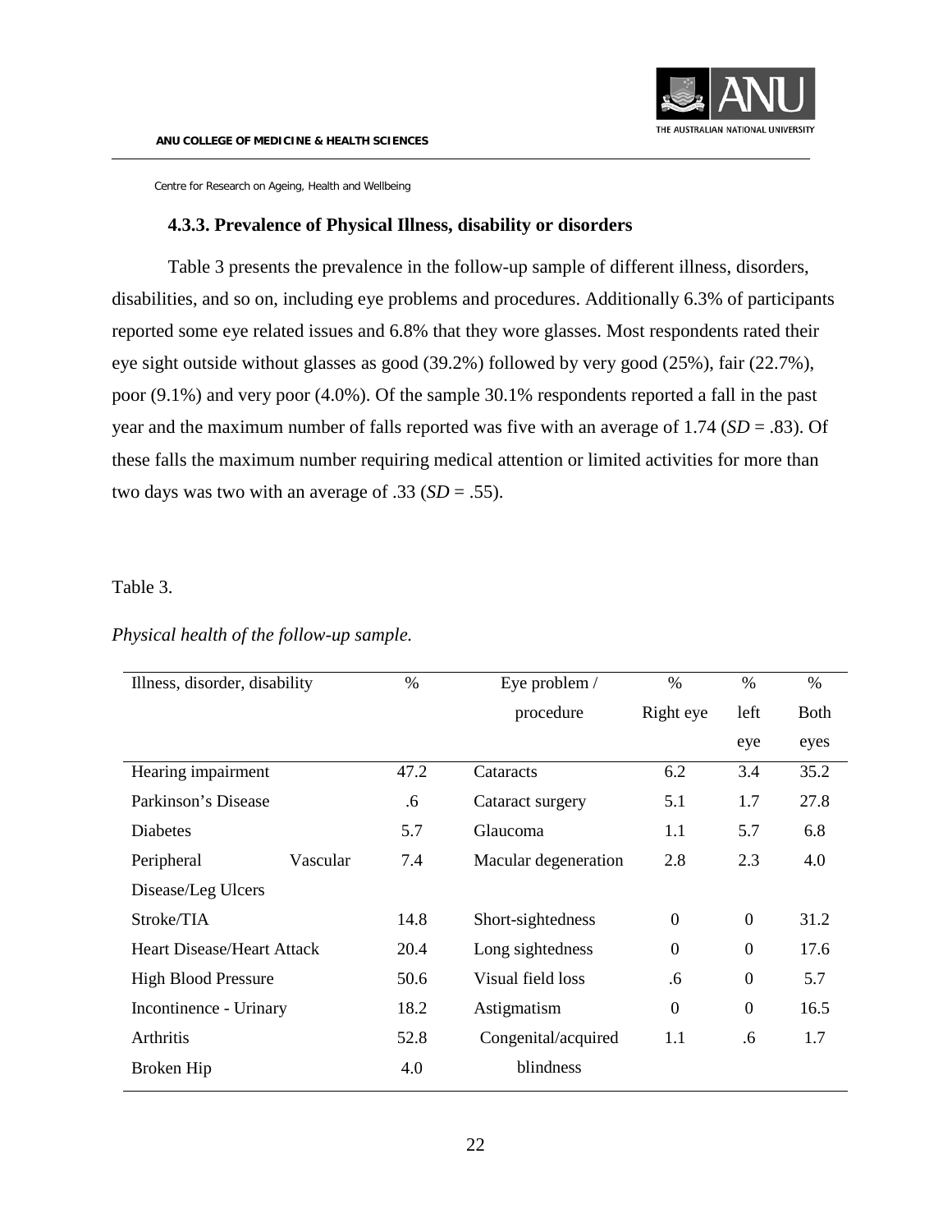### 4.3.3. Prevalence of Physical Illness, disability or disorders

Table 3 presents the prevalence in the follow-up sample of different illness, disorders, disabilities, and so on, including eye problems and procedures. Additionally 6.3% of participants reported some eye related issues and 6.8% that they wore glasses. Most respondents rated their eye sight outside without glasses as good (39.2%) followed by very good (25%), fair (22.7%), poor (9.1%) and very poor (4.0%). Of the sample 30.1% respondents reported a fall in the past year and the maximum number of falls reported was five with an average of 1.74 (*SD* = .83). Of these falls the maximum number requiring medical attention or limited activities for more than two days was two with an average of .33 (*SD* = .55).

Table 3.

*Physical health of the follow-up sample.*

| Illness, disorder, disability | % | Eye problem / procedure | % Right eye | % left eye | % Both eyes |
|---|---|---|---|---|---|
| Hearing impairment | 47.2 | Cataracts | 6.2 | 3.4 | 35.2 |
| Parkinson's Disease | .6 | Cataract surgery | 5.1 | 1.7 | 27.8 |
| Diabetes | 5.7 | Glaucoma | 1.1 | 5.7 | 6.8 |
| Peripheral Vascular Disease/Leg Ulcers | 7.4 | Macular degeneration | 2.8 | 2.3 | 4.0 |
| Stroke/TIA | 14.8 | Short-sightedness | 0 | 0 | 31.2 |
| Heart Disease/Heart Attack | 20.4 | Long sightedness | 0 | 0 | 17.6 |
| High Blood Pressure | 50.6 | Visual field loss | .6 | 0 | 5.7 |
| Incontinence - Urinary | 18.2 | Astigmatism | 0 | 0 | 16.5 |
| Arthritis | 52.8 | Congenital/acquired blindness | 1.1 | .6 | 1.7 |
| Broken Hip | 4.0 | | | | |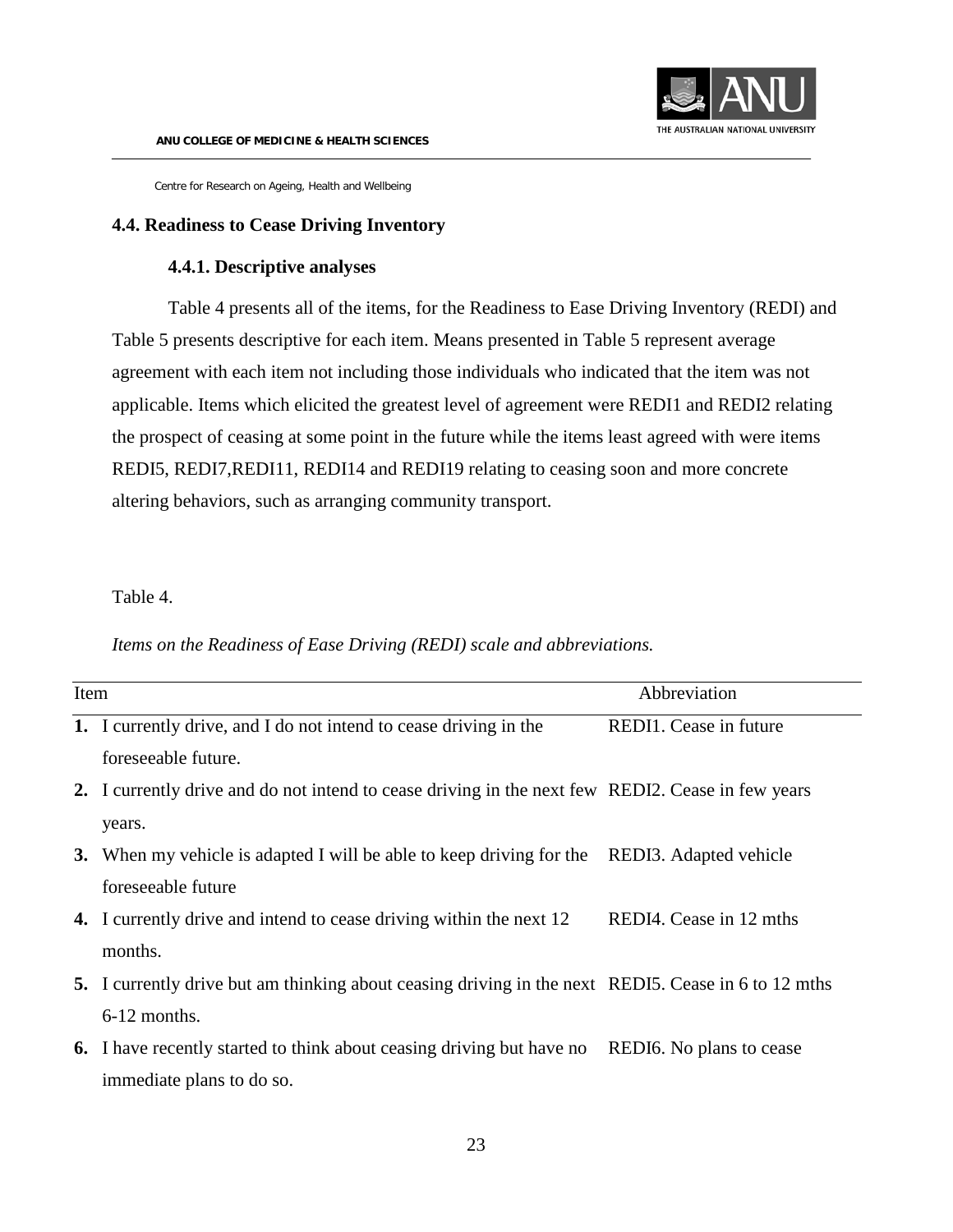## 4.4. Readiness to Cease Driving Inventory

### 4.4.1. Descriptive analyses

Table 4 presents all of the items, for the Readiness to Ease Driving Inventory (REDI) and Table 5 presents descriptive for each item. Means presented in Table 5 represent average agreement with each item not including those individuals who indicated that the item was not applicable. Items which elicited the greatest level of agreement were REDI1 and REDI2 relating the prospect of ceasing at some point in the future while the items least agreed with were items REDI5, REDI7,REDI11, REDI14 and REDI19 relating to ceasing soon and more concrete altering behaviors, such as arranging community transport.

Table 4.

*Items on the Readiness of Ease Driving (REDI) scale and abbreviations.*

| Item | Abbreviation |
|---|---|
| **1.** I currently drive, and I do not intend to cease driving in the foreseeable future. | REDI1. Cease in future |
| **2.** I currently drive and do not intend to cease driving in the next few years. | REDI2. Cease in few years |
| **3.** When my vehicle is adapted I will be able to keep driving for the foreseeable future | REDI3. Adapted vehicle |
| **4.** I currently drive and intend to cease driving within the next 12 months. | REDI4. Cease in 12 mths |
| **5.** I currently drive but am thinking about ceasing driving in the next 6-12 months. | REDI5. Cease in 6 to 12 mths |
| **6.** I have recently started to think about ceasing driving but have no immediate plans to do so. | REDI6. No plans to cease |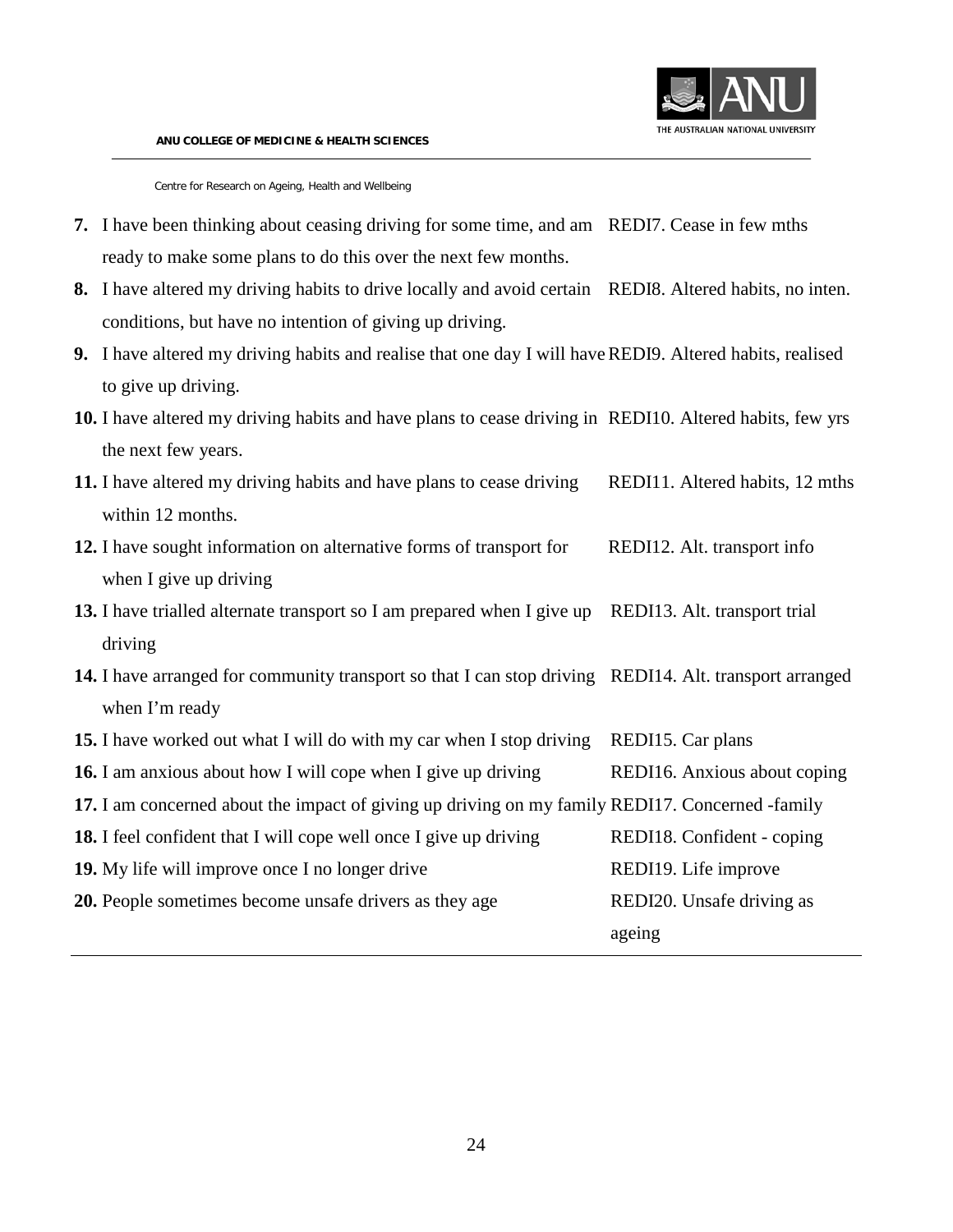| | |
|---|---|
| **7.** I have been thinking about ceasing driving for some time, and am ready to make some plans to do this over the next few months. | REDI7. Cease in few mths |
| **8.** I have altered my driving habits to drive locally and avoid certain conditions, but have no intention of giving up driving. | REDI8. Altered habits, no inten. |
| **9.** I have altered my driving habits and realise that one day I will have to give up driving. | REDI9. Altered habits, realised |
| **10.** I have altered my driving habits and have plans to cease driving in the next few years. | REDI10. Altered habits, few yrs |
| **11.** I have altered my driving habits and have plans to cease driving within 12 months. | REDI11. Altered habits, 12 mths |
| **12.** I have sought information on alternative forms of transport for when I give up driving | REDI12. Alt. transport info |
| **13.** I have trialled alternate transport so I am prepared when I give up driving | REDI13. Alt. transport trial |
| **14.** I have arranged for community transport so that I can stop driving when I'm ready | REDI14. Alt. transport arranged |
| **15.** I have worked out what I will do with my car when I stop driving | REDI15. Car plans |
| **16.** I am anxious about how I will cope when I give up driving | REDI16. Anxious about coping |
| **17.** I am concerned about the impact of giving up driving on my family | REDI17. Concerned -family |
| **18.** I feel confident that I will cope well once I give up driving | REDI18. Confident - coping |
| **19.** My life will improve once I no longer drive | REDI19. Life improve |
| **20.** People sometimes become unsafe drivers as they age | REDI20. Unsafe driving as ageing |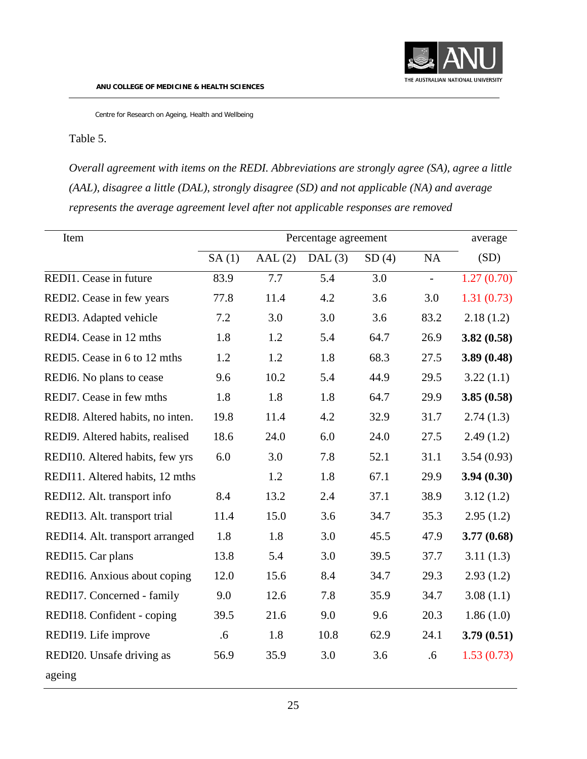Table 5.

*Overall agreement with items on the REDI. Abbreviations are strongly agree (SA), agree a little (AAL), disagree a little (DAL), strongly disagree (SD) and not applicable (NA) and average represents the average agreement level after not applicable responses are removed*

| Item | Percentage agreement | | | | | average |
|---|---|---|---|---|---|---|
| | SA (1) | AAL (2) | DAL (3) | SD (4) | NA | (SD) |
| REDI1. Cease in future | 83.9 | 7.7 | 5.4 | 3.0 | - | 1.27 (0.70) |
| REDI2. Cease in few years | 77.8 | 11.4 | 4.2 | 3.6 | 3.0 | 1.31 (0.73) |
| REDI3. Adapted vehicle | 7.2 | 3.0 | 3.0 | 3.6 | 83.2 | 2.18 (1.2) |
| REDI4. Cease in 12 mths | 1.8 | 1.2 | 5.4 | 64.7 | 26.9 | **3.82 (0.58)** |
| REDI5. Cease in 6 to 12 mths | 1.2 | 1.2 | 1.8 | 68.3 | 27.5 | **3.89 (0.48)** |
| REDI6. No plans to cease | 9.6 | 10.2 | 5.4 | 44.9 | 29.5 | 3.22 (1.1) |
| REDI7. Cease in few mths | 1.8 | 1.8 | 1.8 | 64.7 | 29.9 | **3.85 (0.58)** |
| REDI8. Altered habits, no inten. | 19.8 | 11.4 | 4.2 | 32.9 | 31.7 | 2.74 (1.3) |
| REDI9. Altered habits, realised | 18.6 | 24.0 | 6.0 | 24.0 | 27.5 | 2.49 (1.2) |
| REDI10. Altered habits, few yrs | 6.0 | 3.0 | 7.8 | 52.1 | 31.1 | 3.54 (0.93) |
| REDI11. Altered habits, 12 mths | | 1.2 | 1.8 | 67.1 | 29.9 | **3.94 (0.30)** |
| REDI12. Alt. transport info | 8.4 | 13.2 | 2.4 | 37.1 | 38.9 | 3.12 (1.2) |
| REDI13. Alt. transport trial | 11.4 | 15.0 | 3.6 | 34.7 | 35.3 | 2.95 (1.2) |
| REDI14. Alt. transport arranged | 1.8 | 1.8 | 3.0 | 45.5 | 47.9 | **3.77 (0.68)** |
| REDI15. Car plans | 13.8 | 5.4 | 3.0 | 39.5 | 37.7 | 3.11 (1.3) |
| REDI16. Anxious about coping | 12.0 | 15.6 | 8.4 | 34.7 | 29.3 | 2.93 (1.2) |
| REDI17. Concerned - family | 9.0 | 12.6 | 7.8 | 35.9 | 34.7 | 3.08 (1.1) |
| REDI18. Confident - coping | 39.5 | 21.6 | 9.0 | 9.6 | 20.3 | 1.86 (1.0) |
| REDI19. Life improve | .6 | 1.8 | 10.8 | 62.9 | 24.1 | **3.79 (0.51)** |
| REDI20. Unsafe driving as ageing | 56.9 | 35.9 | 3.0 | 3.6 | .6 | 1.53 (0.73) |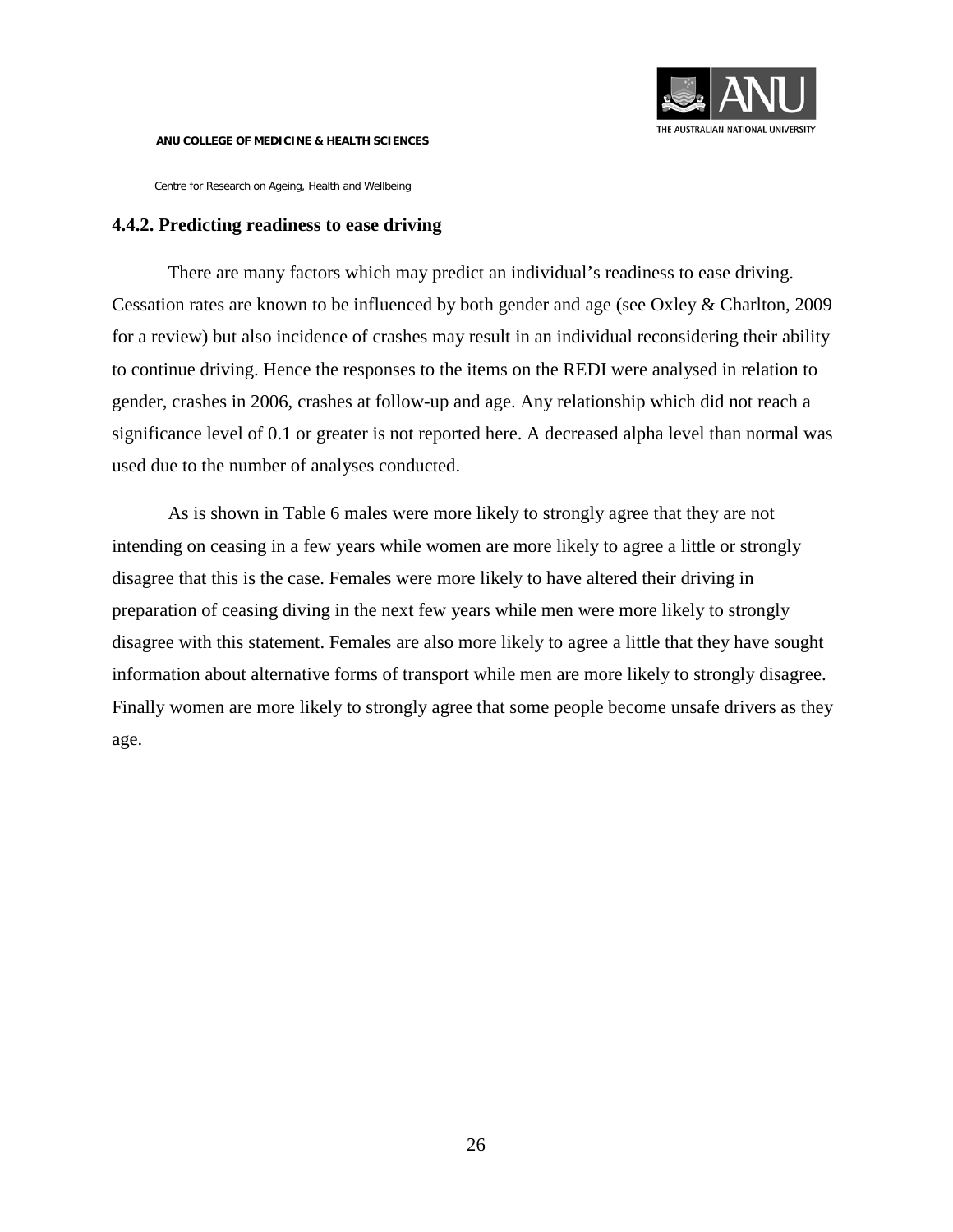### 4.4.2. Predicting readiness to ease driving

There are many factors which may predict an individual's readiness to ease driving. Cessation rates are known to be influenced by both gender and age (see Oxley & Charlton, 2009 for a review) but also incidence of crashes may result in an individual reconsidering their ability to continue driving. Hence the responses to the items on the REDI were analysed in relation to gender, crashes in 2006, crashes at follow-up and age. Any relationship which did not reach a significance level of 0.1 or greater is not reported here. A decreased alpha level than normal was used due to the number of analyses conducted.

As is shown in Table 6 males were more likely to strongly agree that they are not intending on ceasing in a few years while women are more likely to agree a little or strongly disagree that this is the case. Females were more likely to have altered their driving in preparation of ceasing diving in the next few years while men were more likely to strongly disagree with this statement. Females are also more likely to agree a little that they have sought information about alternative forms of transport while men are more likely to strongly disagree. Finally women are more likely to strongly agree that some people become unsafe drivers as they age.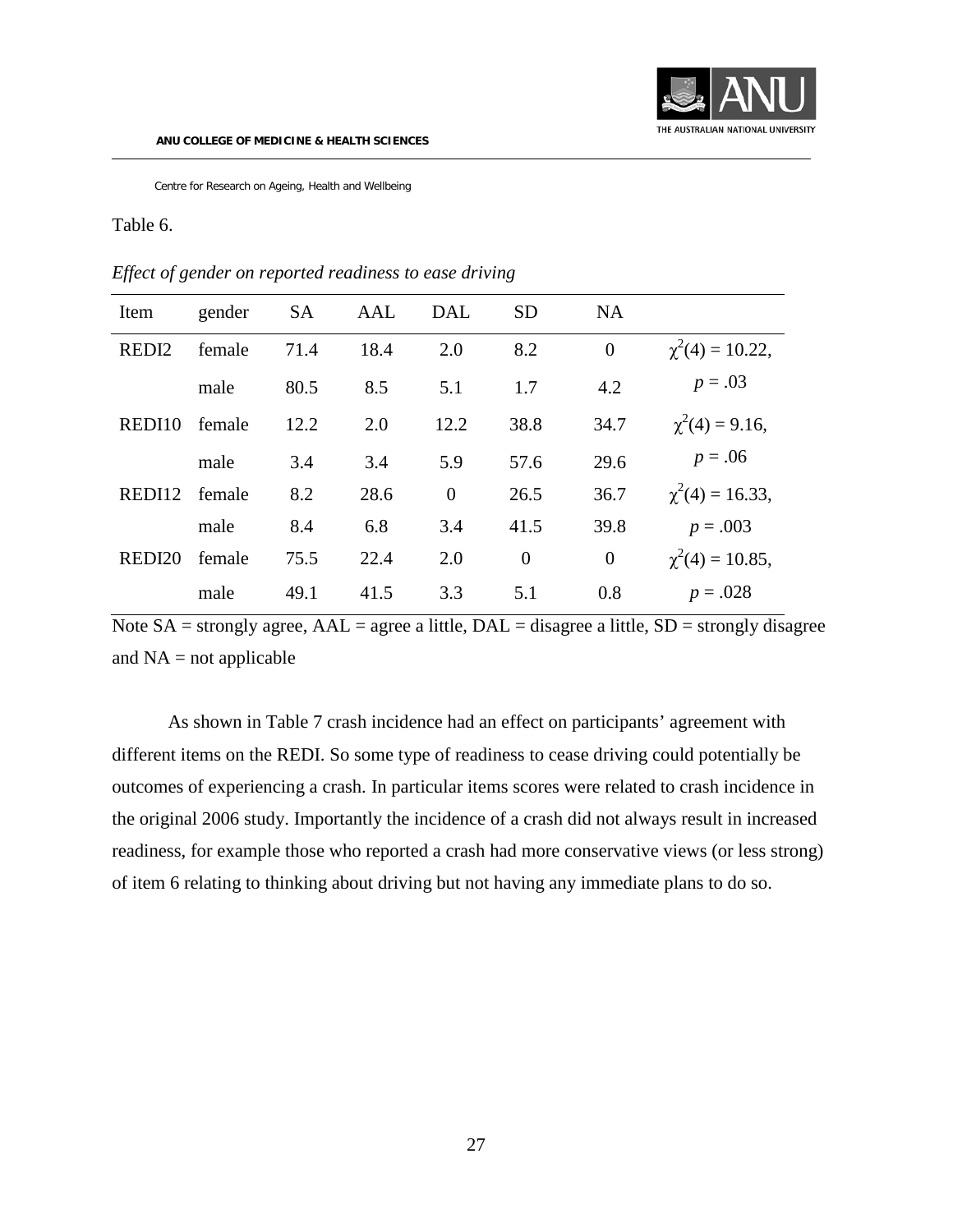Table 6.

*Effect of gender on reported readiness to ease driving*

| Item | gender | SA | AAL | DAL | SD | NA | |
|---|---|---|---|---|---|---|---|
| REDI2 | female | 71.4 | 18.4 | 2.0 | 8.2 | 0 | $\chi^2(4) = 10.22$, |
| | male | 80.5 | 8.5 | 5.1 | 1.7 | 4.2 | $p = .03$ |
| REDI10 | female | 12.2 | 2.0 | 12.2 | 38.8 | 34.7 | $\chi^2(4) = 9.16$, |
| | male | 3.4 | 3.4 | 5.9 | 57.6 | 29.6 | $p = .06$ |
| REDI12 | female | 8.2 | 28.6 | 0 | 26.5 | 36.7 | $\chi^2(4) = 16.33$, |
| | male | 8.4 | 6.8 | 3.4 | 41.5 | 39.8 | $p = .003$ |
| REDI20 | female | 75.5 | 22.4 | 2.0 | 0 | 0 | $\chi^2(4) = 10.85$, |
| | male | 49.1 | 41.5 | 3.3 | 5.1 | 0.8 | $p = .028$ |

Note SA = strongly agree, AAL = agree a little, DAL = disagree a little, SD = strongly disagree and NA = not applicable

As shown in Table 7 crash incidence had an effect on participants' agreement with different items on the REDI. So some type of readiness to cease driving could potentially be outcomes of experiencing a crash. In particular items scores were related to crash incidence in the original 2006 study. Importantly the incidence of a crash did not always result in increased readiness, for example those who reported a crash had more conservative views (or less strong) of item 6 relating to thinking about driving but not having any immediate plans to do so.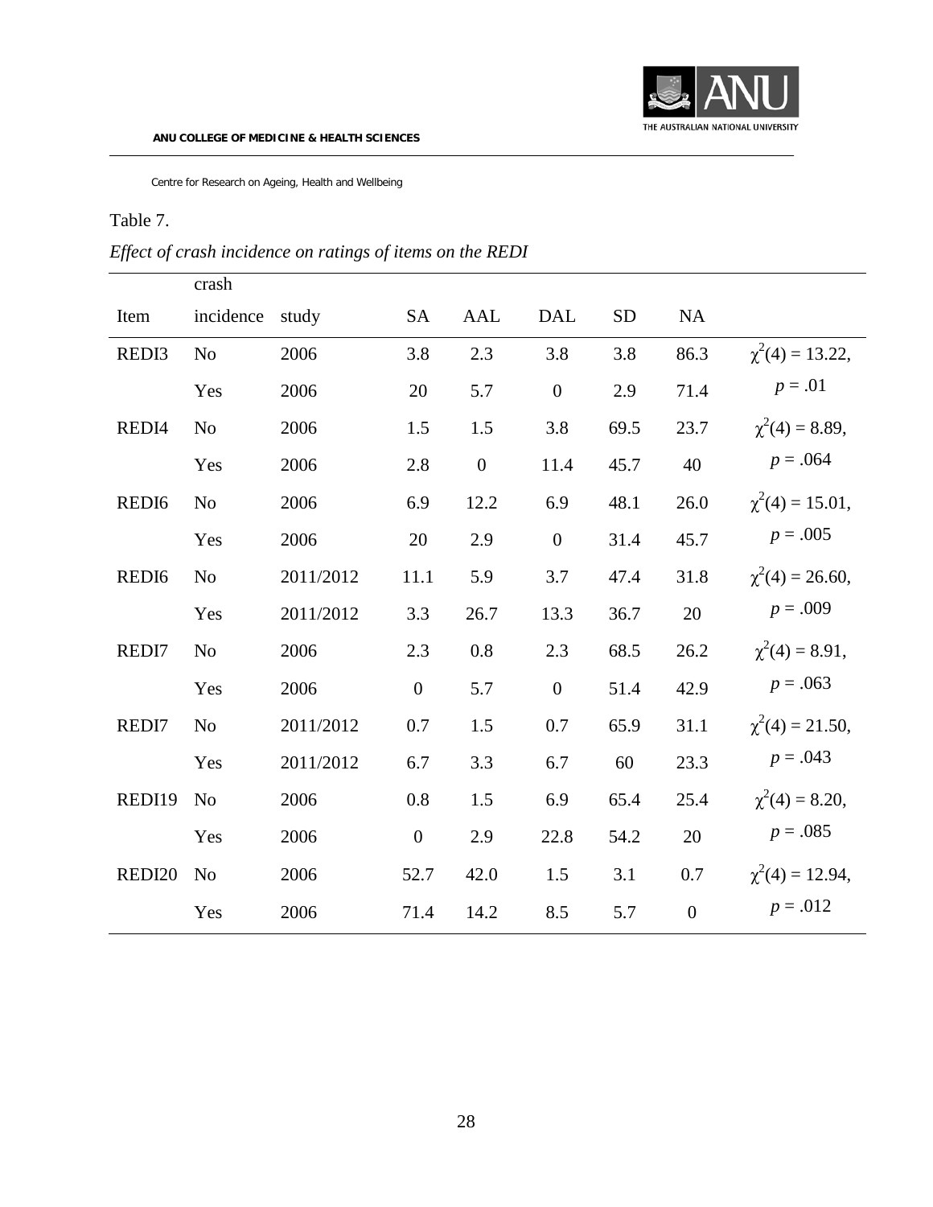Table 7.

*Effect of crash incidence on ratings of items on the REDI*

| Item | crash incidence | study | SA | AAL | DAL | SD | NA | |
|---|---|---|---|---|---|---|---|---|
| REDI3 | No | 2006 | 3.8 | 2.3 | 3.8 | 3.8 | 86.3 | $\chi^2(4) = 13.22$, |
| | Yes | 2006 | 20 | 5.7 | 0 | 2.9 | 71.4 | $p = .01$ |
| REDI4 | No | 2006 | 1.5 | 1.5 | 3.8 | 69.5 | 23.7 | $\chi^2(4) = 8.89$, |
| | Yes | 2006 | 2.8 | 0 | 11.4 | 45.7 | 40 | $p = .064$ |
| REDI6 | No | 2006 | 6.9 | 12.2 | 6.9 | 48.1 | 26.0 | $\chi^2(4) = 15.01$, |
| | Yes | 2006 | 20 | 2.9 | 0 | 31.4 | 45.7 | $p = .005$ |
| REDI6 | No | 2011/2012 | 11.1 | 5.9 | 3.7 | 47.4 | 31.8 | $\chi^2(4) = 26.60$, |
| | Yes | 2011/2012 | 3.3 | 26.7 | 13.3 | 36.7 | 20 | $p = .009$ |
| REDI7 | No | 2006 | 2.3 | 0.8 | 2.3 | 68.5 | 26.2 | $\chi^2(4) = 8.91$, |
| | Yes | 2006 | 0 | 5.7 | 0 | 51.4 | 42.9 | $p = .063$ |
| REDI7 | No | 2011/2012 | 0.7 | 1.5 | 0.7 | 65.9 | 31.1 | $\chi^2(4) = 21.50$, |
| | Yes | 2011/2012 | 6.7 | 3.3 | 6.7 | 60 | 23.3 | $p = .043$ |
| REDI19 | No | 2006 | 0.8 | 1.5 | 6.9 | 65.4 | 25.4 | $\chi^2(4) = 8.20$, |
| | Yes | 2006 | 0 | 2.9 | 22.8 | 54.2 | 20 | $p = .085$ |
| REDI20 | No | 2006 | 52.7 | 42.0 | 1.5 | 3.1 | 0.7 | $\chi^2(4) = 12.94$, |
| | Yes | 2006 | 71.4 | 14.2 | 8.5 | 5.7 | 0 | $p = .012$ |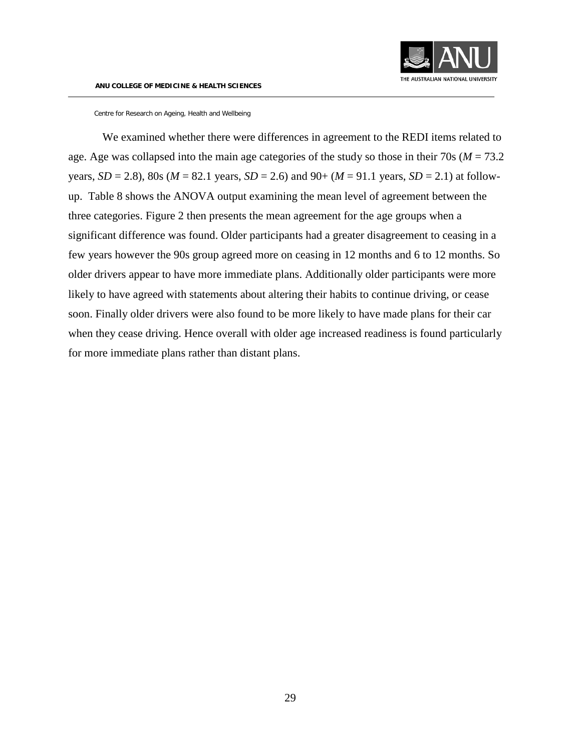We examined whether there were differences in agreement to the REDI items related to age. Age was collapsed into the main age categories of the study so those in their 70s (*M* = 73.2 years, *SD* = 2.8), 80s (*M* = 82.1 years, *SD* = 2.6) and 90+ (*M* = 91.1 years, *SD* = 2.1) at follow-up. Table 8 shows the ANOVA output examining the mean level of agreement between the three categories. Figure 2 then presents the mean agreement for the age groups when a significant difference was found. Older participants had a greater disagreement to ceasing in a few years however the 90s group agreed more on ceasing in 12 months and 6 to 12 months. So older drivers appear to have more immediate plans. Additionally older participants were more likely to have agreed with statements about altering their habits to continue driving, or cease soon. Finally older drivers were also found to be more likely to have made plans for their car when they cease driving. Hence overall with older age increased readiness is found particularly for more immediate plans rather than distant plans.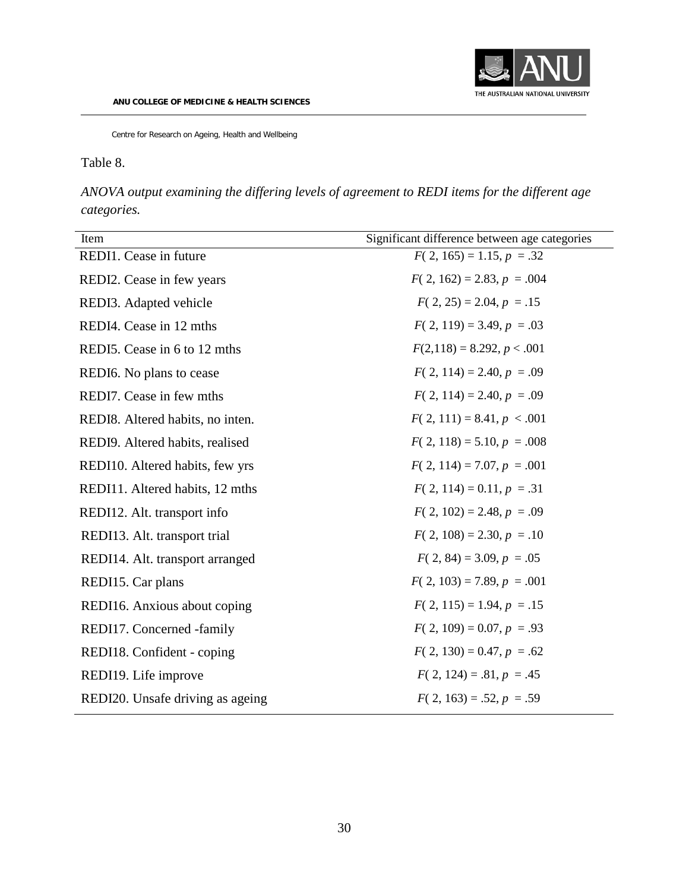Table 8.

*ANOVA output examining the differing levels of agreement to REDI items for the different age categories.*

| Item | Significant difference between age categories |
|---|---|
| REDI1. Cease in future | $F(2, 165) = 1.15, p = .32$ |
| REDI2. Cease in few years | $F(2, 162) = 2.83, p = .004$ |
| REDI3. Adapted vehicle | $F(2, 25) = 2.04, p = .15$ |
| REDI4. Cease in 12 mths | $F(2, 119) = 3.49, p = .03$ |
| REDI5. Cease in 6 to 12 mths | $F(2,118) = 8.292, p < .001$ |
| REDI6. No plans to cease | $F(2, 114) = 2.40, p = .09$ |
| REDI7. Cease in few mths | $F(2, 114) = 2.40, p = .09$ |
| REDI8. Altered habits, no inten. | $F(2, 111) = 8.41, p < .001$ |
| REDI9. Altered habits, realised | $F(2, 118) = 5.10, p = .008$ |
| REDI10. Altered habits, few yrs | $F(2, 114) = 7.07, p = .001$ |
| REDI11. Altered habits, 12 mths | $F(2, 114) = 0.11, p = .31$ |
| REDI12. Alt. transport info | $F(2, 102) = 2.48, p = .09$ |
| REDI13. Alt. transport trial | $F(2, 108) = 2.30, p = .10$ |
| REDI14. Alt. transport arranged | $F(2, 84) = 3.09, p = .05$ |
| REDI15. Car plans | $F(2, 103) = 7.89, p = .001$ |
| REDI16. Anxious about coping | $F(2, 115) = 1.94, p = .15$ |
| REDI17. Concerned -family | $F(2, 109) = 0.07, p = .93$ |
| REDI18. Confident - coping | $F(2, 130) = 0.47, p = .62$ |
| REDI19. Life improve | $F(2, 124) = .81, p = .45$ |
| REDI20. Unsafe driving as ageing | $F(2, 163) = .52, p = .59$ |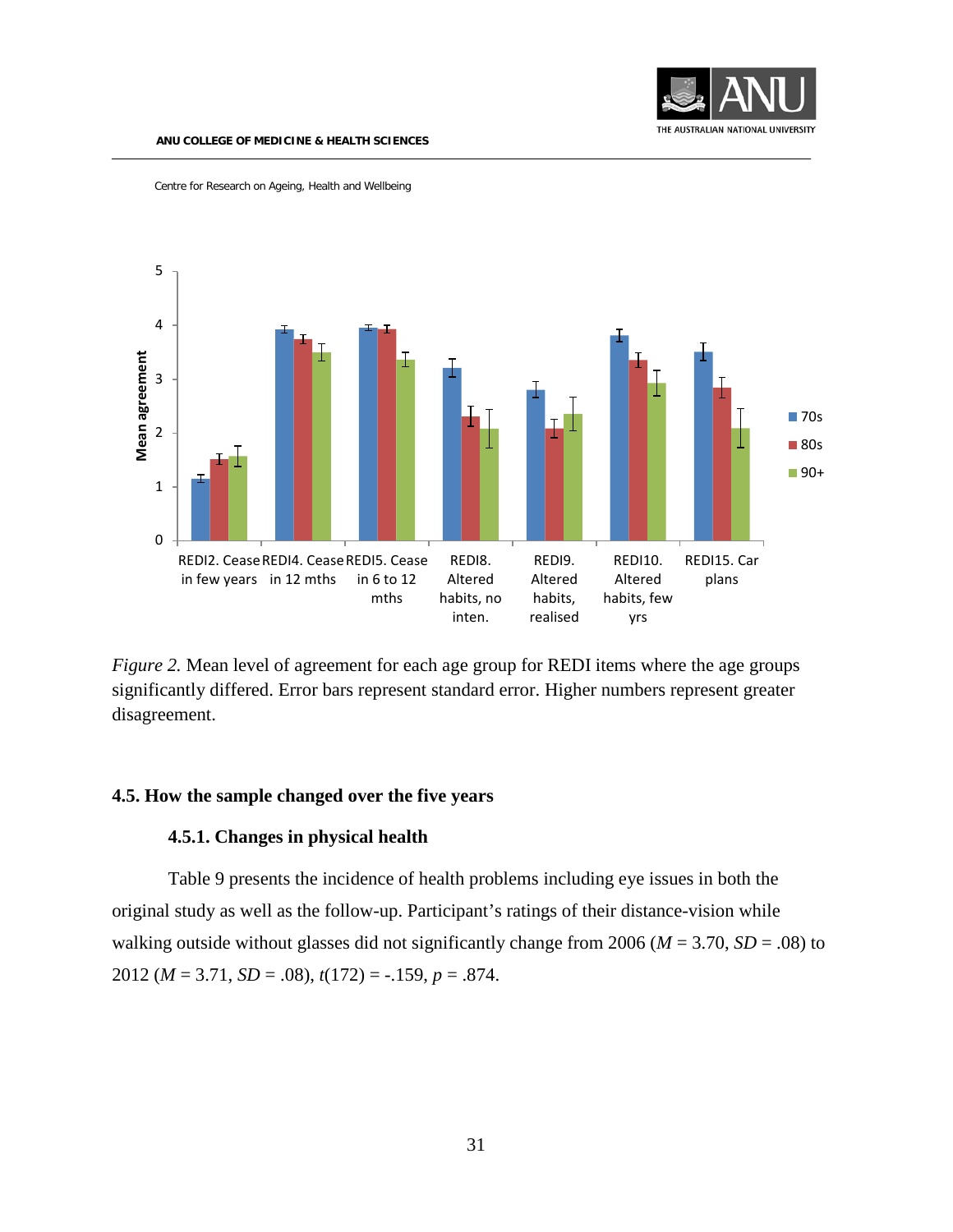5
4
3
2
1
0

Mean agreement

REDI2. Cease in few years
REDI4. Cease in 12 mths
REDI5. Cease in 6 to 12 mths
REDI8. Altered habits, no inten.
REDI9. Altered habits, realised
REDI10. Altered habits, few yrs
REDI15. Car plans

70s
80s
90+

*Figure 2.* Mean level of agreement for each age group for REDI items where the age groups significantly differed. Error bars represent standard error. Higher numbers represent greater disagreement.

## 4.5. How the sample changed over the five years

### 4.5.1. Changes in physical health

Table 9 presents the incidence of health problems including eye issues in both the original study as well as the follow-up. Participant's ratings of their distance-vision while walking outside without glasses did not significantly change from 2006 ($M$ = 3.70, $SD$ = .08) to 2012 ($M$ = 3.71, $SD$ = .08), $t(172)$ = -.159, $p$ = .874.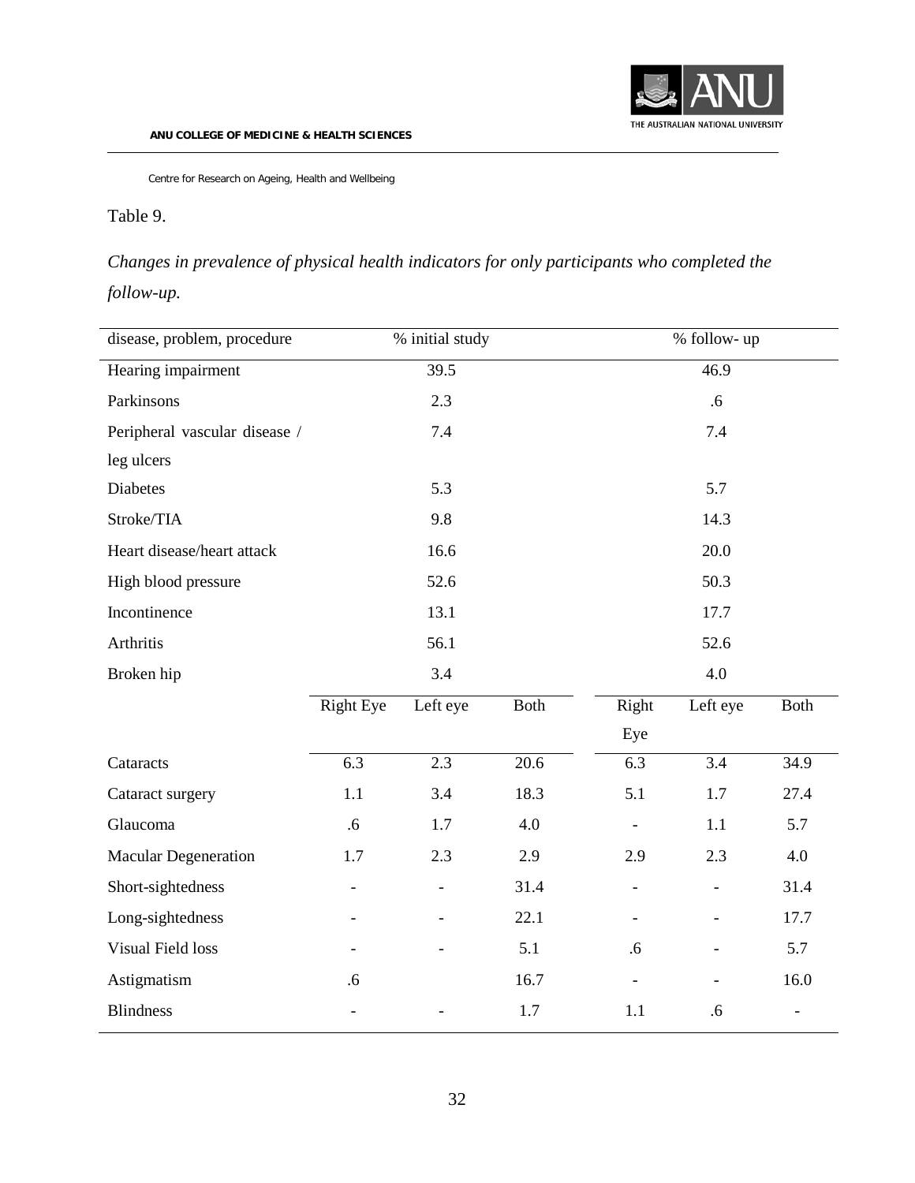Table 9.

*Changes in prevalence of physical health indicators for only participants who completed the follow-up.*

| disease, problem, procedure | % initial study | | | % follow- up | | |
|---|---|---|---|---|---|---|
| Hearing impairment | | 39.5 | | | 46.9 | |
| Parkinsons | | 2.3 | | | .6 | |
| Peripheral vascular disease / leg ulcers | | 7.4 | | | 7.4 | |
| Diabetes | | 5.3 | | | 5.7 | |
| Stroke/TIA | | 9.8 | | | 14.3 | |
| Heart disease/heart attack | | 16.6 | | | 20.0 | |
| High blood pressure | | 52.6 | | | 50.3 | |
| Incontinence | | 13.1 | | | 17.7 | |
| Arthritis | | 56.1 | | | 52.6 | |
| Broken hip | | 3.4 | | | 4.0 | |
| | Right Eye | Left eye | Both | Right Eye | Left eye | Both |
| Cataracts | 6.3 | 2.3 | 20.6 | 6.3 | 3.4 | 34.9 |
| Cataract surgery | 1.1 | 3.4 | 18.3 | 5.1 | 1.7 | 27.4 |
| Glaucoma | .6 | 1.7 | 4.0 | - | 1.1 | 5.7 |
| Macular Degeneration | 1.7 | 2.3 | 2.9 | 2.9 | 2.3 | 4.0 |
| Short-sightedness | - | - | 31.4 | - | - | 31.4 |
| Long-sightedness | - | - | 22.1 | - | - | 17.7 |
| Visual Field loss | - | - | 5.1 | .6 | - | 5.7 |
| Astigmatism | .6 | | 16.7 | - | - | 16.0 |
| Blindness | - | - | 1.7 | 1.1 | .6 | - |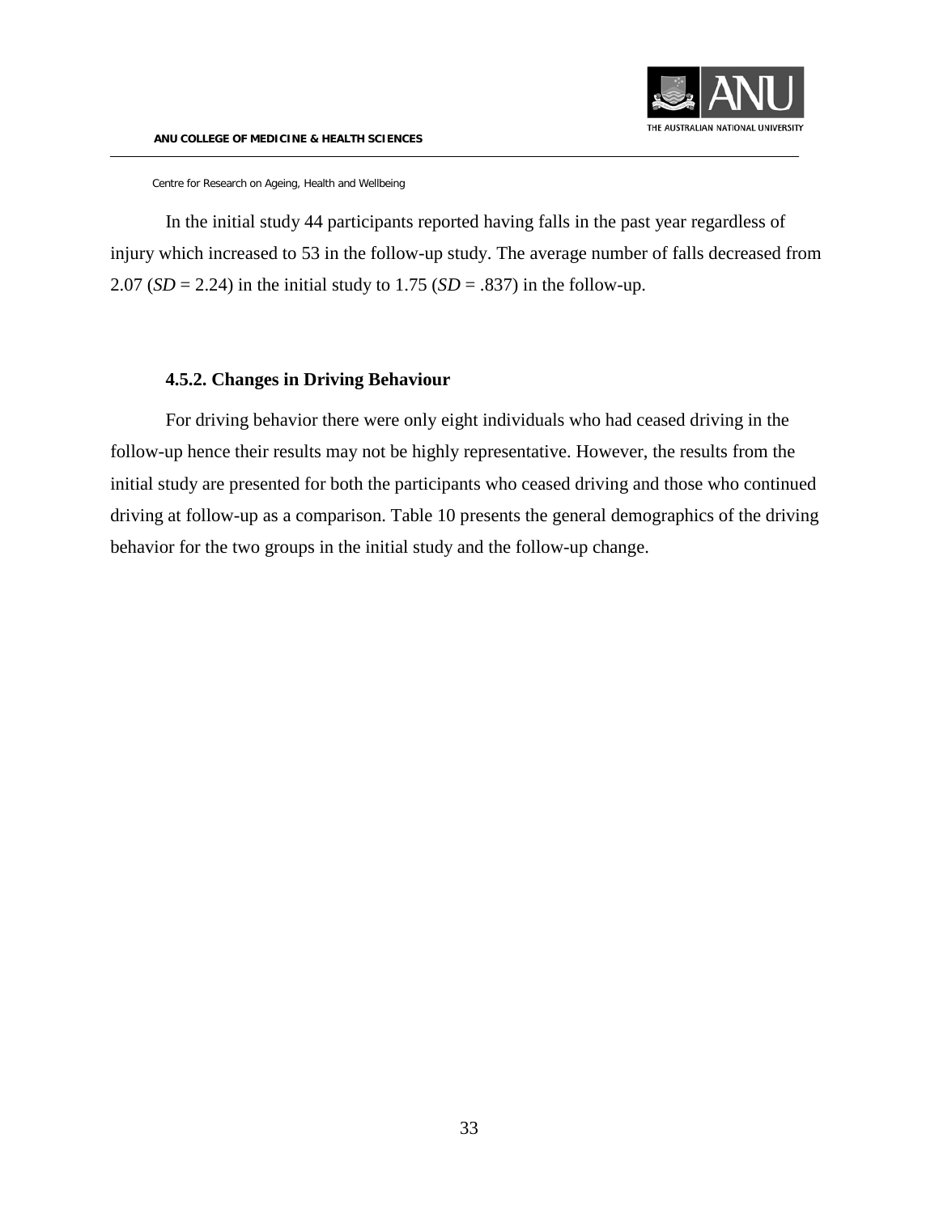In the initial study 44 participants reported having falls in the past year regardless of injury which increased to 53 in the follow-up study. The average number of falls decreased from 2.07 (*SD* = 2.24) in the initial study to 1.75 (*SD* = .837) in the follow-up.

### 4.5.2. Changes in Driving Behaviour

For driving behavior there were only eight individuals who had ceased driving in the follow-up hence their results may not be highly representative. However, the results from the initial study are presented for both the participants who ceased driving and those who continued driving at follow-up as a comparison. Table 10 presents the general demographics of the driving behavior for the two groups in the initial study and the follow-up change.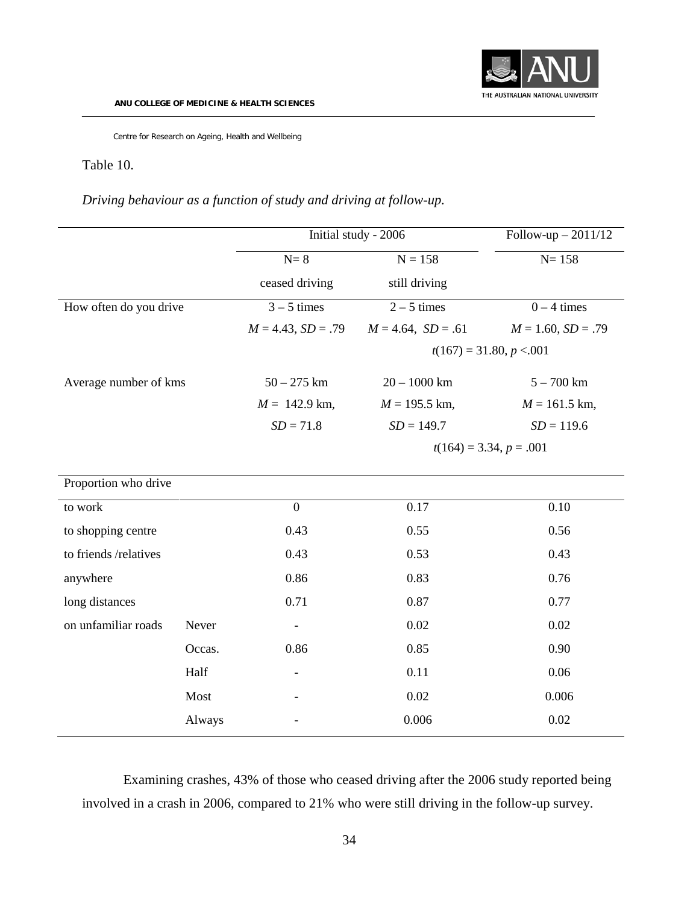Table 10.

*Driving behaviour as a function of study and driving at follow-up.*

| | | Initial study - 2006 | | Follow-up – 2011/12 |
|---|---|---|---|---|
| | | N= 8 ceased driving | N = 158 still driving | N= 158 |
| How often do you drive | | 3 – 5 times | 2 – 5 times | 0 – 4 times |
| | | $M$ = 4.43, $SD$ = .79 | $M$ = 4.64, $SD$ = .61 | $M$ = 1.60, $SD$ = .79 |
| | | | $t(167) = 31.80$, $p$ <.001 | |
| Average number of kms | | 50 – 275 km | 20 – 1000 km | 5 – 700 km |
| | | $M$ = 142.9 km, | $M$ = 195.5 km, | $M$ = 161.5 km, |
| | | $SD$ = 71.8 | $SD$ = 149.7 | $SD$ = 119.6 |
| | | | $t(164) = 3.34$, $p$ = .001 | |
| Proportion who drive | | | | |
| to work | | 0 | 0.17 | 0.10 |
| to shopping centre | | 0.43 | 0.55 | 0.56 |
| to friends /relatives | | 0.43 | 0.53 | 0.43 |
| anywhere | | 0.86 | 0.83 | 0.76 |
| long distances | | 0.71 | 0.87 | 0.77 |
| on unfamiliar roads | Never | - | 0.02 | 0.02 |
| | Occas. | 0.86 | 0.85 | 0.90 |
| | Half | - | 0.11 | 0.06 |
| | Most | - | 0.02 | 0.006 |
| | Always | - | 0.006 | 0.02 |

Examining crashes, 43% of those who ceased driving after the 2006 study reported being involved in a crash in 2006, compared to 21% who were still driving in the follow-up survey.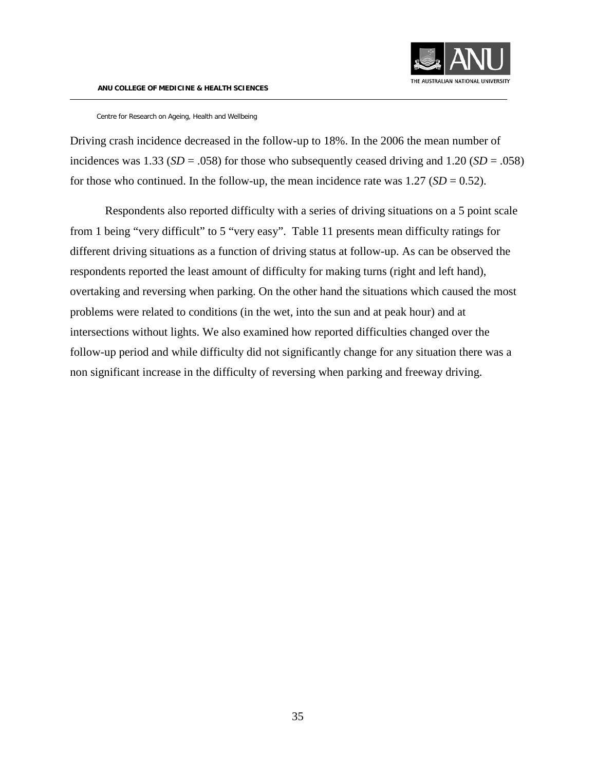Driving crash incidence decreased in the follow-up to 18%. In the 2006 the mean number of incidences was 1.33 (*SD* = .058) for those who subsequently ceased driving and 1.20 (*SD* = .058) for those who continued. In the follow-up, the mean incidence rate was 1.27 (*SD* = 0.52).

Respondents also reported difficulty with a series of driving situations on a 5 point scale from 1 being "very difficult" to 5 "very easy". Table 11 presents mean difficulty ratings for different driving situations as a function of driving status at follow-up. As can be observed the respondents reported the least amount of difficulty for making turns (right and left hand), overtaking and reversing when parking. On the other hand the situations which caused the most problems were related to conditions (in the wet, into the sun and at peak hour) and at intersections without lights. We also examined how reported difficulties changed over the follow-up period and while difficulty did not significantly change for any situation there was a non significant increase in the difficulty of reversing when parking and freeway driving.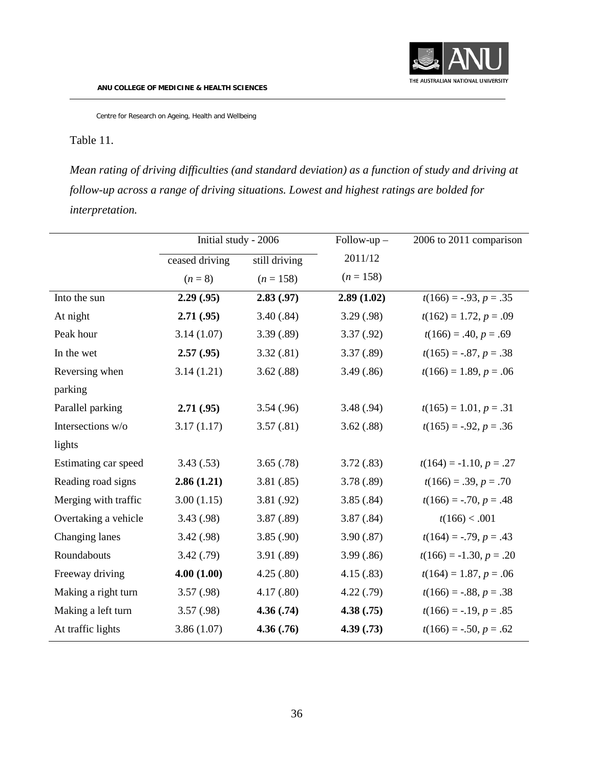Table 11.

*Mean rating of driving difficulties (and standard deviation) as a function of study and driving at follow-up across a range of driving situations. Lowest and highest ratings are bolded for interpretation.*

| | Initial study - 2006 | | Follow-up – 2011/12 | 2006 to 2011 comparison |
|---|---|---|---|---|
| | ceased driving ($n$ = 8) | still driving ($n$ = 158) | ($n$ = 158) | |
| Into the sun | **2.29 (.95)** | **2.83 (.97)** | **2.89 (1.02)** | $t(166) = -.93$, $p = .35$ |
| At night | **2.71 (.95)** | 3.40 (.84) | 3.29 (.98) | $t(162) = 1.72$, $p = .09$ |
| Peak hour | 3.14 (1.07) | 3.39 (.89) | 3.37 (.92) | $t(166) = .40$, $p = .69$ |
| In the wet | **2.57 (.95)** | 3.32 (.81) | 3.37 (.89) | $t(165) = -.87$, $p = .38$ |
| Reversing when parking | 3.14 (1.21) | 3.62 (.88) | 3.49 (.86) | $t(166) = 1.89$, $p = .06$ |
| Parallel parking | **2.71 (.95)** | 3.54 (.96) | 3.48 (.94) | $t(165) = 1.01$, $p = .31$ |
| Intersections w/o lights | 3.17 (1.17) | 3.57 (.81) | 3.62 (.88) | $t(165) = -.92$, $p = .36$ |
| Estimating car speed | 3.43 (.53) | 3.65 (.78) | 3.72 (.83) | $t(164) = -1.10$, $p = .27$ |
| Reading road signs | **2.86 (1.21)** | 3.81 (.85) | 3.78 (.89) | $t(166) = .39$, $p = .70$ |
| Merging with traffic | 3.00 (1.15) | 3.81 (.92) | 3.85 (.84) | $t(166) = -.70$, $p = .48$ |
| Overtaking a vehicle | 3.43 (.98) | 3.87 (.89) | 3.87 (.84) | $t(166) < .001$ |
| Changing lanes | 3.42 (.98) | 3.85 (.90) | 3.90 (.87) | $t(164) = -.79$, $p = .43$ |
| Roundabouts | 3.42 (.79) | 3.91 (.89) | 3.99 (.86) | $t(166) = -1.30$, $p = .20$ |
| Freeway driving | **4.00 (1.00)** | 4.25 (.80) | 4.15 (.83) | $t(164) = 1.87$, $p = .06$ |
| Making a right turn | 3.57 (.98) | 4.17 (.80) | 4.22 (.79) | $t(166) = -.88$, $p = .38$ |
| Making a left turn | 3.57 (.98) | **4.36 (.74)** | **4.38 (.75)** | $t(166) = -.19$, $p = .85$ |
| At traffic lights | 3.86 (1.07) | **4.36 (.76)** | **4.39 (.73)** | $t(166) = -.50$, $p = .62$ |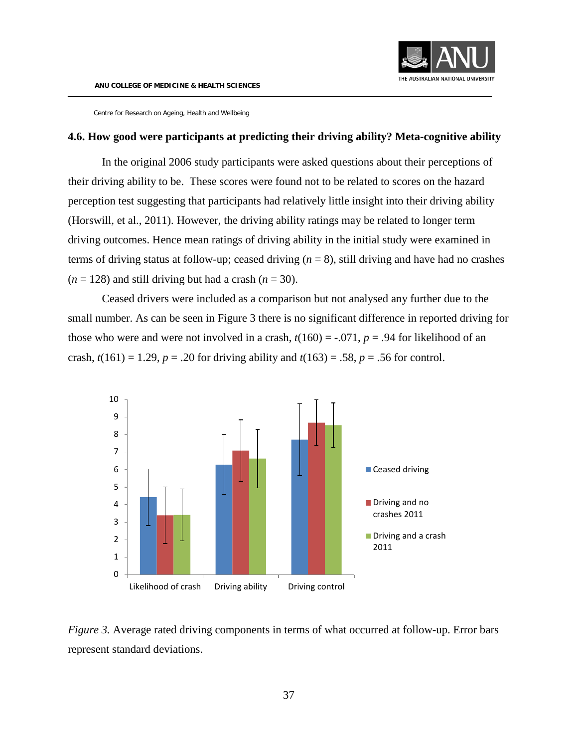## 4.6. How good were participants at predicting their driving ability? Meta-cognitive ability

In the original 2006 study participants were asked questions about their perceptions of their driving ability to be. These scores were found not to be related to scores on the hazard perception test suggesting that participants had relatively little insight into their driving ability (Horswill, et al., 2011). However, the driving ability ratings may be related to longer term driving outcomes. Hence mean ratings of driving ability in the initial study were examined in terms of driving status at follow-up; ceased driving ($n$ = 8), still driving and have had no crashes ($n$ = 128) and still driving but had a crash ($n$ = 30).

Ceased drivers were included as a comparison but not analysed any further due to the small number. As can be seen in Figure 3 there is no significant difference in reported driving for those who were and were not involved in a crash, $t(160) = -.071$, $p = .94$ for likelihood of an crash, $t(161) = 1.29$, $p = .20$ for driving ability and $t(163) = .58$, $p = .56$ for control.

10
9
8
7
6
5
4
3
2
1
0

Likelihood of crash
Driving ability
Driving control

Ceased driving
Driving and no crashes 2011
Driving and a crash 2011

*Figure 3.* Average rated driving components in terms of what occurred at follow-up. Error bars represent standard deviations.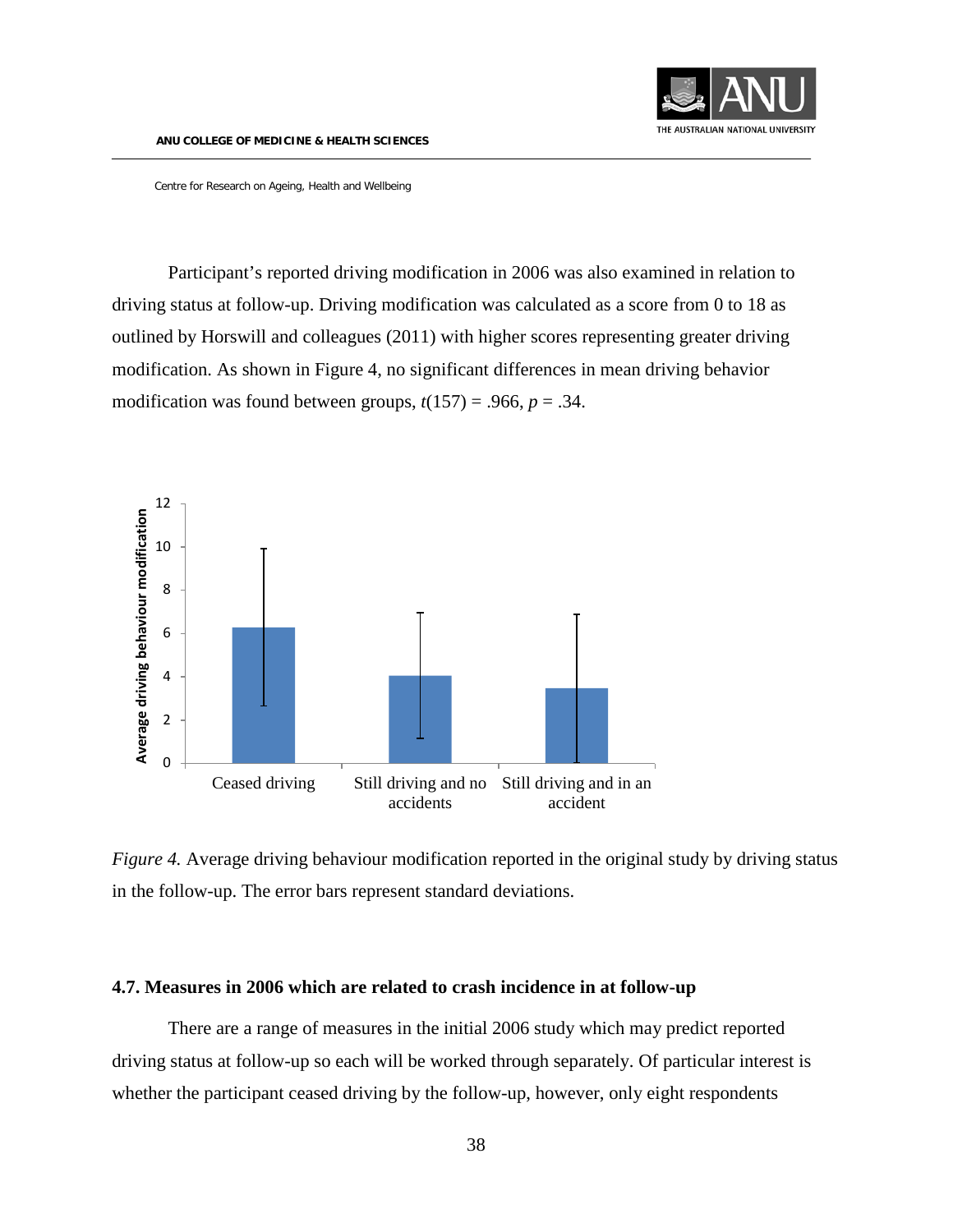Participant's reported driving modification in 2006 was also examined in relation to driving status at follow-up. Driving modification was calculated as a score from 0 to 18 as outlined by Horswill and colleagues (2011) with higher scores representing greater driving modification. As shown in Figure 4, no significant differences in mean driving behavior modification was found between groups, $t(157) = .966$, $p = .34$.

Average driving behaviour modification

12
10
8
6
4
2
0

Ceased driving
Still driving and no accidents
Still driving and in an accident

*Figure 4.* Average driving behaviour modification reported in the original study by driving status in the follow-up. The error bars represent standard deviations.

### 4.7. Measures in 2006 which are related to crash incidence in at follow-up

There are a range of measures in the initial 2006 study which may predict reported driving status at follow-up so each will be worked through separately. Of particular interest is whether the participant ceased driving by the follow-up, however, only eight respondents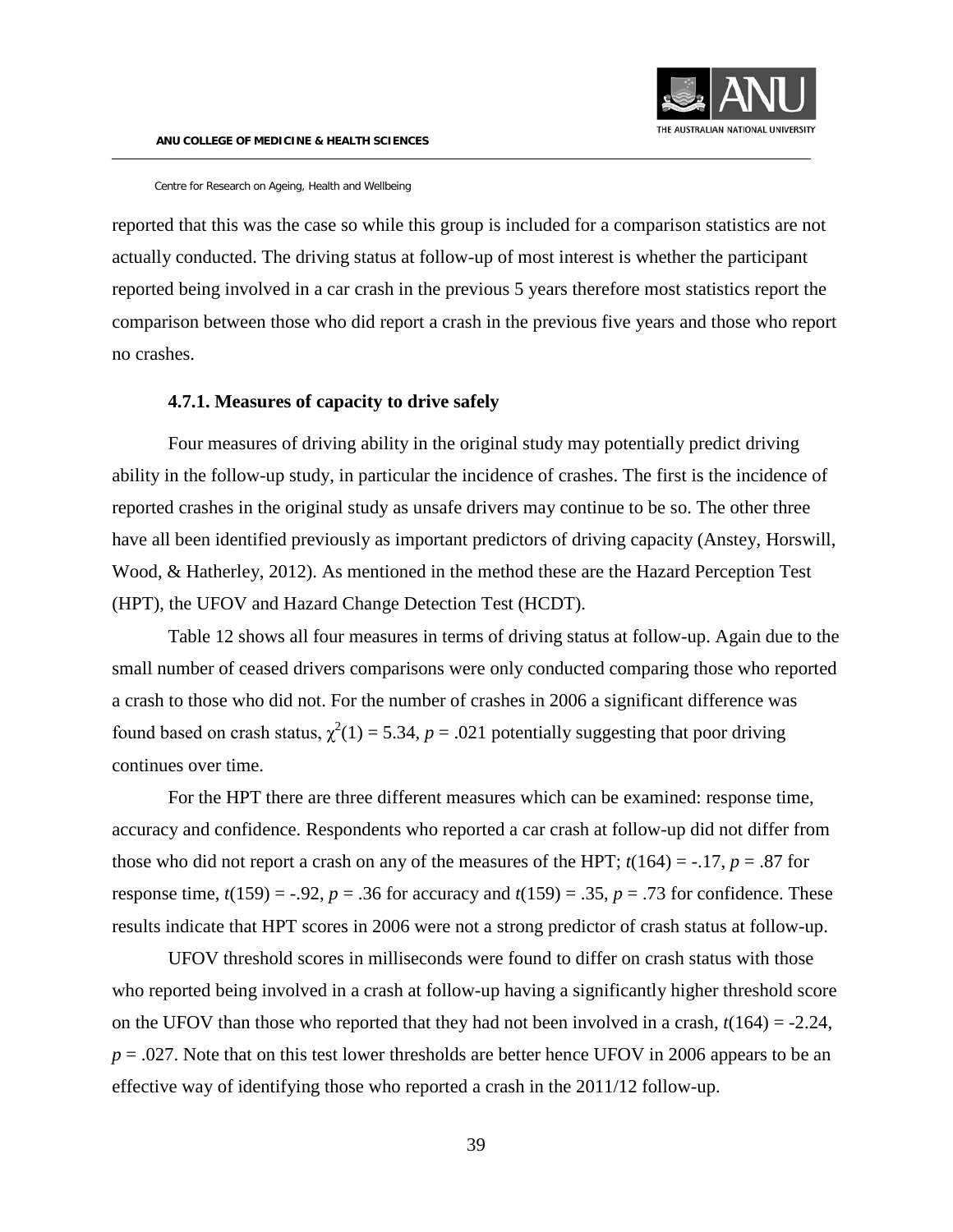reported that this was the case so while this group is included for a comparison statistics are not actually conducted. The driving status at follow-up of most interest is whether the participant reported being involved in a car crash in the previous 5 years therefore most statistics report the comparison between those who did report a crash in the previous five years and those who report no crashes.

### 4.7.1. Measures of capacity to drive safely

Four measures of driving ability in the original study may potentially predict driving ability in the follow-up study, in particular the incidence of crashes. The first is the incidence of reported crashes in the original study as unsafe drivers may continue to be so. The other three have all been identified previously as important predictors of driving capacity (Anstey, Horswill, Wood, & Hatherley, 2012). As mentioned in the method these are the Hazard Perception Test (HPT), the UFOV and Hazard Change Detection Test (HCDT).

Table 12 shows all four measures in terms of driving status at follow-up. Again due to the small number of ceased drivers comparisons were only conducted comparing those who reported a crash to those who did not. For the number of crashes in 2006 a significant difference was found based on crash status, $\chi^2(1) = 5.34$, $p = .021$ potentially suggesting that poor driving continues over time.

For the HPT there are three different measures which can be examined: response time, accuracy and confidence. Respondents who reported a car crash at follow-up did not differ from those who did not report a crash on any of the measures of the HPT; $t(164) = -.17$, $p = .87$ for response time, $t(159) = -.92$, $p = .36$ for accuracy and $t(159) = .35$, $p = .73$ for confidence. These results indicate that HPT scores in 2006 were not a strong predictor of crash status at follow-up.

UFOV threshold scores in milliseconds were found to differ on crash status with those who reported being involved in a crash at follow-up having a significantly higher threshold score on the UFOV than those who reported that they had not been involved in a crash, $t(164) = -2.24$, $p = .027$. Note that on this test lower thresholds are better hence UFOV in 2006 appears to be an effective way of identifying those who reported a crash in the 2011/12 follow-up.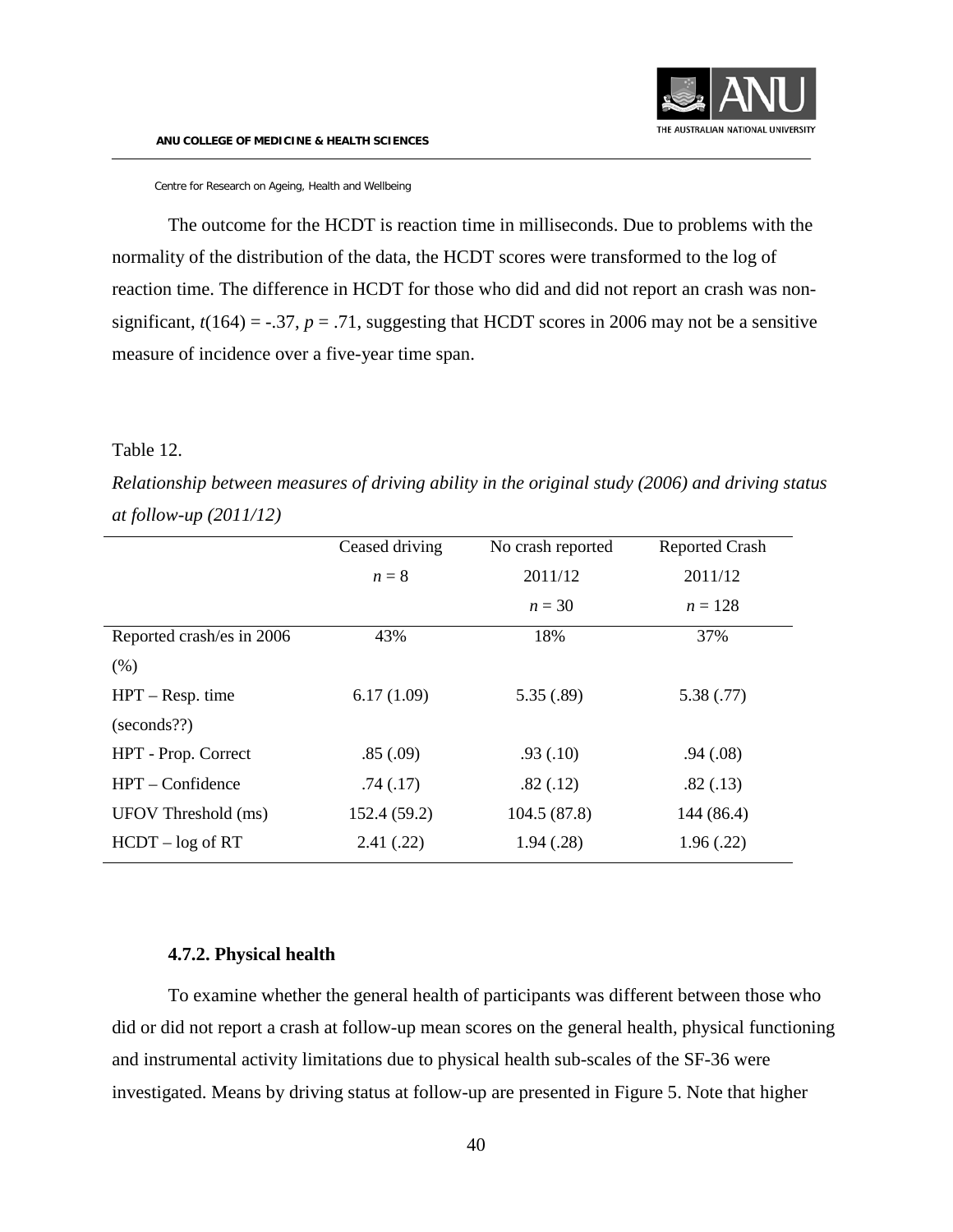The outcome for the HCDT is reaction time in milliseconds. Due to problems with the normality of the distribution of the data, the HCDT scores were transformed to the log of reaction time. The difference in HCDT for those who did and did not report an crash was non-significant, $t(164) = -.37$, $p = .71$, suggesting that HCDT scores in 2006 may not be a sensitive measure of incidence over a five-year time span.

Table 12.

*Relationship between measures of driving ability in the original study (2006) and driving status at follow-up (2011/12)*

| | Ceased driving $n = 8$ | No crash reported 2011/12 $n = 30$ | Reported Crash 2011/12 $n = 128$ |
|---|---|---|---|
| Reported crash/es in 2006 (%) | 43% | 18% | 37% |
| HPT – Resp. time (seconds??) | 6.17 (1.09) | 5.35 (.89) | 5.38 (.77) |
| HPT - Prop. Correct | .85 (.09) | .93 (.10) | .94 (.08) |
| HPT – Confidence | .74 (.17) | .82 (.12) | .82 (.13) |
| UFOV Threshold (ms) | 152.4 (59.2) | 104.5 (87.8) | 144 (86.4) |
| HCDT – log of RT | 2.41 (.22) | 1.94 (.28) | 1.96 (.22) |

#### 4.7.2. Physical health

To examine whether the general health of participants was different between those who did or did not report a crash at follow-up mean scores on the general health, physical functioning and instrumental activity limitations due to physical health sub-scales of the SF-36 were investigated. Means by driving status at follow-up are presented in Figure 5. Note that higher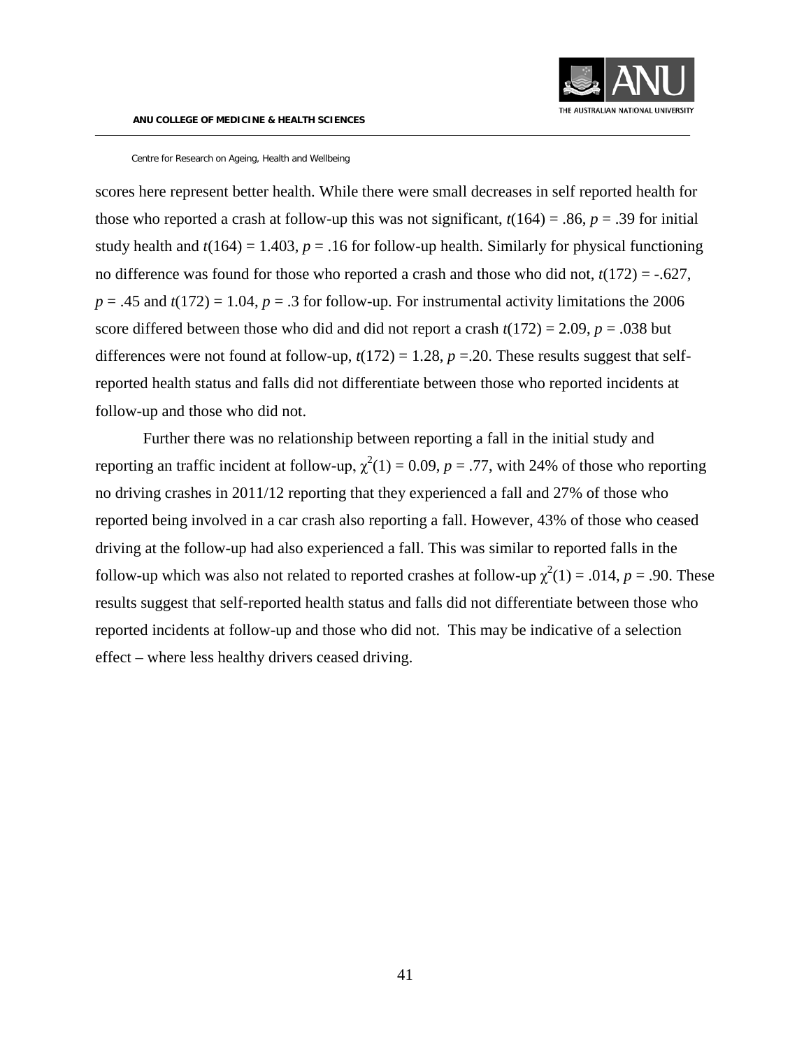scores here represent better health. While there were small decreases in self reported health for those who reported a crash at follow-up this was not significant, $t(164) = .86$, $p = .39$ for initial study health and $t(164) = 1.403$, $p = .16$ for follow-up health. Similarly for physical functioning no difference was found for those who reported a crash and those who did not, $t(172) = -.627$, $p = .45$ and $t(172) = 1.04$, $p = .3$ for follow-up. For instrumental activity limitations the 2006 score differed between those who did and did not report a crash $t(172) = 2.09$, $p = .038$ but differences were not found at follow-up, $t(172) = 1.28$, $p = .20$. These results suggest that self-reported health status and falls did not differentiate between those who reported incidents at follow-up and those who did not.

Further there was no relationship between reporting a fall in the initial study and reporting an traffic incident at follow-up, $\chi^2(1) = 0.09$, $p = .77$, with 24% of those who reporting no driving crashes in 2011/12 reporting that they experienced a fall and 27% of those who reported being involved in a car crash also reporting a fall. However, 43% of those who ceased driving at the follow-up had also experienced a fall. This was similar to reported falls in the follow-up which was also not related to reported crashes at follow-up $\chi^2(1) = .014$, $p = .90$. These results suggest that self-reported health status and falls did not differentiate between those who reported incidents at follow-up and those who did not. This may be indicative of a selection effect – where less healthy drivers ceased driving.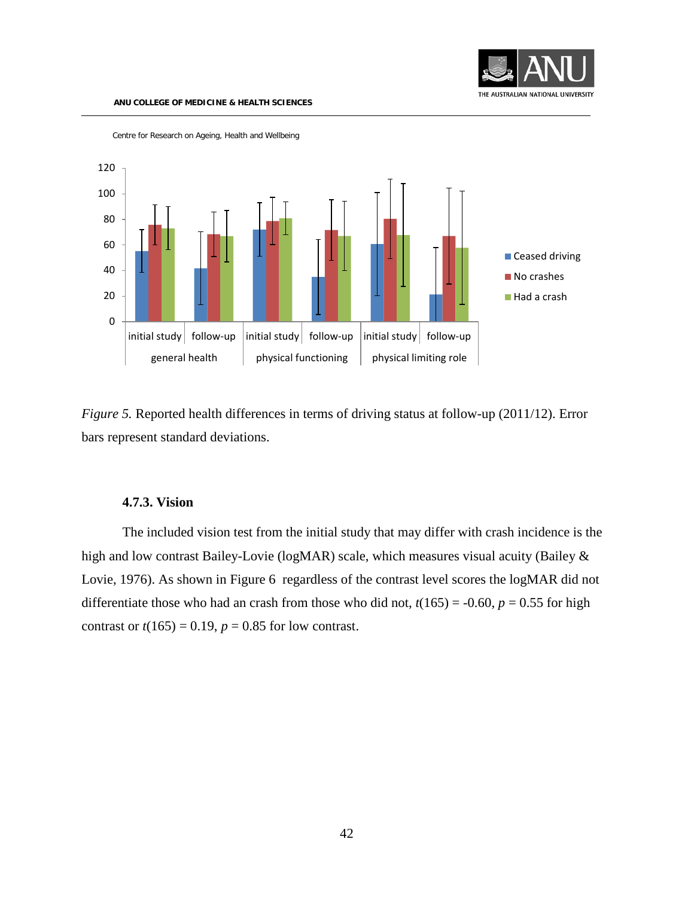120
100
80
60
40
20
0

initial study
follow-up
initial study
follow-up
initial study
follow-up

general health
physical functioning
physical limiting role

Ceased driving
No crashes
Had a crash

*Figure 5.* Reported health differences in terms of driving status at follow-up (2011/12). Error bars represent standard deviations.

### 4.7.3. Vision

The included vision test from the initial study that may differ with crash incidence is the high and low contrast Bailey-Lovie (logMAR) scale, which measures visual acuity (Bailey & Lovie, 1976). As shown in Figure 6 regardless of the contrast level scores the logMAR did not differentiate those who had an crash from those who did not, $t(165) = -0.60$, $p = 0.55$ for high contrast or $t(165) = 0.19$, $p = 0.85$ for low contrast.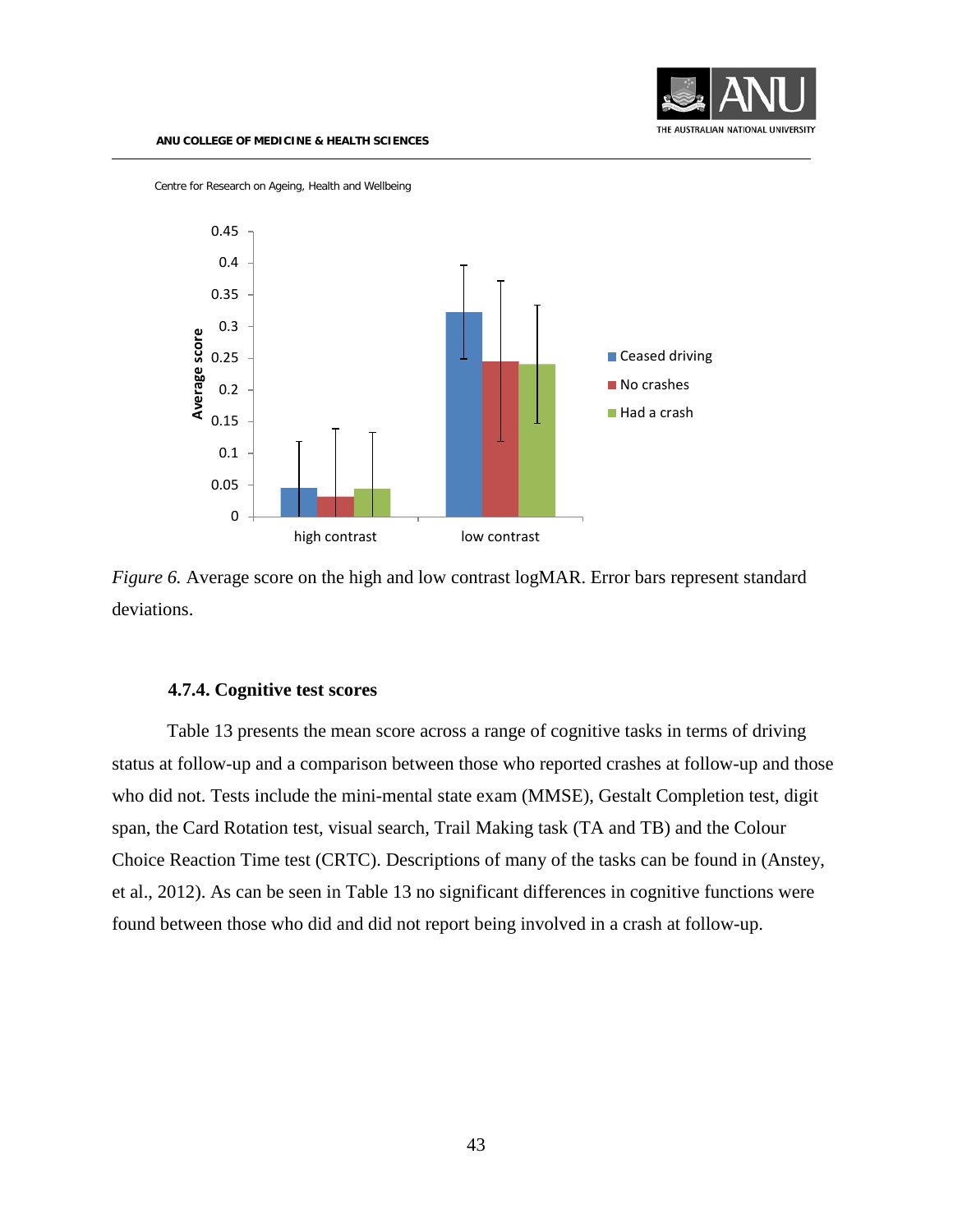0.45
0.4
0.35
0.3
0.25
0.2
0.15
0.1
0.05
0

Average score

high contrast
low contrast

Ceased driving
No crashes
Had a crash

*Figure 6.* Average score on the high and low contrast logMAR. Error bars represent standard deviations.

#### 4.7.4. Cognitive test scores

Table 13 presents the mean score across a range of cognitive tasks in terms of driving status at follow-up and a comparison between those who reported crashes at follow-up and those who did not. Tests include the mini-mental state exam (MMSE), Gestalt Completion test, digit span, the Card Rotation test, visual search, Trail Making task (TA and TB) and the Colour Choice Reaction Time test (CRTC). Descriptions of many of the tasks can be found in (Anstey, et al., 2012). As can be seen in Table 13 no significant differences in cognitive functions were found between those who did and did not report being involved in a crash at follow-up.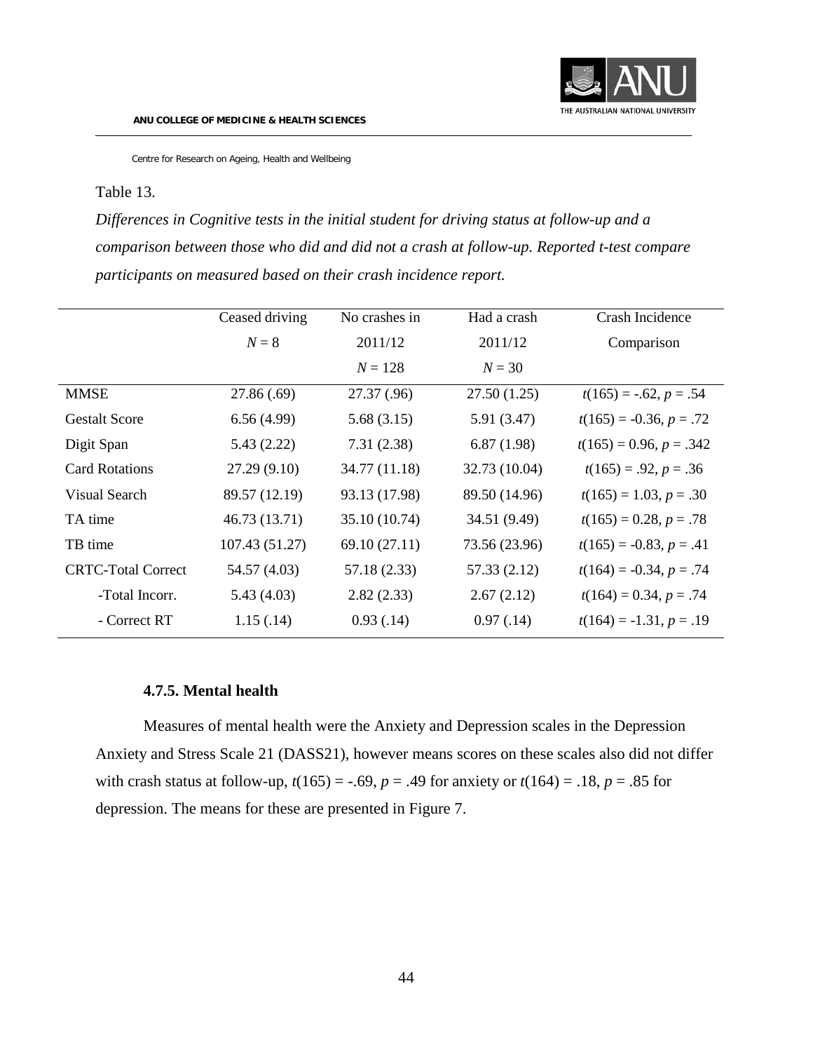Table 13.

*Differences in Cognitive tests in the initial student for driving status at follow-up and a comparison between those who did and did not a crash at follow-up. Reported t-test compare participants on measured based on their crash incidence report.*

| | Ceased driving $N = 8$ | No crashes in 2011/12 $N = 128$ | Had a crash 2011/12 $N = 30$ | Crash Incidence Comparison |
|---|---|---|---|---|
| MMSE | 27.86 (.69) | 27.37 (.96) | 27.50 (1.25) | $t(165) = -.62$, $p = .54$ |
| Gestalt Score | 6.56 (4.99) | 5.68 (3.15) | 5.91 (3.47) | $t(165) = -0.36$, $p = .72$ |
| Digit Span | 5.43 (2.22) | 7.31 (2.38) | 6.87 (1.98) | $t(165) = 0.96$, $p = .342$ |
| Card Rotations | 27.29 (9.10) | 34.77 (11.18) | 32.73 (10.04) | $t(165) = .92$, $p = .36$ |
| Visual Search | 89.57 (12.19) | 93.13 (17.98) | 89.50 (14.96) | $t(165) = 1.03$, $p = .30$ |
| TA time | 46.73 (13.71) | 35.10 (10.74) | 34.51 (9.49) | $t(165) = 0.28$, $p = .78$ |
| TB time | 107.43 (51.27) | 69.10 (27.11) | 73.56 (23.96) | $t(165) = -0.83$, $p = .41$ |
| CRTC-Total Correct | 54.57 (4.03) | 57.18 (2.33) | 57.33 (2.12) | $t(164) = -0.34$, $p = .74$ |
| -Total Incorr. | 5.43 (4.03) | 2.82 (2.33) | 2.67 (2.12) | $t(164) = 0.34$, $p = .74$ |
| - Correct RT | 1.15 (.14) | 0.93 (.14) | 0.97 (.14) | $t(164) = -1.31$, $p = .19$ |

### 4.7.5. Mental health

Measures of mental health were the Anxiety and Depression scales in the Depression Anxiety and Stress Scale 21 (DASS21), however means scores on these scales also did not differ with crash status at follow-up, $t(165) = -.69$, $p = .49$ for anxiety or $t(164) = .18$, $p = .85$ for depression. The means for these are presented in Figure 7.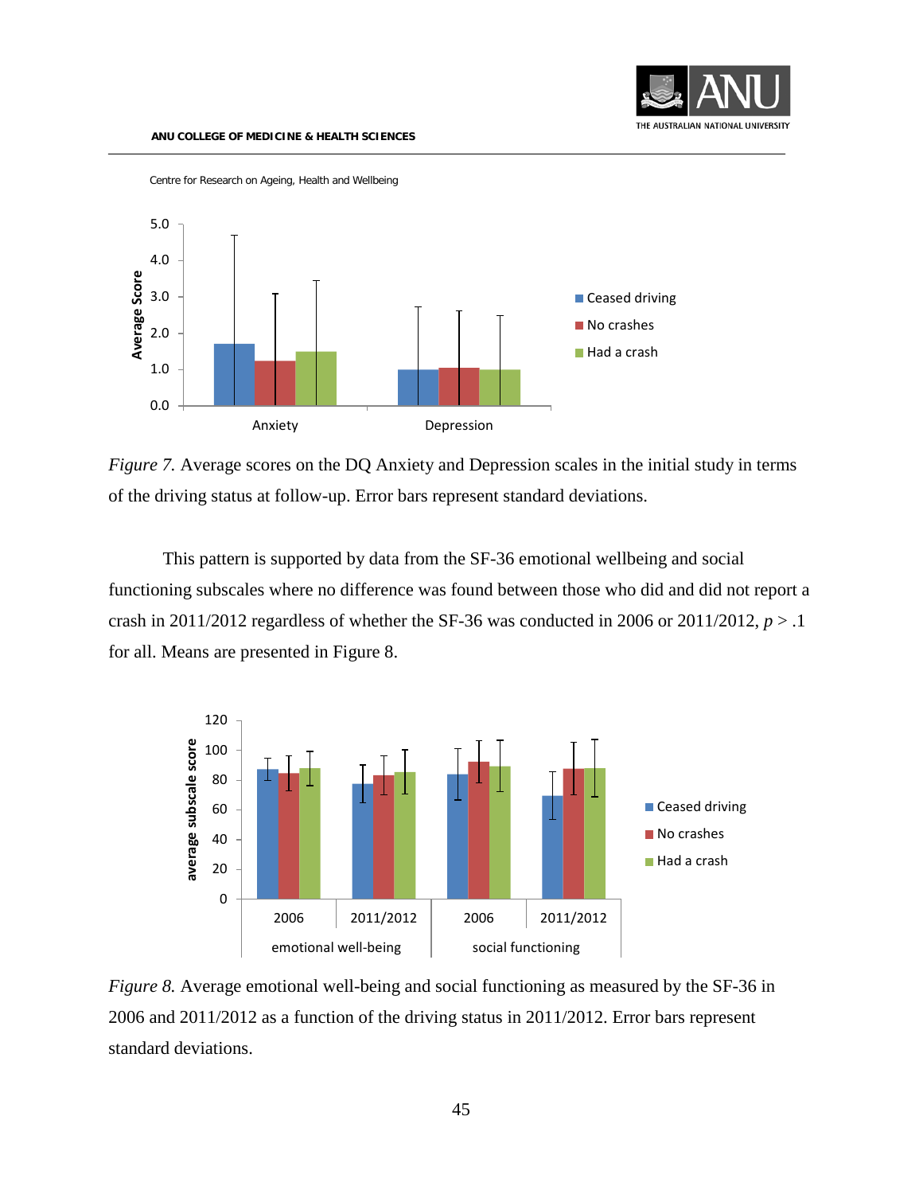5.0
4.0
3.0
2.0
1.0
0.0

Average Score

Anxiety
Depression

Ceased driving
No crashes
Had a crash

*Figure 7.* Average scores on the DQ Anxiety and Depression scales in the initial study in terms of the driving status at follow-up. Error bars represent standard deviations.

This pattern is supported by data from the SF-36 emotional wellbeing and social functioning subscales where no difference was found between those who did and did not report a crash in 2011/2012 regardless of whether the SF-36 was conducted in 2006 or 2011/2012, $p > .1$ for all. Means are presented in Figure 8.

120
100
80
60
40
20
0

average subscale score

2006
2011/2012
2006
2011/2012

emotional well-being
social functioning

Ceased driving
No crashes
Had a crash

*Figure 8.* Average emotional well-being and social functioning as measured by the SF-36 in 2006 and 2011/2012 as a function of the driving status in 2011/2012. Error bars represent standard deviations.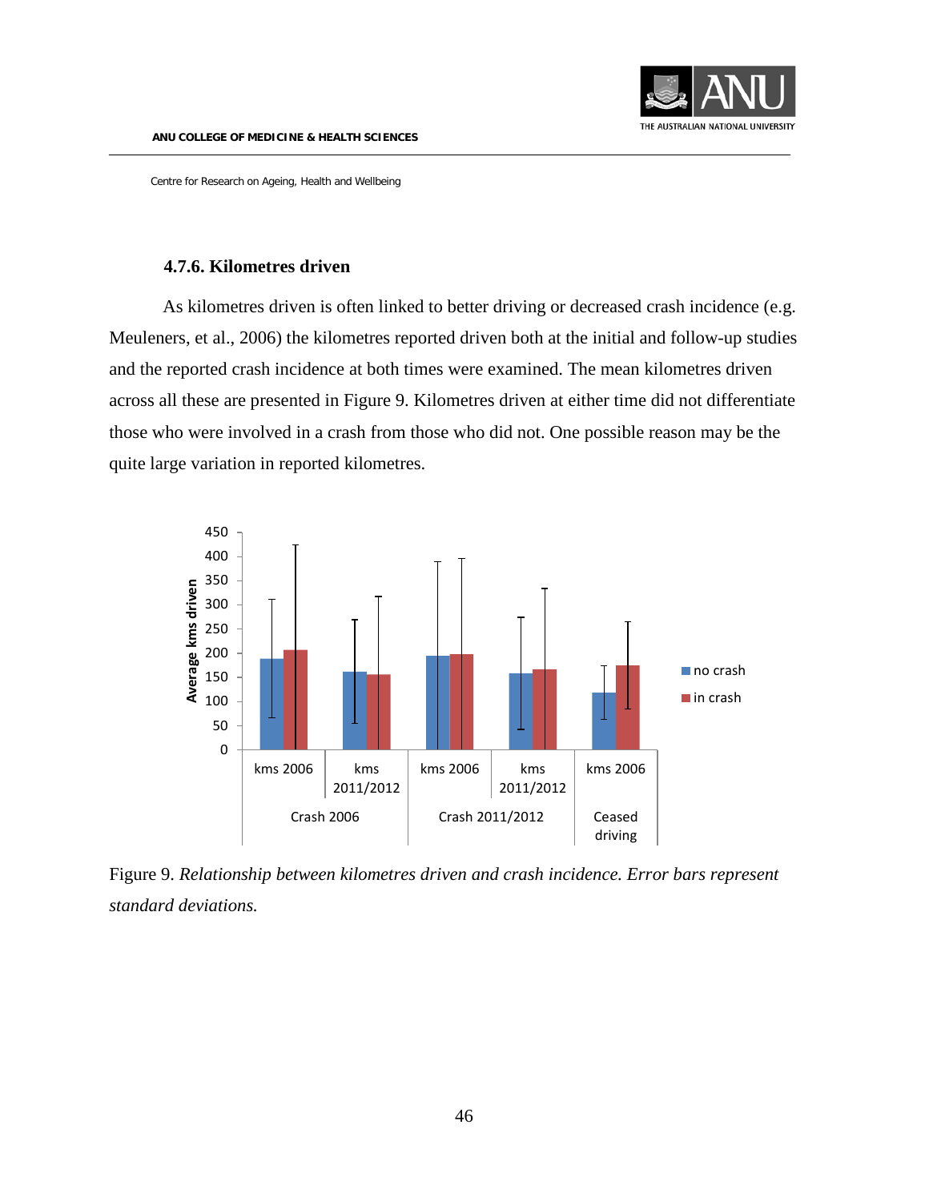### 4.7.6. Kilometres driven

As kilometres driven is often linked to better driving or decreased crash incidence (e.g. Meuleners, et al., 2006) the kilometres reported driven both at the initial and follow-up studies and the reported crash incidence at both times were examined. The mean kilometres driven across all these are presented in Figure 9. Kilometres driven at either time did not differentiate those who were involved in a crash from those who did not. One possible reason may be the quite large variation in reported kilometres.

Average kms driven

450
400
350
300
250
200
150
100
50
0

kms 2006
kms 2011/2012
kms 2006
kms 2011/2012
kms 2006

Crash 2006
Crash 2011/2012
Ceased driving

no crash
in crash

Figure 9. *Relationship between kilometres driven and crash incidence. Error bars represent standard deviations.*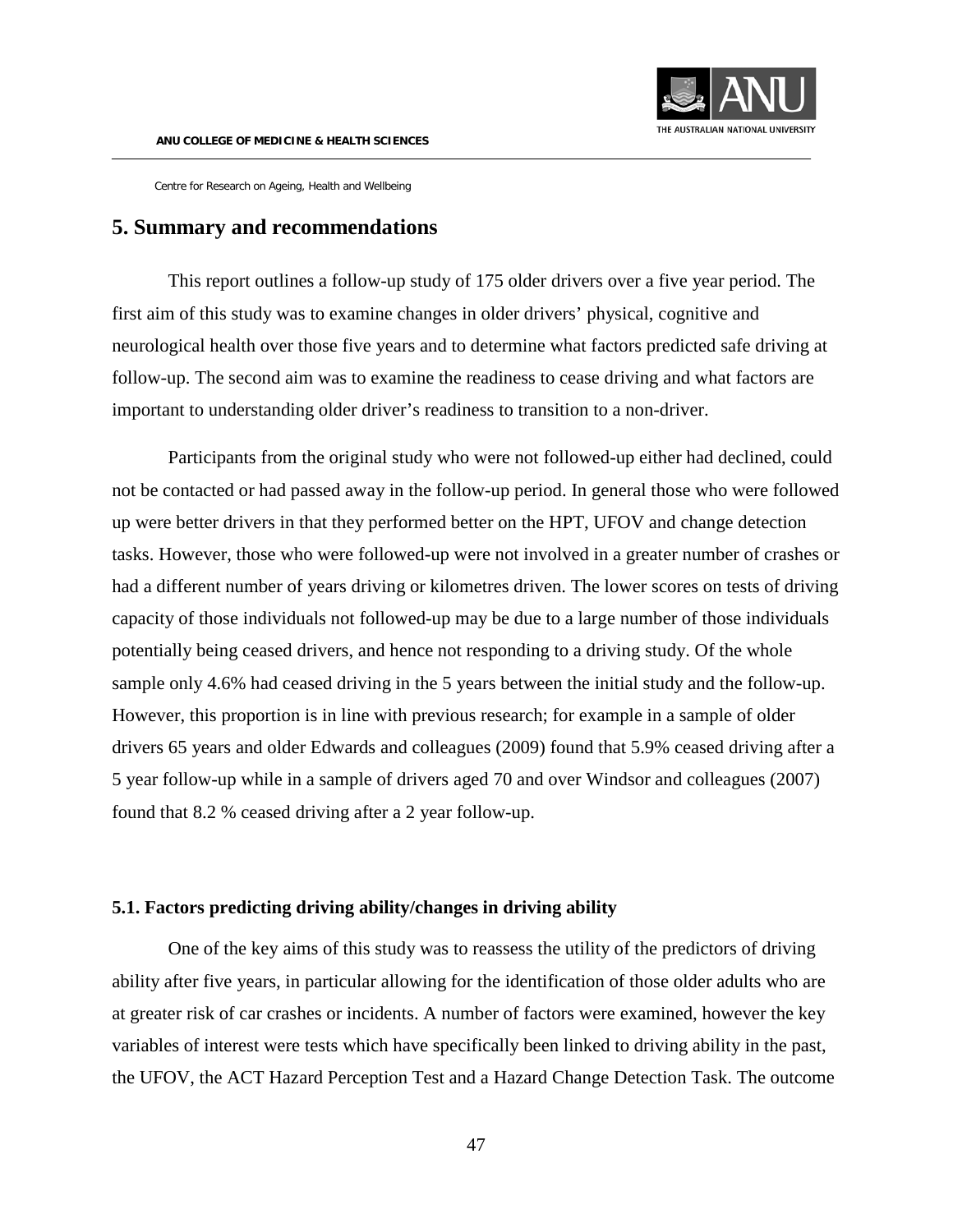## 5. Summary and recommendations

This report outlines a follow-up study of 175 older drivers over a five year period. The first aim of this study was to examine changes in older drivers' physical, cognitive and neurological health over those five years and to determine what factors predicted safe driving at follow-up. The second aim was to examine the readiness to cease driving and what factors are important to understanding older driver's readiness to transition to a non-driver.

Participants from the original study who were not followed-up either had declined, could not be contacted or had passed away in the follow-up period. In general those who were followed up were better drivers in that they performed better on the HPT, UFOV and change detection tasks. However, those who were followed-up were not involved in a greater number of crashes or had a different number of years driving or kilometres driven. The lower scores on tests of driving capacity of those individuals not followed-up may be due to a large number of those individuals potentially being ceased drivers, and hence not responding to a driving study. Of the whole sample only 4.6% had ceased driving in the 5 years between the initial study and the follow-up. However, this proportion is in line with previous research; for example in a sample of older drivers 65 years and older Edwards and colleagues (2009) found that 5.9% ceased driving after a 5 year follow-up while in a sample of drivers aged 70 and over Windsor and colleagues (2007) found that 8.2 % ceased driving after a 2 year follow-up.

### 5.1. Factors predicting driving ability/changes in driving ability

One of the key aims of this study was to reassess the utility of the predictors of driving ability after five years, in particular allowing for the identification of those older adults who are at greater risk of car crashes or incidents. A number of factors were examined, however the key variables of interest were tests which have specifically been linked to driving ability in the past, the UFOV, the ACT Hazard Perception Test and a Hazard Change Detection Task. The outcome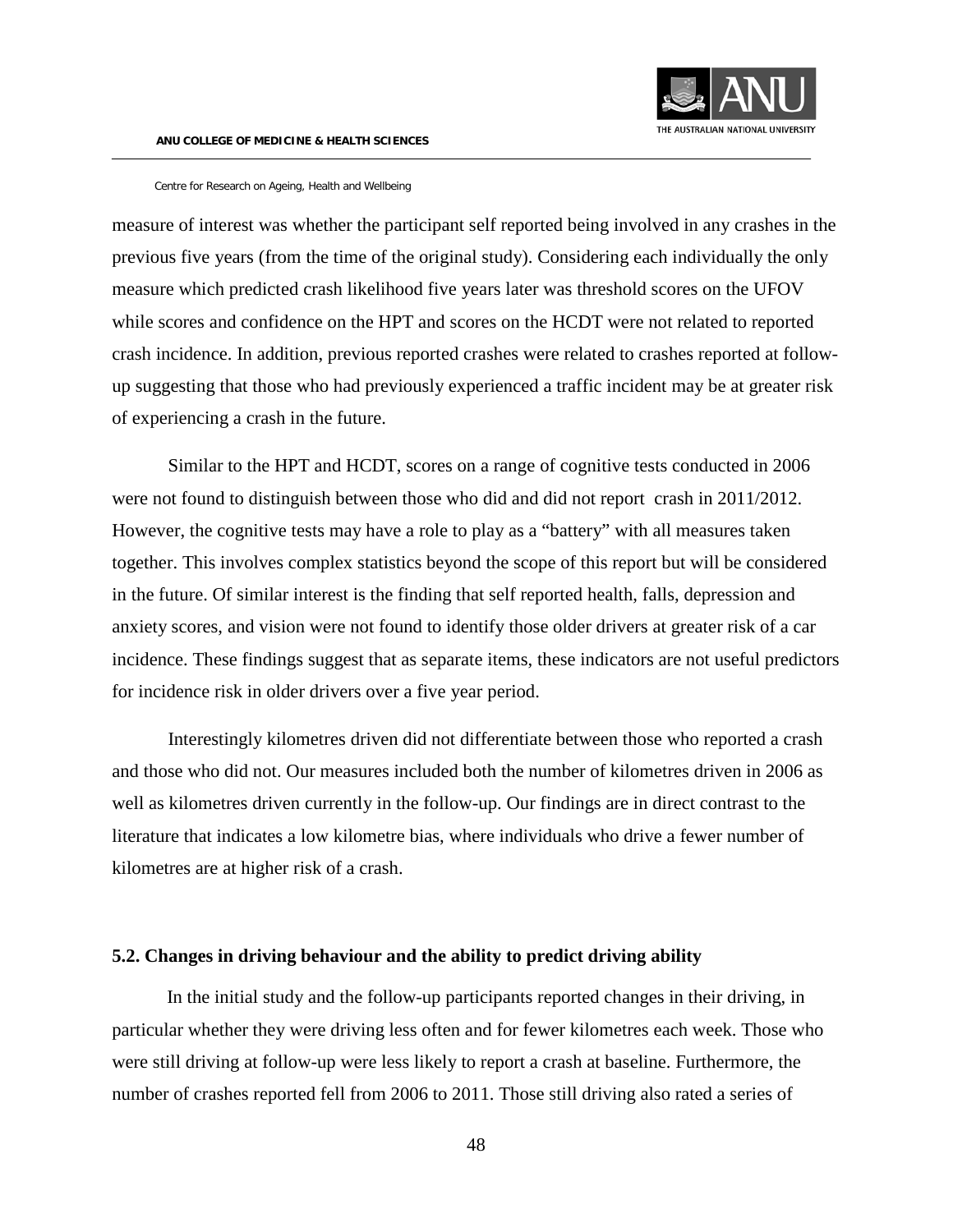measure of interest was whether the participant self reported being involved in any crashes in the previous five years (from the time of the original study). Considering each individually the only measure which predicted crash likelihood five years later was threshold scores on the UFOV while scores and confidence on the HPT and scores on the HCDT were not related to reported crash incidence. In addition, previous reported crashes were related to crashes reported at follow-up suggesting that those who had previously experienced a traffic incident may be at greater risk of experiencing a crash in the future.

Similar to the HPT and HCDT, scores on a range of cognitive tests conducted in 2006 were not found to distinguish between those who did and did not report crash in 2011/2012. However, the cognitive tests may have a role to play as a "battery" with all measures taken together. This involves complex statistics beyond the scope of this report but will be considered in the future. Of similar interest is the finding that self reported health, falls, depression and anxiety scores, and vision were not found to identify those older drivers at greater risk of a car incidence. These findings suggest that as separate items, these indicators are not useful predictors for incidence risk in older drivers over a five year period.

Interestingly kilometres driven did not differentiate between those who reported a crash and those who did not. Our measures included both the number of kilometres driven in 2006 as well as kilometres driven currently in the follow-up. Our findings are in direct contrast to the literature that indicates a low kilometre bias, where individuals who drive a fewer number of kilometres are at higher risk of a crash.

### 5.2. Changes in driving behaviour and the ability to predict driving ability

In the initial study and the follow-up participants reported changes in their driving, in particular whether they were driving less often and for fewer kilometres each week. Those who were still driving at follow-up were less likely to report a crash at baseline. Furthermore, the number of crashes reported fell from 2006 to 2011. Those still driving also rated a series of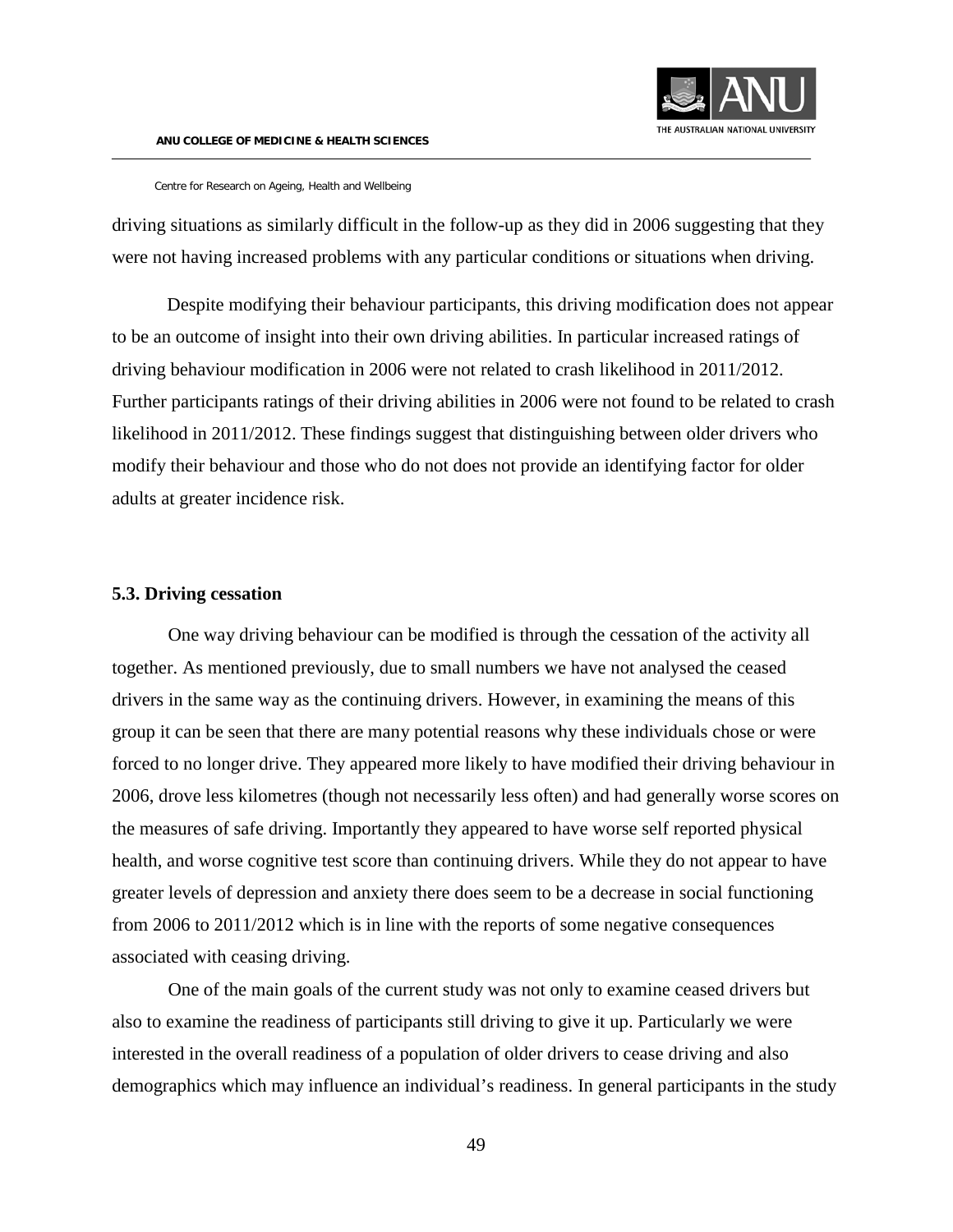driving situations as similarly difficult in the follow-up as they did in 2006 suggesting that they were not having increased problems with any particular conditions or situations when driving.

Despite modifying their behaviour participants, this driving modification does not appear to be an outcome of insight into their own driving abilities. In particular increased ratings of driving behaviour modification in 2006 were not related to crash likelihood in 2011/2012. Further participants ratings of their driving abilities in 2006 were not found to be related to crash likelihood in 2011/2012. These findings suggest that distinguishing between older drivers who modify their behaviour and those who do not does not provide an identifying factor for older adults at greater incidence risk.

### 5.3. Driving cessation

One way driving behaviour can be modified is through the cessation of the activity all together. As mentioned previously, due to small numbers we have not analysed the ceased drivers in the same way as the continuing drivers. However, in examining the means of this group it can be seen that there are many potential reasons why these individuals chose or were forced to no longer drive. They appeared more likely to have modified their driving behaviour in 2006, drove less kilometres (though not necessarily less often) and had generally worse scores on the measures of safe driving. Importantly they appeared to have worse self reported physical health, and worse cognitive test score than continuing drivers. While they do not appear to have greater levels of depression and anxiety there does seem to be a decrease in social functioning from 2006 to 2011/2012 which is in line with the reports of some negative consequences associated with ceasing driving.

One of the main goals of the current study was not only to examine ceased drivers but also to examine the readiness of participants still driving to give it up. Particularly we were interested in the overall readiness of a population of older drivers to cease driving and also demographics which may influence an individual's readiness. In general participants in the study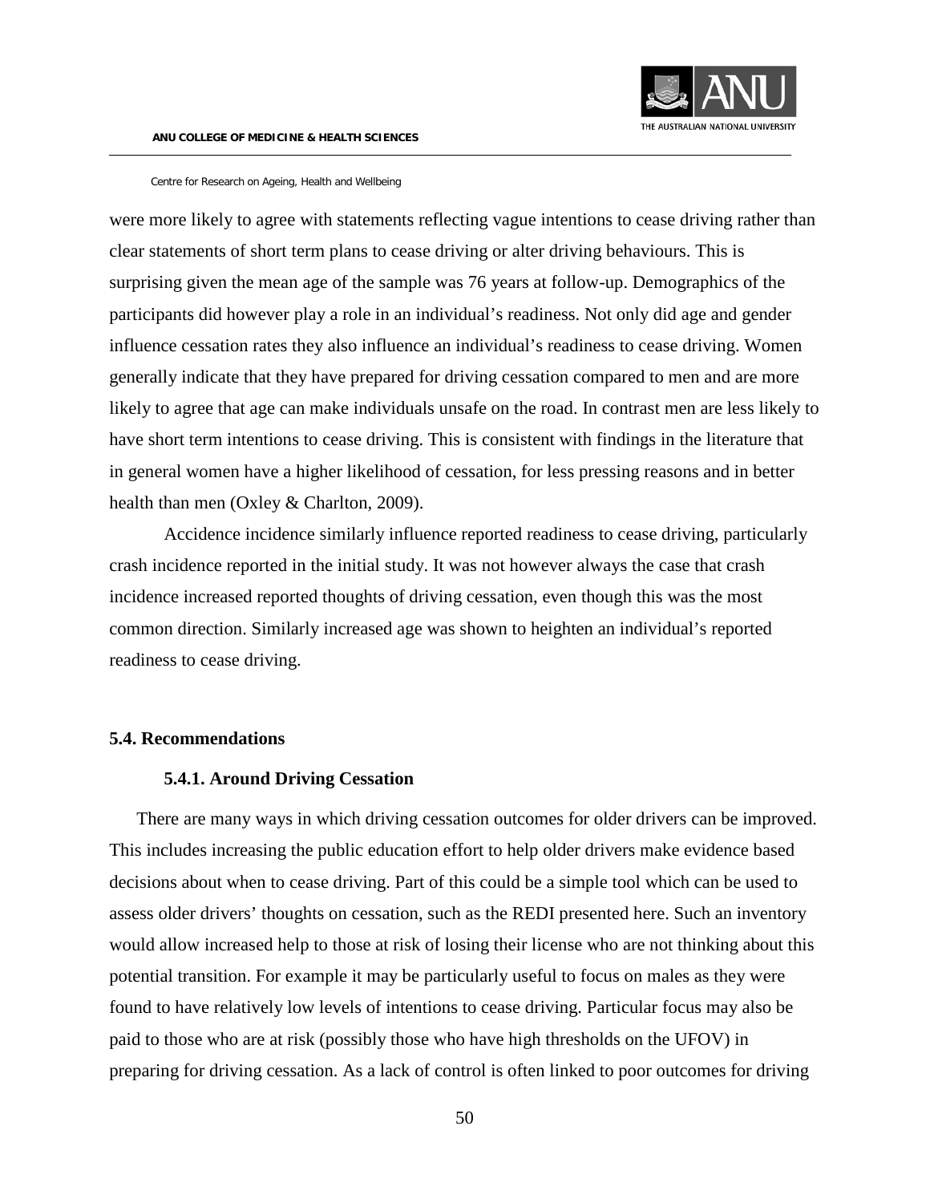were more likely to agree with statements reflecting vague intentions to cease driving rather than clear statements of short term plans to cease driving or alter driving behaviours. This is surprising given the mean age of the sample was 76 years at follow-up. Demographics of the participants did however play a role in an individual's readiness. Not only did age and gender influence cessation rates they also influence an individual's readiness to cease driving. Women generally indicate that they have prepared for driving cessation compared to men and are more likely to agree that age can make individuals unsafe on the road. In contrast men are less likely to have short term intentions to cease driving. This is consistent with findings in the literature that in general women have a higher likelihood of cessation, for less pressing reasons and in better health than men (Oxley & Charlton, 2009).

Accidence incidence similarly influence reported readiness to cease driving, particularly crash incidence reported in the initial study. It was not however always the case that crash incidence increased reported thoughts of driving cessation, even though this was the most common direction. Similarly increased age was shown to heighten an individual's reported readiness to cease driving.

## 5.4. Recommendations

### 5.4.1. Around Driving Cessation

There are many ways in which driving cessation outcomes for older drivers can be improved. This includes increasing the public education effort to help older drivers make evidence based decisions about when to cease driving. Part of this could be a simple tool which can be used to assess older drivers' thoughts on cessation, such as the REDI presented here. Such an inventory would allow increased help to those at risk of losing their license who are not thinking about this potential transition. For example it may be particularly useful to focus on males as they were found to have relatively low levels of intentions to cease driving. Particular focus may also be paid to those who are at risk (possibly those who have high thresholds on the UFOV) in preparing for driving cessation. As a lack of control is often linked to poor outcomes for driving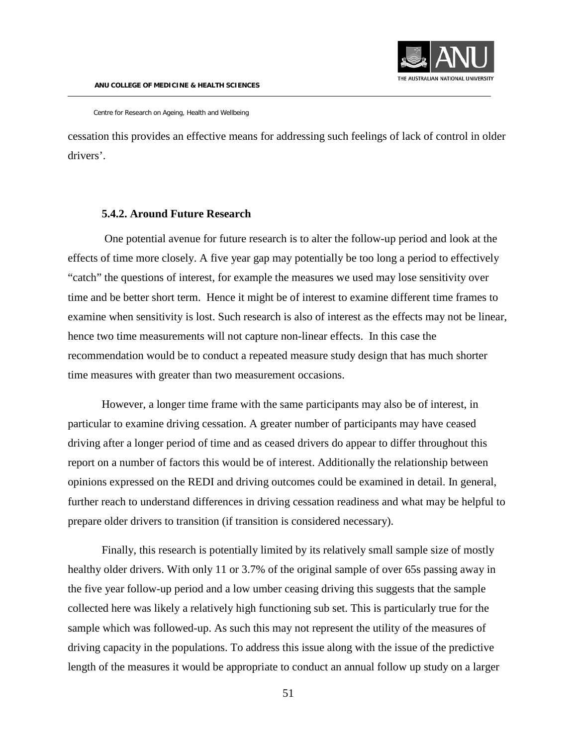cessation this provides an effective means for addressing such feelings of lack of control in older drivers'.

### 5.4.2. Around Future Research

One potential avenue for future research is to alter the follow-up period and look at the effects of time more closely. A five year gap may potentially be too long a period to effectively "catch" the questions of interest, for example the measures we used may lose sensitivity over time and be better short term. Hence it might be of interest to examine different time frames to examine when sensitivity is lost. Such research is also of interest as the effects may not be linear, hence two time measurements will not capture non-linear effects. In this case the recommendation would be to conduct a repeated measure study design that has much shorter time measures with greater than two measurement occasions.

However, a longer time frame with the same participants may also be of interest, in particular to examine driving cessation. A greater number of participants may have ceased driving after a longer period of time and as ceased drivers do appear to differ throughout this report on a number of factors this would be of interest. Additionally the relationship between opinions expressed on the REDI and driving outcomes could be examined in detail. In general, further reach to understand differences in driving cessation readiness and what may be helpful to prepare older drivers to transition (if transition is considered necessary).

Finally, this research is potentially limited by its relatively small sample size of mostly healthy older drivers. With only 11 or 3.7% of the original sample of over 65s passing away in the five year follow-up period and a low umber ceasing driving this suggests that the sample collected here was likely a relatively high functioning sub set. This is particularly true for the sample which was followed-up. As such this may not represent the utility of the measures of driving capacity in the populations. To address this issue along with the issue of the predictive length of the measures it would be appropriate to conduct an annual follow up study on a larger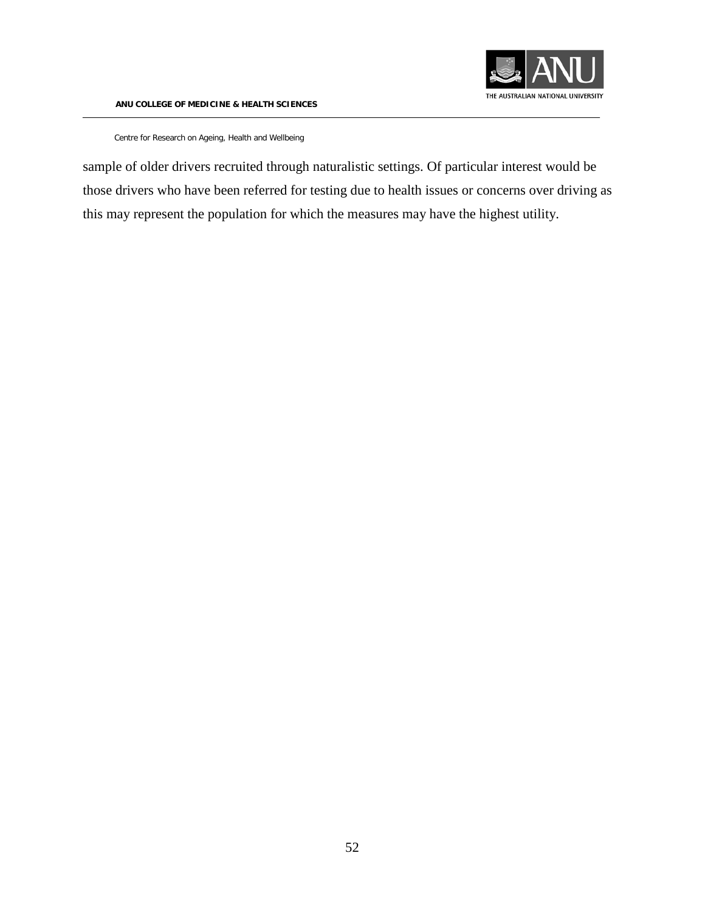sample of older drivers recruited through naturalistic settings. Of particular interest would be those drivers who have been referred for testing due to health issues or concerns over driving as this may represent the population for which the measures may have the highest utility.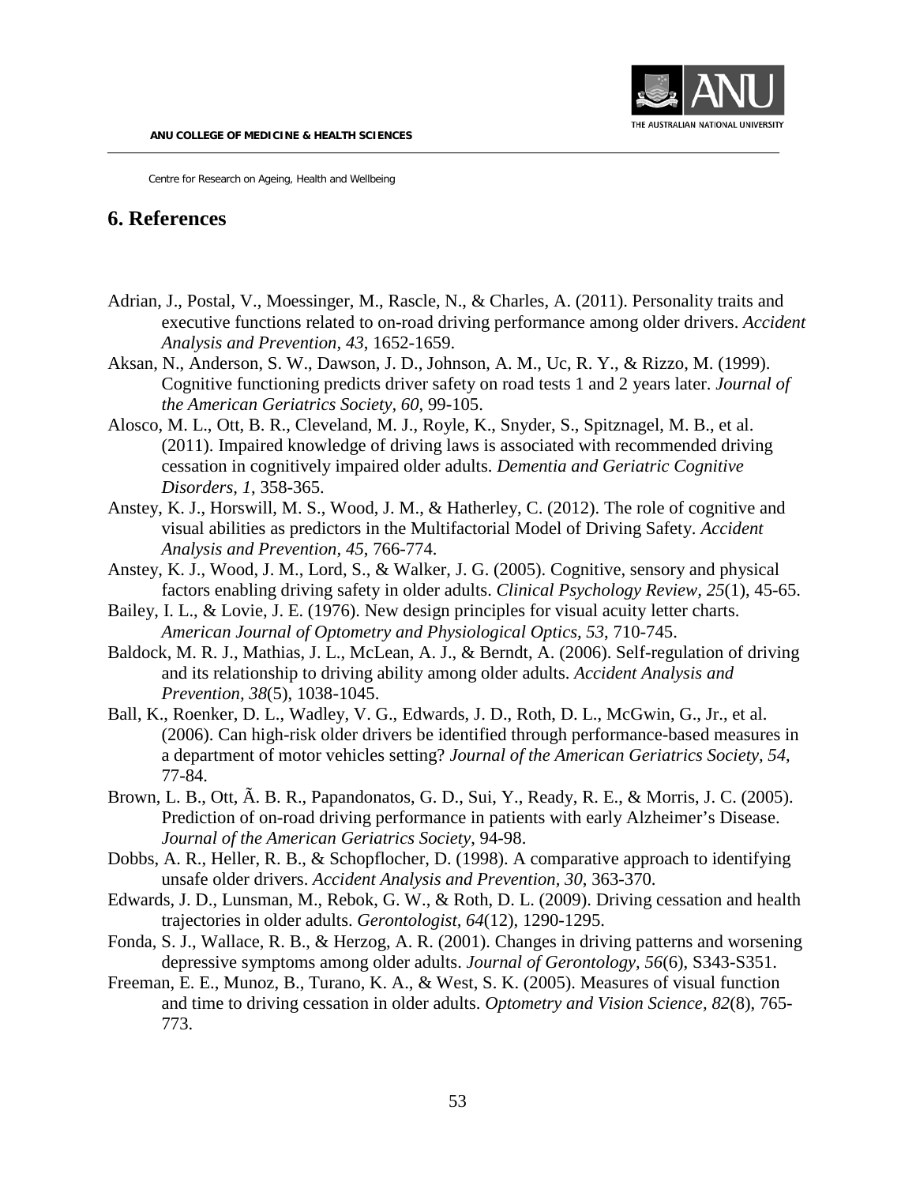## 6. References

Adrian, J., Postal, V., Moessinger, M., Rascle, N., & Charles, A. (2011). Personality traits and executive functions related to on-road driving performance among older drivers. *Accident Analysis and Prevention, 43*, 1652-1659.

Aksan, N., Anderson, S. W., Dawson, J. D., Johnson, A. M., Uc, R. Y., & Rizzo, M. (1999). Cognitive functioning predicts driver safety on road tests 1 and 2 years later. *Journal of the American Geriatrics Society, 60*, 99-105.

Alosco, M. L., Ott, B. R., Cleveland, M. J., Royle, K., Snyder, S., Spitznagel, M. B., et al. (2011). Impaired knowledge of driving laws is associated with recommended driving cessation in cognitively impaired older adults. *Dementia and Geriatric Cognitive Disorders, 1*, 358-365.

Anstey, K. J., Horswill, M. S., Wood, J. M., & Hatherley, C. (2012). The role of cognitive and visual abilities as predictors in the Multifactorial Model of Driving Safety. *Accident Analysis and Prevention, 45*, 766-774.

Anstey, K. J., Wood, J. M., Lord, S., & Walker, J. G. (2005). Cognitive, sensory and physical factors enabling driving safety in older adults. *Clinical Psychology Review, 25*(1), 45-65.

Bailey, I. L., & Lovie, J. E. (1976). New design principles for visual acuity letter charts. *American Journal of Optometry and Physiological Optics, 53*, 710-745.

Baldock, M. R. J., Mathias, J. L., McLean, A. J., & Berndt, A. (2006). Self-regulation of driving and its relationship to driving ability among older adults. *Accident Analysis and Prevention, 38*(5), 1038-1045.

Ball, K., Roenker, D. L., Wadley, V. G., Edwards, J. D., Roth, D. L., McGwin, G., Jr., et al. (2006). Can high-risk older drivers be identified through performance-based measures in a department of motor vehicles setting? *Journal of the American Geriatrics Society, 54*, 77-84.

Brown, L. B., Ott, Ã. B. R., Papandonatos, G. D., Sui, Y., Ready, R. E., & Morris, J. C. (2005). Prediction of on-road driving performance in patients with early Alzheimer's Disease. *Journal of the American Geriatrics Society*, 94-98.

Dobbs, A. R., Heller, R. B., & Schopflocher, D. (1998). A comparative approach to identifying unsafe older drivers. *Accident Analysis and Prevention, 30*, 363-370.

Edwards, J. D., Lunsman, M., Rebok, G. W., & Roth, D. L. (2009). Driving cessation and health trajectories in older adults. *Gerontologist, 64*(12), 1290-1295.

Fonda, S. J., Wallace, R. B., & Herzog, A. R. (2001). Changes in driving patterns and worsening depressive symptoms among older adults. *Journal of Gerontology, 56*(6), S343-S351.

Freeman, E. E., Munoz, B., Turano, K. A., & West, S. K. (2005). Measures of visual function and time to driving cessation in older adults. *Optometry and Vision Science, 82*(8), 765-773.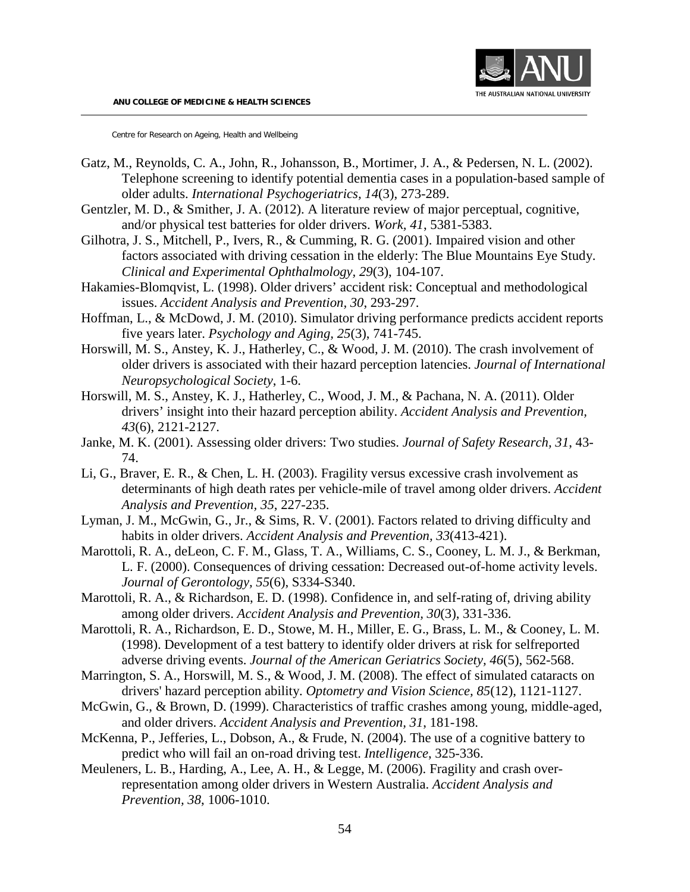Gatz, M., Reynolds, C. A., John, R., Johansson, B., Mortimer, J. A., & Pedersen, N. L. (2002). Telephone screening to identify potential dementia cases in a population-based sample of older adults. *International Psychogeriatrics, 14*(3), 273-289.

Gentzler, M. D., & Smither, J. A. (2012). A literature review of major perceptual, cognitive, and/or physical test batteries for older drivers. *Work, 41*, 5381-5383.

Gilhotra, J. S., Mitchell, P., Ivers, R., & Cumming, R. G. (2001). Impaired vision and other factors associated with driving cessation in the elderly: The Blue Mountains Eye Study. *Clinical and Experimental Ophthalmology, 29*(3), 104-107.

Hakamies-Blomqvist, L. (1998). Older drivers' accident risk: Conceptual and methodological issues. *Accident Analysis and Prevention, 30*, 293-297.

Hoffman, L., & McDowd, J. M. (2010). Simulator driving performance predicts accident reports five years later. *Psychology and Aging, 25*(3), 741-745.

Horswill, M. S., Anstey, K. J., Hatherley, C., & Wood, J. M. (2010). The crash involvement of older drivers is associated with their hazard perception latencies. *Journal of International Neuropsychological Society*, 1-6.

Horswill, M. S., Anstey, K. J., Hatherley, C., Wood, J. M., & Pachana, N. A. (2011). Older drivers' insight into their hazard perception ability. *Accident Analysis and Prevention, 43*(6), 2121-2127.

Janke, M. K. (2001). Assessing older drivers: Two studies. *Journal of Safety Research, 31*, 43-74.

Li, G., Braver, E. R., & Chen, L. H. (2003). Fragility versus excessive crash involvement as determinants of high death rates per vehicle-mile of travel among older drivers. *Accident Analysis and Prevention, 35*, 227-235.

Lyman, J. M., McGwin, G., Jr., & Sims, R. V. (2001). Factors related to driving difficulty and habits in older drivers. *Accident Analysis and Prevention, 33*(413-421).

Marottoli, R. A., deLeon, C. F. M., Glass, T. A., Williams, C. S., Cooney, L. M. J., & Berkman, L. F. (2000). Consequences of driving cessation: Decreased out-of-home activity levels. *Journal of Gerontology, 55*(6), S334-S340.

Marottoli, R. A., & Richardson, E. D. (1998). Confidence in, and self-rating of, driving ability among older drivers. *Accident Analysis and Prevention, 30*(3), 331-336.

Marottoli, R. A., Richardson, E. D., Stowe, M. H., Miller, E. G., Brass, L. M., & Cooney, L. M. (1998). Development of a test battery to identify older drivers at risk for selfreported adverse driving events. *Journal of the American Geriatrics Society, 46*(5), 562-568.

Marrington, S. A., Horswill, M. S., & Wood, J. M. (2008). The effect of simulated cataracts on drivers' hazard perception ability. *Optometry and Vision Science, 85*(12), 1121-1127.

McGwin, G., & Brown, D. (1999). Characteristics of traffic crashes among young, middle-aged, and older drivers. *Accident Analysis and Prevention, 31*, 181-198.

McKenna, P., Jefferies, L., Dobson, A., & Frude, N. (2004). The use of a cognitive battery to predict who will fail an on-road driving test. *Intelligence*, 325-336.

Meuleners, L. B., Harding, A., Lee, A. H., & Legge, M. (2006). Fragility and crash over-representation among older drivers in Western Australia. *Accident Analysis and Prevention, 38*, 1006-1010.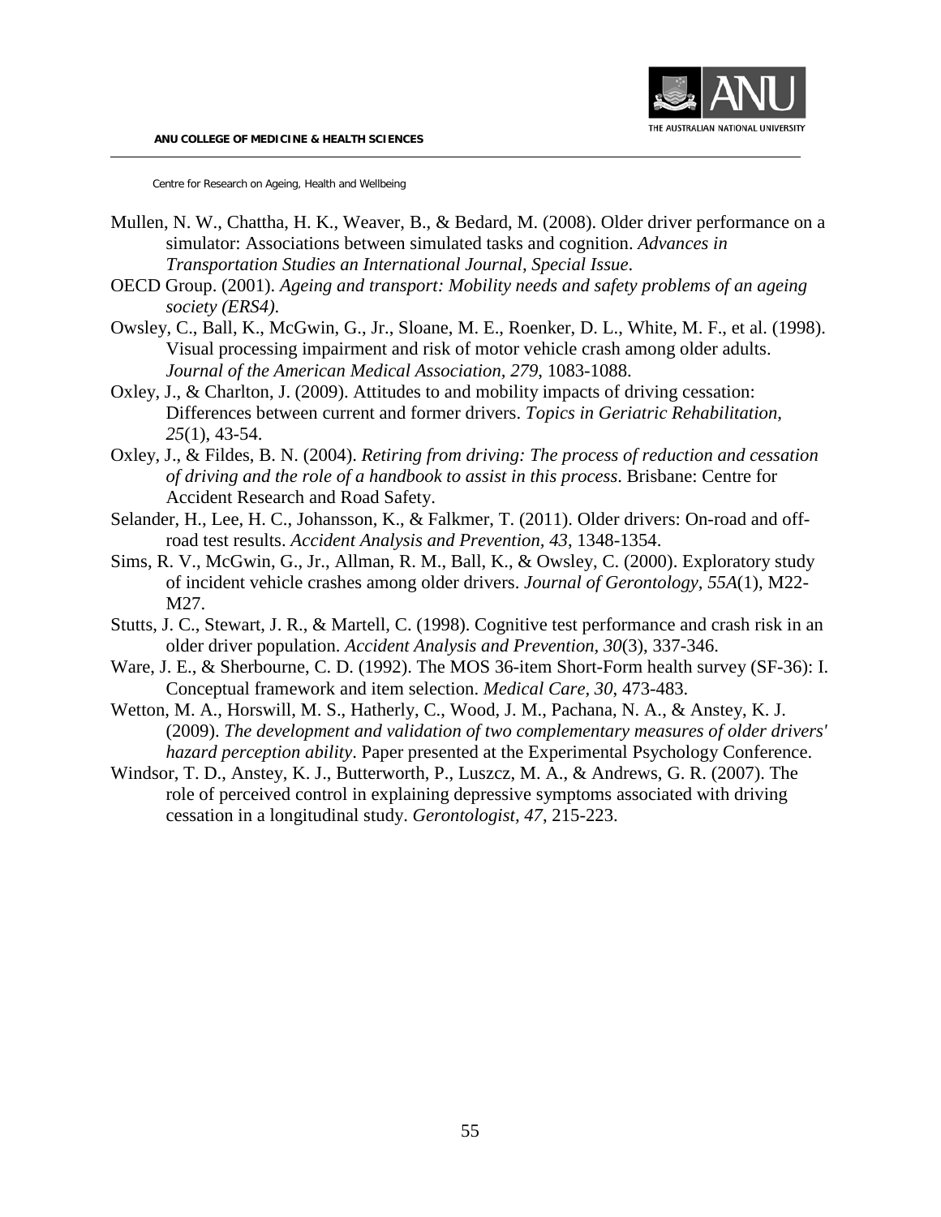Mullen, N. W., Chattha, H. K., Weaver, B., & Bedard, M. (2008). Older driver performance on a simulator: Associations between simulated tasks and cognition. *Advances in Transportation Studies an International Journal, Special Issue*.

OECD Group. (2001). *Ageing and transport: Mobility needs and safety problems of an ageing society (ERS4)*.

Owsley, C., Ball, K., McGwin, G., Jr., Sloane, M. E., Roenker, D. L., White, M. F., et al. (1998). Visual processing impairment and risk of motor vehicle crash among older adults. *Journal of the American Medical Association, 279*, 1083-1088.

Oxley, J., & Charlton, J. (2009). Attitudes to and mobility impacts of driving cessation: Differences between current and former drivers. *Topics in Geriatric Rehabilitation, 25*(1), 43-54.

Oxley, J., & Fildes, B. N. (2004). *Retiring from driving: The process of reduction and cessation of driving and the role of a handbook to assist in this process*. Brisbane: Centre for Accident Research and Road Safety.

Selander, H., Lee, H. C., Johansson, K., & Falkmer, T. (2011). Older drivers: On-road and off-road test results. *Accident Analysis and Prevention, 43*, 1348-1354.

Sims, R. V., McGwin, G., Jr., Allman, R. M., Ball, K., & Owsley, C. (2000). Exploratory study of incident vehicle crashes among older drivers. *Journal of Gerontology, 55A*(1), M22-M27.

Stutts, J. C., Stewart, J. R., & Martell, C. (1998). Cognitive test performance and crash risk in an older driver population. *Accident Analysis and Prevention, 30*(3), 337-346.

Ware, J. E., & Sherbourne, C. D. (1992). The MOS 36-item Short-Form health survey (SF-36): I. Conceptual framework and item selection. *Medical Care, 30*, 473-483.

Wetton, M. A., Horswill, M. S., Hatherly, C., Wood, J. M., Pachana, N. A., & Anstey, K. J. (2009). *The development and validation of two complementary measures of older drivers' hazard perception ability*. Paper presented at the Experimental Psychology Conference.

Windsor, T. D., Anstey, K. J., Butterworth, P., Luszcz, M. A., & Andrews, G. R. (2007). The role of perceived control in explaining depressive symptoms associated with driving cessation in a longitudinal study. *Gerontologist, 47*, 215-223.